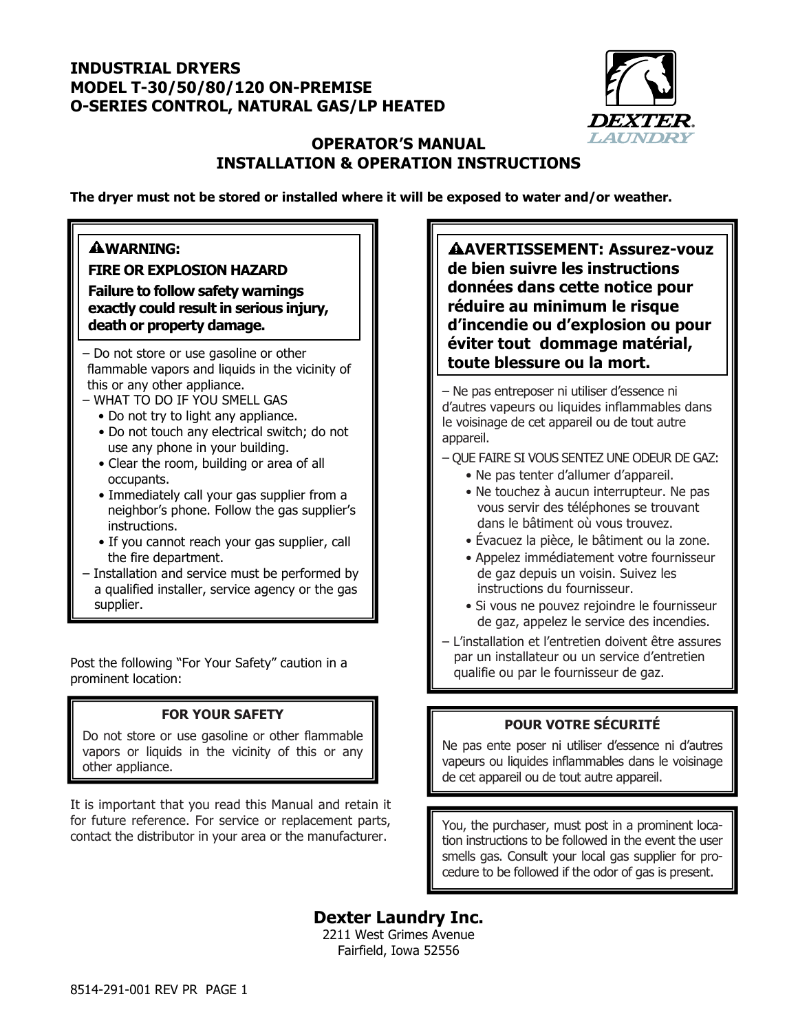# INDUSTRIAL DRYERS
# MODEL T-30/50/80/120 ON-PREMISE
# O-SERIES CONTROL, NATURAL GAS/LP HEATED

## OPERATOR'S MANUAL
## INSTALLATION & OPERATION INSTRUCTIONS

**The dryer must not be stored or installed where it will be exposed to water and/or weather.**

> **⚠WARNING:**
> **FIRE OR EXPLOSION HAZARD**
> **Failure to follow safety warnings exactly could result in serious injury, death or property damage.**

– Do not store or use gasoline or other flammable vapors and liquids in the vicinity of this or any other appliance.
– WHAT TO DO IF YOU SMELL GAS
  - Do not try to light any appliance.
  - Do not touch any electrical switch; do not use any phone in your building.
  - Clear the room, building or area of all occupants.
  - Immediately call your gas supplier from a neighbor's phone. Follow the gas supplier's instructions.
  - If you cannot reach your gas supplier, call the fire department.
– Installation and service must be performed by a qualified installer, service agency or the gas supplier.

> **⚠AVERTISSEMENT: Assurez-vouz de bien suivre les instructions données dans cette notice pour réduire au minimum le risque d'incendie ou d'explosion ou pour éviter tout dommage matérial, toute blessure ou la mort.**

– Ne pas entreposer ni utiliser d'essence ni d'autres vapeurs ou liquides inflammables dans le voisinage de cet appareil ou de tout autre appareil.
– QUE FAIRE SI VOUS SENTEZ UNE ODEUR DE GAZ:
  - Ne pas tenter d'allumer d'appareil.
  - Ne touchez à aucun interrupteur. Ne pas vous servir des téléphones se trouvant dans le bâtiment où vous trouvez.
  - Évacuez la pièce, le bâtiment ou la zone.
  - Appelez immédiatement votre fournisseur de gaz depuis un voisin. Suivez les instructions du fournisseur.
  - Si vous ne pouvez rejoindre le fournisseur de gaz, appelez le service des incendies.
– L'installation et l'entretien doivent être assures par un installateur ou un service d'entretien qualifie ou par le fournisseur de gaz.

Post the following "For Your Safety" caution in a prominent location:

> **FOR YOUR SAFETY**
> Do not store or use gasoline or other flammable vapors or liquids in the vicinity of this or any other appliance.

> **POUR VOTRE SÉCURITÉ**
> Ne pas ente poser ni utiliser d'essence ni d'autres vapeurs ou liquides inflammables dans le voisinage de cet appareil ou de tout autre appareil.

It is important that you read this Manual and retain it for future reference. For service or replacement parts, contact the distributor in your area or the manufacturer.

> You, the purchaser, must post in a prominent location instructions to be followed in the event the user smells gas. Consult your local gas supplier for procedure to be followed if the odor of gas is present.

**Dexter Laundry Inc.**
2211 West Grimes Avenue
Fairfield, Iowa 52556

8514-291-001 REV PR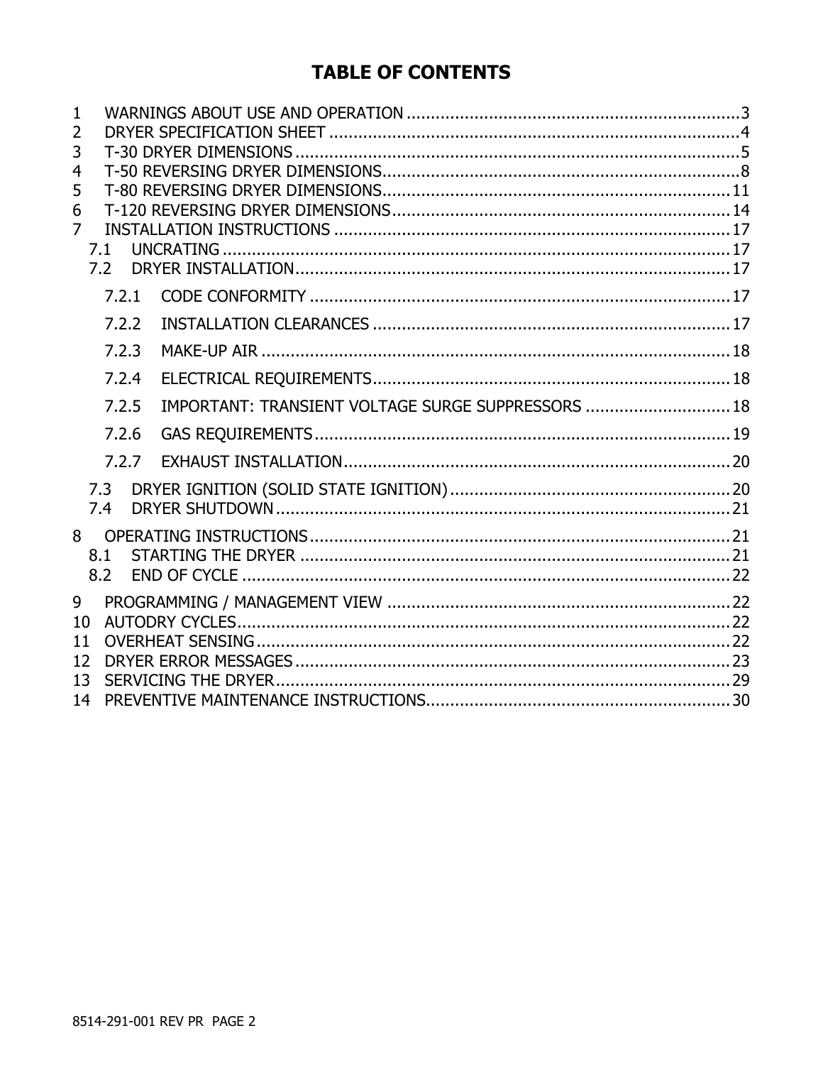# TABLE OF CONTENTS

1 WARNINGS ABOUT USE AND OPERATION .....................................................................3
2 DRYER SPECIFICATION SHEET .....................................................................................4
3 T-30 DRYER DIMENSIONS ...........................................................................................5
4 T-50 REVERSING DRYER DIMENSIONS.........................................................................8
5 T-80 REVERSING DRYER DIMENSIONS.......................................................................11
6 T-120 REVERSING DRYER DIMENSIONS.....................................................................14
7 INSTALLATION INSTRUCTIONS .................................................................................17
   7.1 UNCRATING .........................................................................................................17
   7.2 DRYER INSTALLATION.........................................................................................17
      7.2.1 CODE CONFORMITY ......................................................................................17
      7.2.2 INSTALLATION CLEARANCES .........................................................................17
      7.2.3 MAKE-UP AIR ................................................................................................18
      7.2.4 ELECTRICAL REQUIREMENTS.........................................................................18
      7.2.5 IMPORTANT: TRANSIENT VOLTAGE SURGE SUPPRESSORS ..............................18
      7.2.6 GAS REQUIREMENTS.....................................................................................19
      7.2.7 EXHAUST INSTALLATION...............................................................................20
   7.3 DRYER IGNITION (SOLID STATE IGNITION)..........................................................20
   7.4 DRYER SHUTDOWN.............................................................................................21
8 OPERATING INSTRUCTIONS......................................................................................21
   8.1 STARTING THE DRYER .........................................................................................21
   8.2 END OF CYCLE .....................................................................................................22
9 PROGRAMMING / MANAGEMENT VIEW .......................................................................22
10 AUTODRY CYCLES.....................................................................................................22
11 OVERHEAT SENSING.................................................................................................22
12 DRYER ERROR MESSAGES .........................................................................................23
13 SERVICING THE DRYER.............................................................................................29
14 PREVENTIVE MAINTENANCE INSTRUCTIONS..............................................................30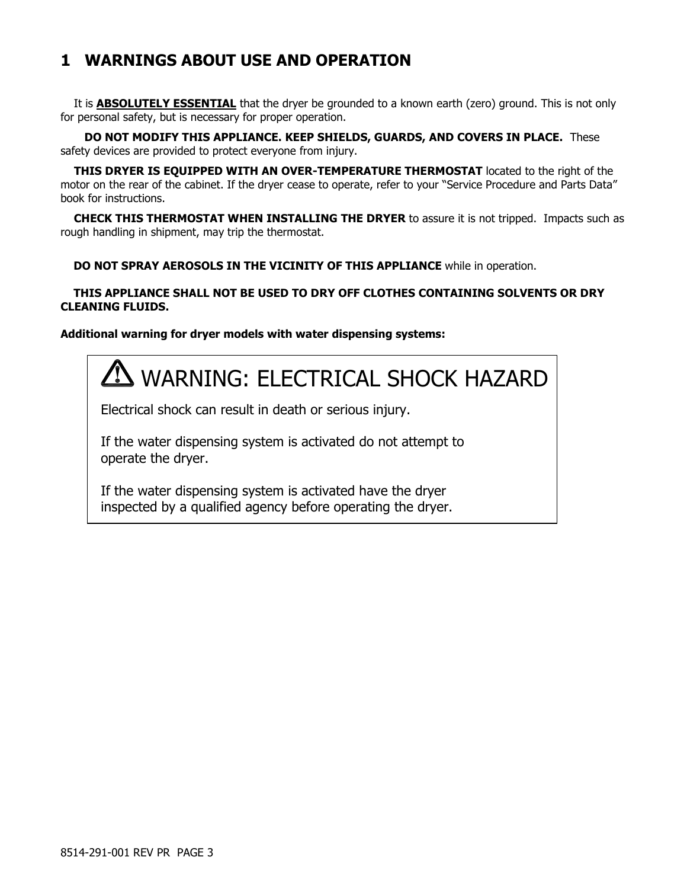# 1 WARNINGS ABOUT USE AND OPERATION

It is **ABSOLUTELY ESSENTIAL** that the dryer be grounded to a known earth (zero) ground. This is not only for personal safety, but is necessary for proper operation.

**DO NOT MODIFY THIS APPLIANCE. KEEP SHIELDS, GUARDS, AND COVERS IN PLACE.** These safety devices are provided to protect everyone from injury.

**THIS DRYER IS EQUIPPED WITH AN OVER-TEMPERATURE THERMOSTAT** located to the right of the motor on the rear of the cabinet. If the dryer cease to operate, refer to your "Service Procedure and Parts Data" book for instructions.

**CHECK THIS THERMOSTAT WHEN INSTALLING THE DRYER** to assure it is not tripped. Impacts such as rough handling in shipment, may trip the thermostat.

**DO NOT SPRAY AEROSOLS IN THE VICINITY OF THIS APPLIANCE** while in operation.

**THIS APPLIANCE SHALL NOT BE USED TO DRY OFF CLOTHES CONTAINING SOLVENTS OR DRY CLEANING FLUIDS.**

**Additional warning for dryer models with water dispensing systems:**

> ⚠ WARNING: ELECTRICAL SHOCK HAZARD
>
> Electrical shock can result in death or serious injury.
>
> If the water dispensing system is activated do not attempt to operate the dryer.
>
> If the water dispensing system is activated have the dryer inspected by a qualified agency before operating the dryer.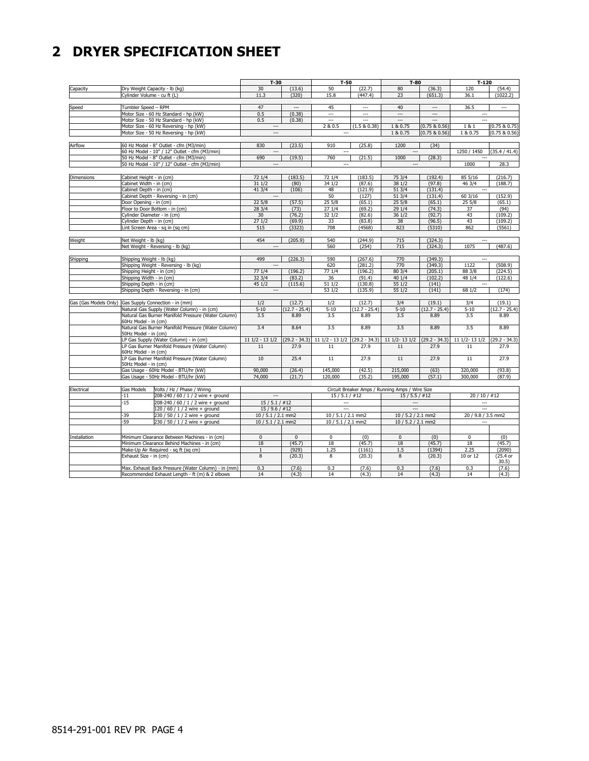# 2 DRYER SPECIFICATION SHEET

| | | T-30 | | T-50 | | T-80 | | T-120 | |
|---|---|---|---|---|---|---|---|---|---|
| Capacity | Dry Weight Capacity - lb (kg) | 30 | (13.6) | 50 | (22.7) | 80 | (36.3) | 120 | (54.4) |
| | Cylinder Volume - cu ft (L) | 11.3 | (320) | 15.8 | (447.4) | 23 | (651.3) | 36.1 | (1022.2) |
| Speed | Tumbler Speed – RPM | 47 | --- | 45 | --- | 40 | --- | 36.5 | --- |
| | Motor Size - 60 Hz Standard - hp (kW) | 0.5 | (0.38) | --- | --- | --- | --- | --- | |
| | Motor Size - 50 Hz Standard - hp (kW) | 0.5 | (0.38) | --- | --- | --- | --- | --- | |
| | Motor Size - 60 Hz Reversing - hp (kW) | --- | | 2 & 0.5 | (1.5 & 0.38) | 1 & 0.75 | (0.75 & 0.56) | 1 & 1 | (0.75 & 0.75) |
| | Motor Size - 50 Hz Reversing - hp (kW) | --- | | --- | | 1 & 0.75 | (0.75 & 0.56) | 1 & 0.75 | (0.75 & 0.56) |
| Airflow | 60 Hz Model - 8" Outlet - cfm (M3/min) | 830 | (23.5) | 910 | (25.8) | 1200 | (34) | | |
| | 60 Hz Model - 10" / 12" Outlet - cfm (M3/min) | --- | | --- | | --- | | 1250 / 1450 | (35.4 / 41.4) |
| | 50 Hz Model - 8" Outlet - cfm (M3/min) | 690 | (19.5) | 760 | (21.5) | 1000 | (28.3) | --- | |
| | 50 Hz Model - 10" / 12" Outlet - cfm (M3/min) | --- | | --- | | --- | | 1000 | 28.3 |
| Dimensions | Cabinet Height - in (cm) | 72 1/4 | (183.5) | 72 1/4 | (183.5) | 75 3/4 | (192.4) | 85 5/16 | (216.7) |
| | Cabinet Width - in (cm) | 31 1/2 | (80) | 34 1/2 | (87.6) | 38 1/2 | (97.8) | 46 3/4 | (188.7) |
| | Cabinet Depth - in (cm) | 41 3/4 | (106) | 48 | (121.9) | 51 3/4 | (131.4) | --- | |
| | Cabinet Depth - Reversing - in (cm) | --- | | 50 | (127) | 51 3/4 | (131.4) | 60 3/16 | (152.9) |
| | Door Opening - in (cm) | 22 5/8 | (57.5) | 25 5/8 | (65.1) | 25 5/8 | (65.1) | 25 5/8 | (65.1) |
| | Floor to Door Bottom - in (cm) | 28 3/4 | (73) | 27 1/4 | (69.2) | 29 1/4 | (74.3) | 37 | (94) |
| | Cylinder Diameter - in (cm) | 30 | (76.2) | 32 1/2 | (82.6) | 36 1/2 | (92.7) | 43 | (109.2) |
| | Cylinder Depth - in (cm) | 27 1/2 | (69.9) | 33 | (83.8) | 38 | (96.5) | 43 | (109.2) |
| | Lint Screen Area - sq in (sq cm) | 515 | (3323) | 708 | (4568) | 823 | (5310) | 862 | (5561) |
| Weight | Net Weight - lb (kg) | 454 | (205.9) | 540 | (244.9) | 715 | (324.3) | --- | |
| | Net Weight - Reversing - lb (kg) | --- | | 560 | (254) | 715 | (324.3) | 1075 | (487.6) |
| Shipping | Shipping Weight - lb (kg) | 499 | (226.3) | 590 | (267.6) | 770 | (349.3) | --- | |
| | Shipping Weight - Reversing - lb (kg) | --- | | 620 | (281.2) | 770 | (349.3) | 1122 | (508.9) |
| | Shipping Height - in (cm) | 77 1/4 | (196.2) | 77 1/4 | (196.2) | 80 3/4 | (205.1) | 88 3/8 | (224.5) |
| | Shipping Width - in (cm) | 32 3/4 | (83.2) | 36 | (91.4) | 40 1/4 | (102.2) | 48 1/4 | (122.6) |
| | Shipping Depth - in (cm) | 45 1/2 | (115.6) | 51 1/2 | (130.8) | 55 1/2 | (141) | --- | |
| | Shipping Depth - Reversing - in (cm) | --- | | 53 1/2 | (135.9) | 55 1/2 | (141) | 68 1/2 | (174) |
| Gas (Gas Models Only) | Gas Supply Connection - in (mm) | 1/2 | (12.7) | 1/2 | (12.7) | 3/4 | (19.1) | 3/4 | (19.1) |
| | Natural Gas Supply (Water Column) - in (cm) | 5-10 | (12.7 - 25.4) | 5-10 | (12.7 - 25.4) | 5-10 | (12.7 - 25.4) | 5-10 | (12.7 - 25.4) |
| | Natural Gas Burner Manifold Pressure (Water Column) 60Hz Model - in (cm) | 3.5 | 8.89 | 3.5 | 8.89 | 3.5 | 8.89 | 3.5 | 8.89 |
| | Natural Gas Burner Manifold Pressure (Water Column) 50Hz Model - in (cm) | 3.4 | 8.64 | 3.5 | 8.89 | 3.5 | 8.89 | 3.5 | 8.89 |
| | LP Gas Supply (Water Column) - in (cm) | 11 1/2 - 13 1/2 | (29.2 - 34.3) | 11 1/2 - 13 1/2 | (29.2 - 34.3) | 11 1/2- 13 1/2 | (29.2 - 34.3) | 11 1/2- 13 1/2 | (29.2 - 34.3) |
| | LP Gas Burner Manifold Pressure (Water Column) 60Hz Model - in (cm) | 11 | 27.9 | 11 | 27.9 | 11 | 27.9 | 11 | 27.9 |
| | LP Gas Burner Manifold Pressure (Water Column) 50Hz Model - in (cm) | 10 | 25.4 | 11 | 27.9 | 11 | 27.9 | 11 | 27.9 |
| | Gas Usage - 60Hz Model - BTU/hr (kW) | 90,000 | (26.4) | 145,000 | (42.5) | 215,000 | (63) | 320,000 | (93.8) |
| | Gas Usage - 50Hz Model - BTU/hr (kW) | 74,000 | (21.7) | 120,000 | (35.2) | 195,000 | (57.1) | 300,000 | (87.9) |

| Electrical | Gas Models | Volts / Hz / Phase / Wiring | Circuit Breaker Amps / Running Amps / Wire Size | | | |
|---|---|---|---|---|---|---|
| | -11 | 208-240 / 60 / 1 / 2 wire + ground | --- | 15 / 5.1 / #12 | 15 / 5.5 / #12 | 20 / 10 / #12 |
| | -15 | 208-240 / 60 / 1 / 2 wire + ground | 15 / 5.1 / #12 | --- | --- | --- |
| | | 120 / 60 / 1 / 2 wire + ground | 15 / 9.6 / #12 | --- | --- | --- |
| | -39 | 230 / 50 / 1 / 2 wire + ground | 10 / 5.1 / 2.1 mm2 | 10 / 5.1 / 2.1 mm2 | 10 / 5.2 / 2.1 mm2 | 20 / 9.8 / 3.5 mm2 |
| | -59 | 230 / 50 / 1 / 2 wire + ground | 10 / 5.1 / 2.1 mm2 | 10 / 5.1 / 2.1 mm2 | 10 / 5.2 / 2.1 mm2 | --- |

| | | T-30 | | T-50 | | T-80 | | T-120 | |
|---|---|---|---|---|---|---|---|---|---|
| Installation | Minimum Clearance Between Machines - in (cm) | 0 | 0 | 0 | (0) | 0 | (0) | 0 | (0) |
| | Minimum Clearance Behind Machines - in (cm) | 18 | (45.7) | 18 | (45.7) | 18 | (45.7) | 18 | (45.7) |
| | Make-Up Air Required - sq ft (sq cm) | 1 | (929) | 1.25 | (1161) | 1.5 | (1394) | 2.25 | (2090) |
| | Exhaust Size - in (cm) | 8 | (20.3) | 8 | (20.3) | 8 | (20.3) | 10 or 12 | (25.4 or 30.5) |
| | Max. Exhaust Back Pressure (Water Column) - in (mm) | 0.3 | (7.6) | 0.3 | (7.6) | 0.3 | (7.6) | 0.3 | (7.6) |
| | Recommended Exhaust Length - ft (m) & 2 elbows | 14 | (4.3) | 14 | (4.3) | 14 | (4.3) | 14 | (4.3) |

8514-291-001 REV PR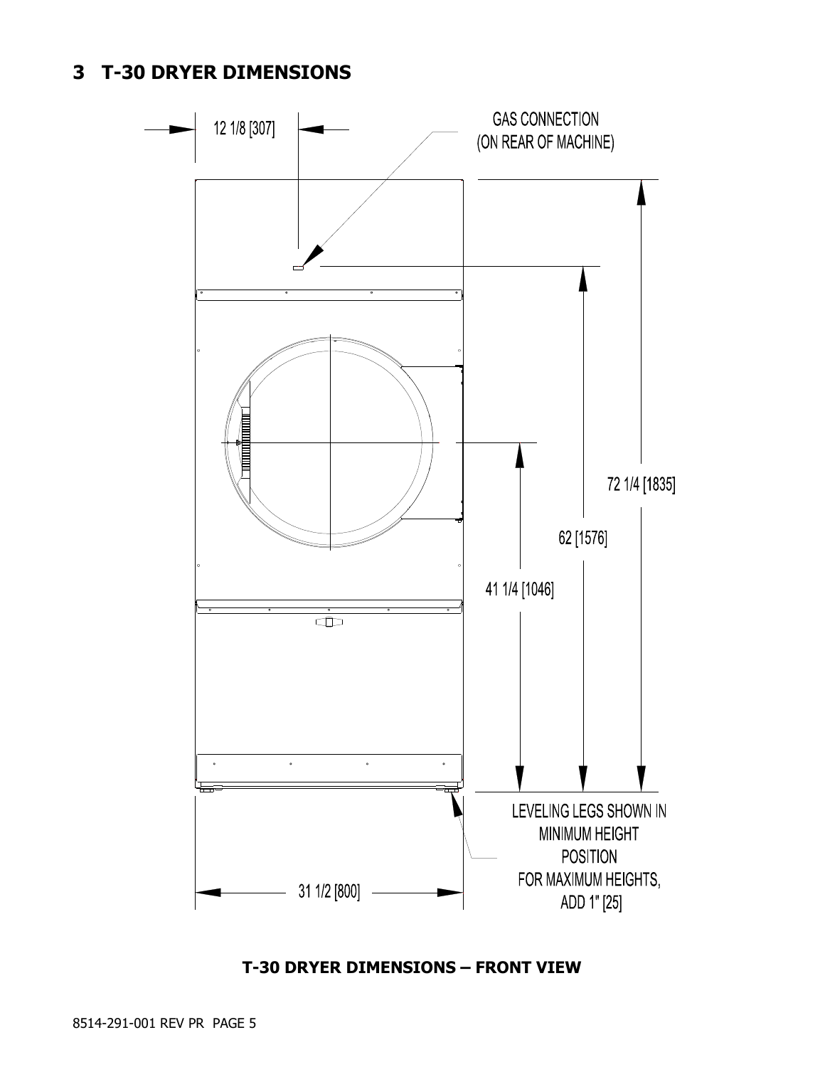# 3 T-30 DRYER DIMENSIONS

12 1/8 [307]

GAS CONNECTION
(ON REAR OF MACHINE)

72 1/4 [1835]

62 [1576]

41 1/4 [1046]

LEVELING LEGS SHOWN IN
MINIMUM HEIGHT
POSITION
FOR MAXIMUM HEIGHTS,
ADD 1" [25]

31 1/2 [800]

**T-30 DRYER DIMENSIONS – FRONT VIEW**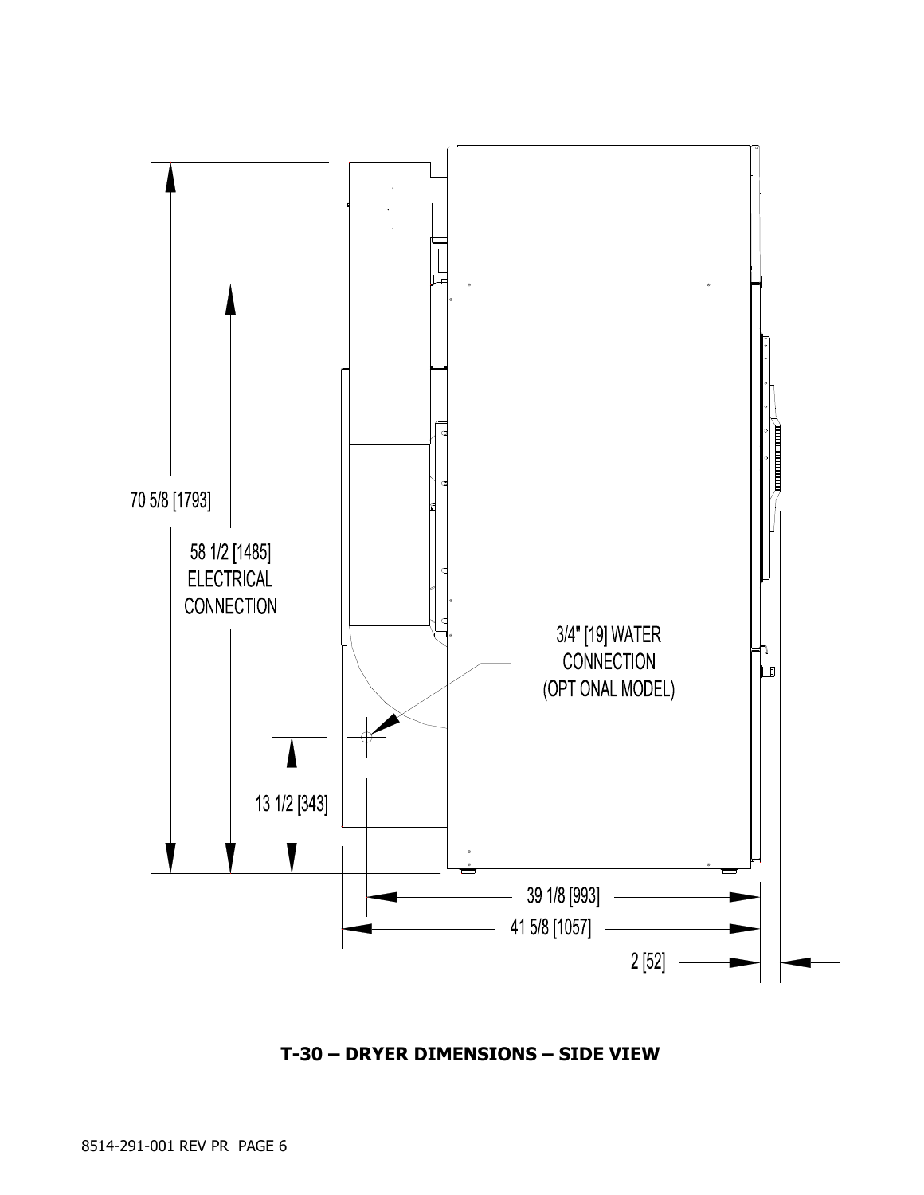70 5/8 [1793]

58 1/2 [1485]
ELECTRICAL
CONNECTION

3/4" [19] WATER
CONNECTION
(OPTIONAL MODEL)

13 1/2 [343]

39 1/8 [993]

41 5/8 [1057]

2 [52]

**T-30 – DRYER DIMENSIONS – SIDE VIEW**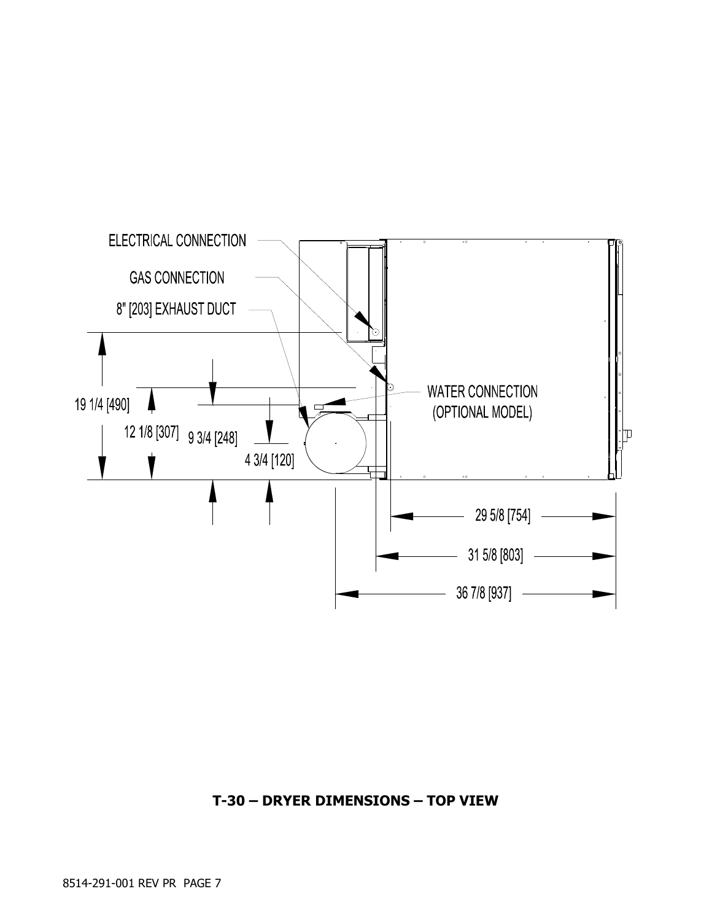ELECTRICAL CONNECTION

GAS CONNECTION

8" [203] EXHAUST DUCT

WATER CONNECTION (OPTIONAL MODEL)

19 1/4 [490]

12 1/8 [307]

9 3/4 [248]

4 3/4 [120]

29 5/8 [754]

31 5/8 [803]

36 7/8 [937]

**T-30 – DRYER DIMENSIONS – TOP VIEW**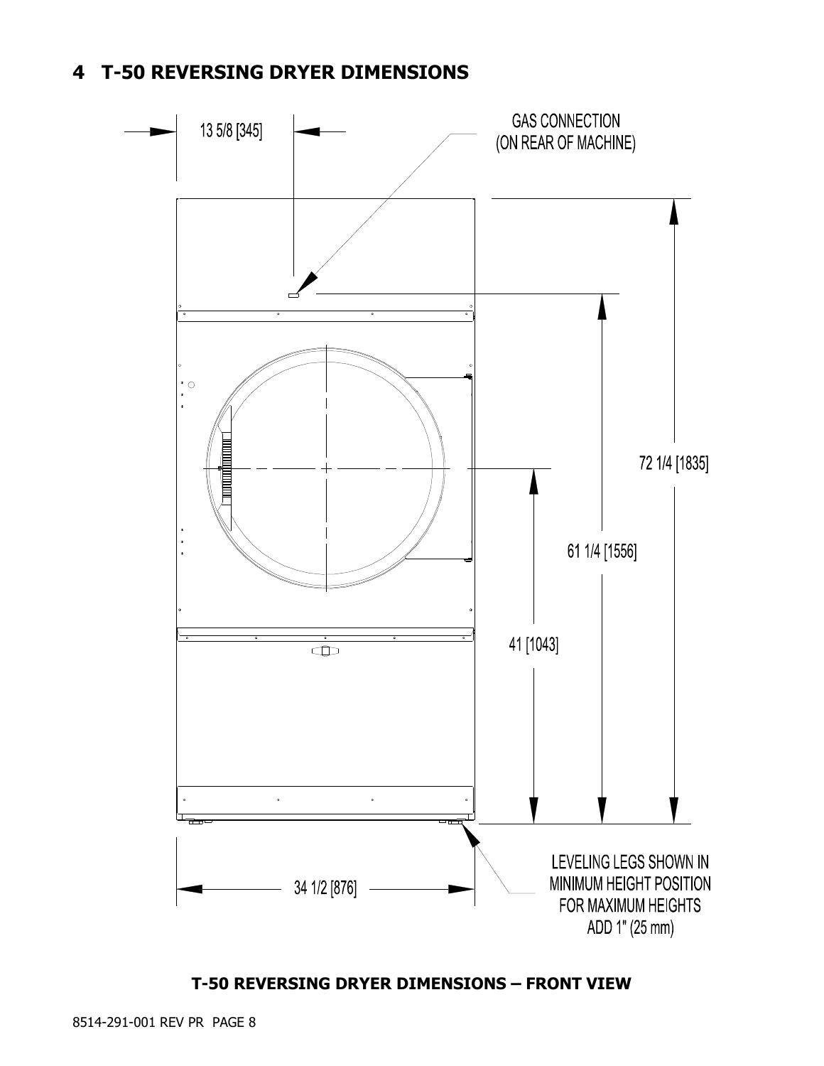# 4 T-50 REVERSING DRYER DIMENSIONS

13 5/8 [345]

GAS CONNECTION
(ON REAR OF MACHINE)

72 1/4 [1835]

61 1/4 [1556]

41 [1043]

34 1/2 [876]

LEVELING LEGS SHOWN IN
MINIMUM HEIGHT POSITION
FOR MAXIMUM HEIGHTS
ADD 1" (25 mm)

**T-50 REVERSING DRYER DIMENSIONS – FRONT VIEW**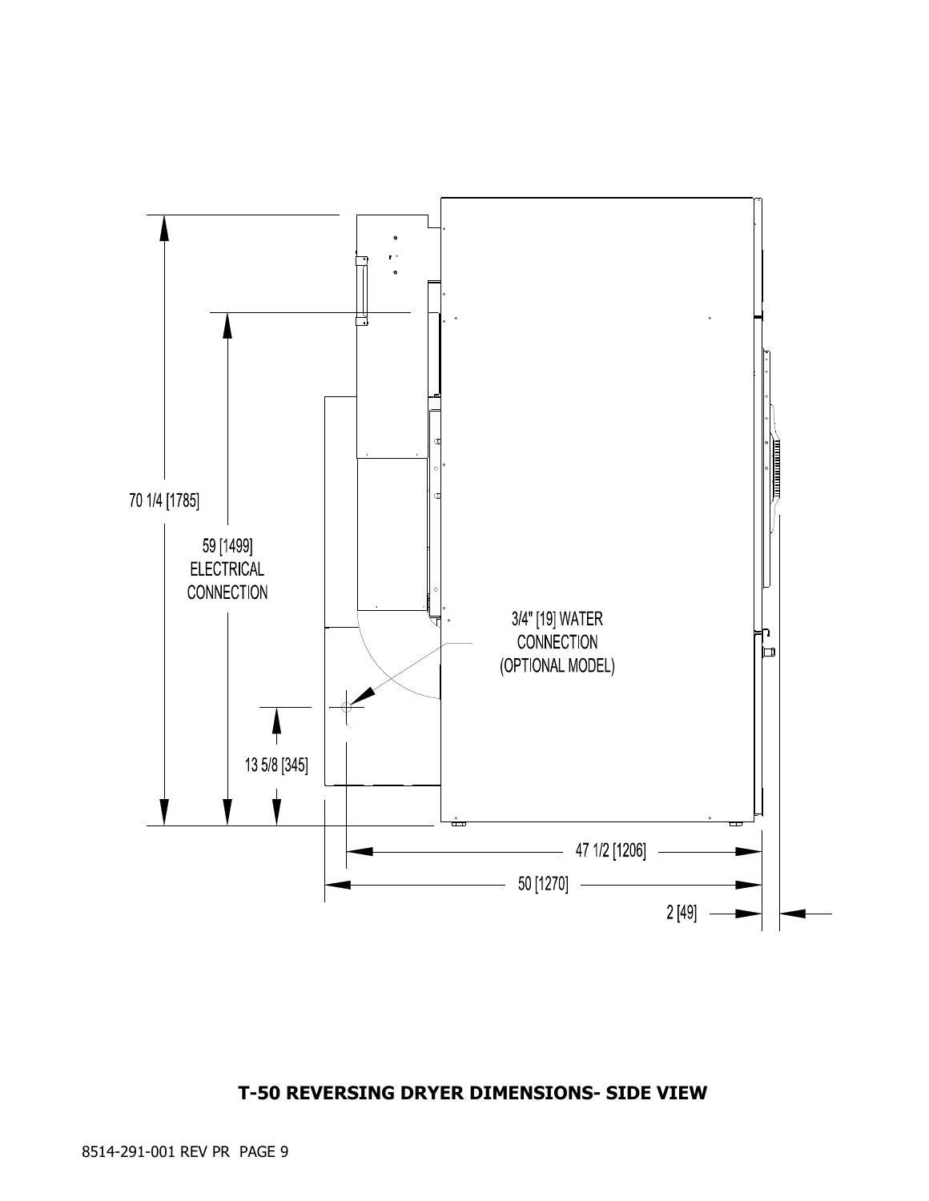70 1/4 [1785]

59 [1499]
ELECTRICAL
CONNECTION

3/4" [19] WATER
CONNECTION
(OPTIONAL MODEL)

13 5/8 [345]

47 1/2 [1206]

50 [1270]

2 [49]

**T-50 REVERSING DRYER DIMENSIONS- SIDE VIEW**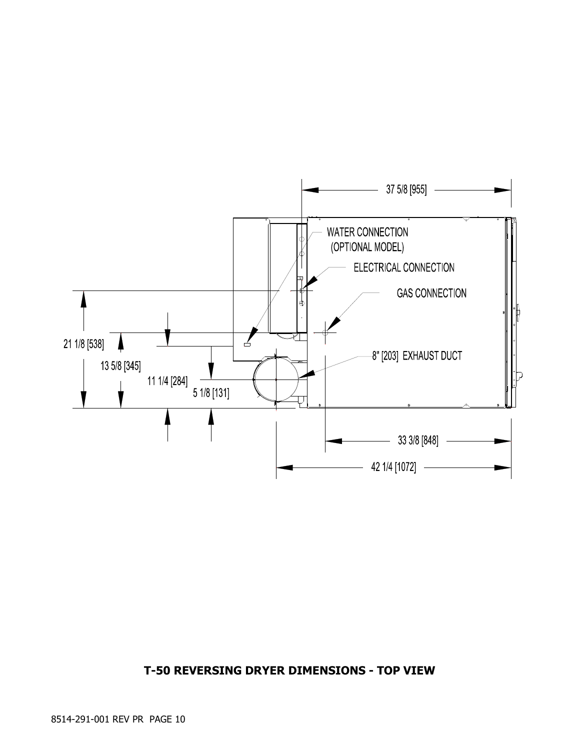37 5/8 [955]

WATER CONNECTION
(OPTIONAL MODEL)

ELECTRICAL CONNECTION

GAS CONNECTION

21 1/8 [538]

13 5/8 [345]

11 1/4 [284]

5 1/8 [131]

8" [203] EXHAUST DUCT

33 3/8 [848]

42 1/4 [1072]

**T-50 REVERSING DRYER DIMENSIONS - TOP VIEW**

8514-291-001 REV PR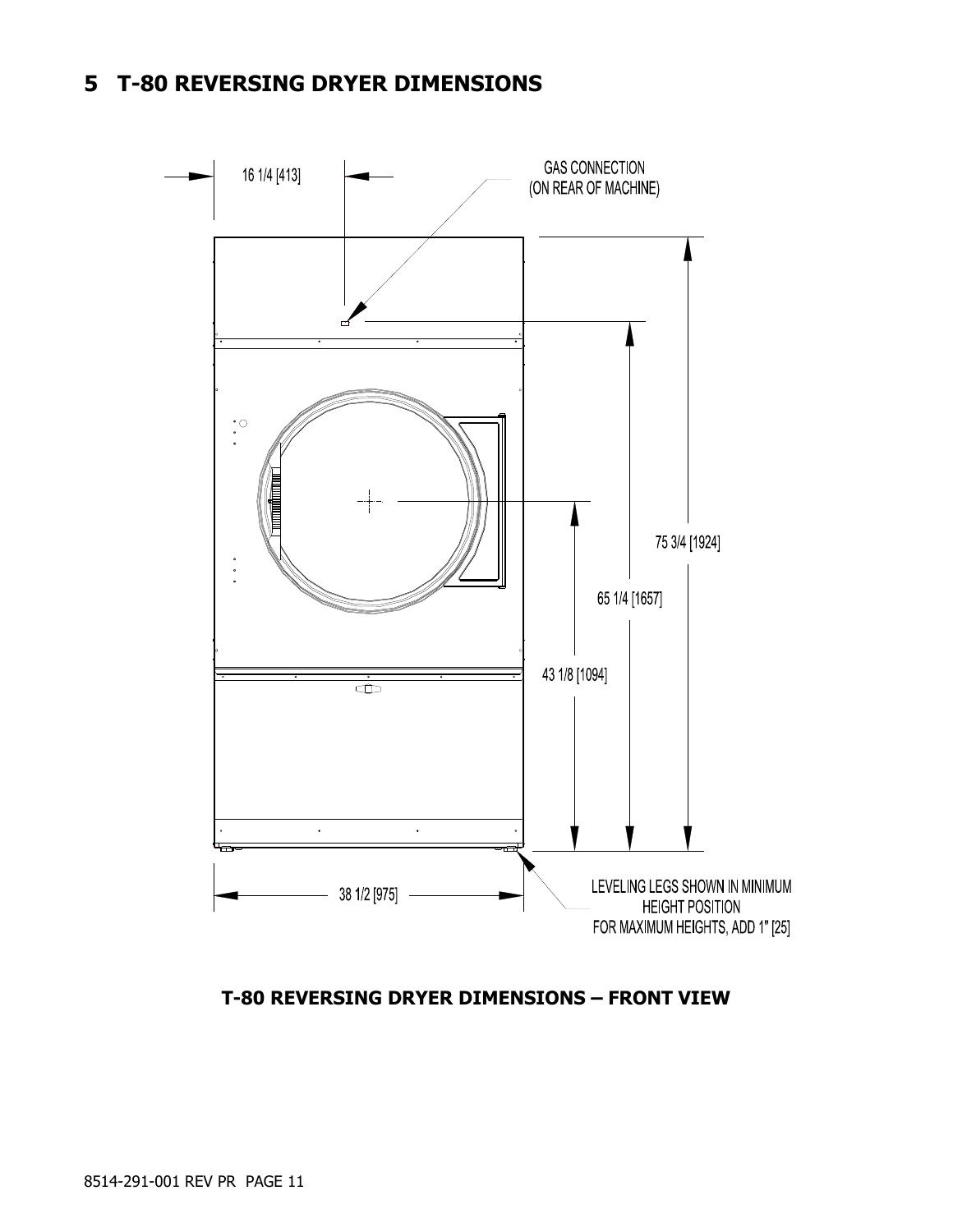# 5 T-80 REVERSING DRYER DIMENSIONS

16 1/4 [413]

GAS CONNECTION
(ON REAR OF MACHINE)

75 3/4 [1924]

65 1/4 [1657]

43 1/8 [1094]

38 1/2 [975]

LEVELING LEGS SHOWN IN MINIMUM HEIGHT POSITION
FOR MAXIMUM HEIGHTS, ADD 1" [25]

**T-80 REVERSING DRYER DIMENSIONS – FRONT VIEW**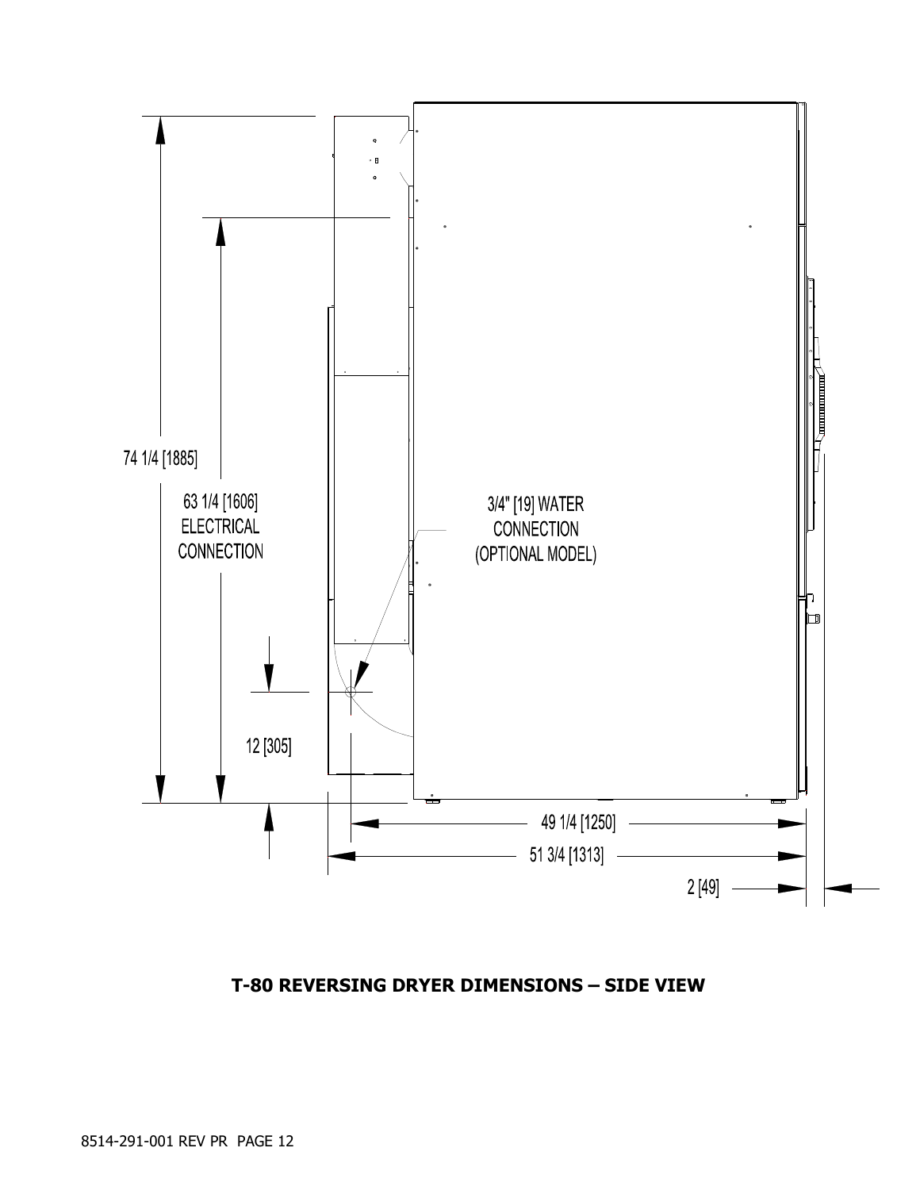74 1/4 [1885]

63 1/4 [1606]
ELECTRICAL
CONNECTION

3/4" [19] WATER
CONNECTION
(OPTIONAL MODEL)

12 [305]

49 1/4 [1250]

51 3/4 [1313]

2 [49]

**T-80 REVERSING DRYER DIMENSIONS – SIDE VIEW**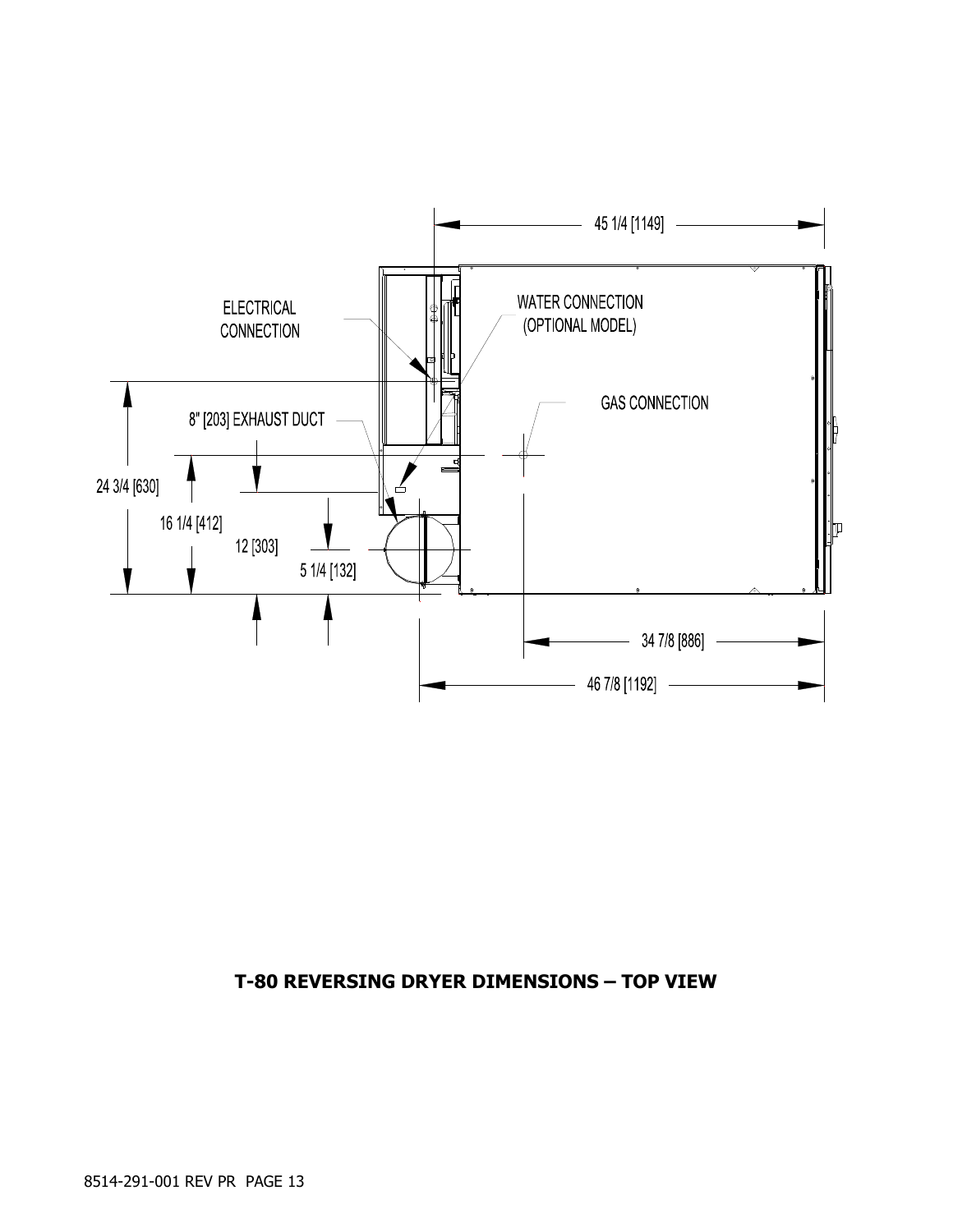45 1/4 [1149]

ELECTRICAL CONNECTION

WATER CONNECTION (OPTIONAL MODEL)

GAS CONNECTION

8" [203] EXHAUST DUCT

24 3/4 [630]

16 1/4 [412]

12 [303]

5 1/4 [132]

34 7/8 [886]

46 7/8 [1192]

**T-80 REVERSING DRYER DIMENSIONS – TOP VIEW**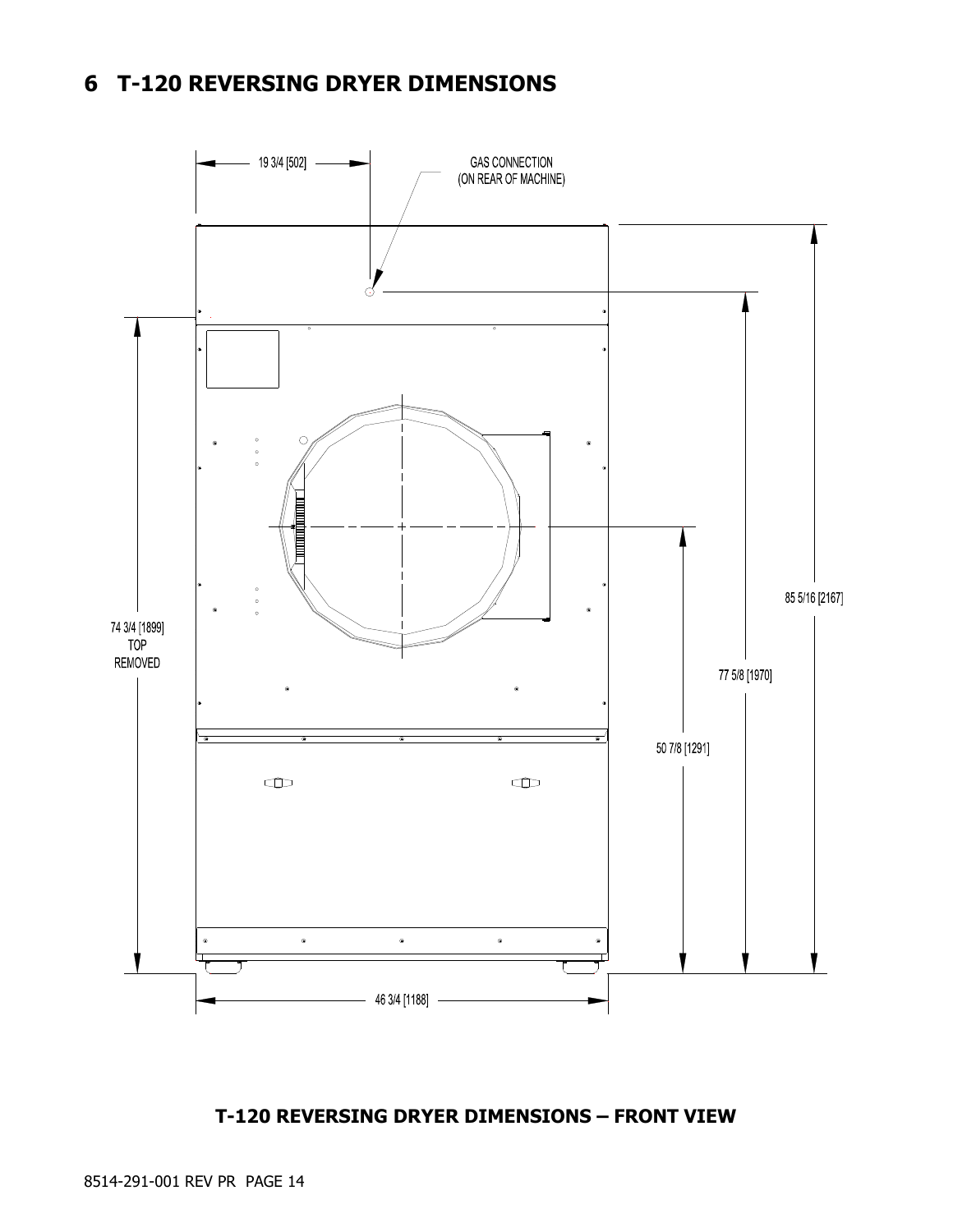# 6 T-120 REVERSING DRYER DIMENSIONS

19 3/4 [502]

GAS CONNECTION
(ON REAR OF MACHINE)

74 3/4 [1899]
TOP
REMOVED

85 5/16 [2167]

77 5/8 [1970]

50 7/8 [1291]

46 3/4 [1188]

**T-120 REVERSING DRYER DIMENSIONS – FRONT VIEW**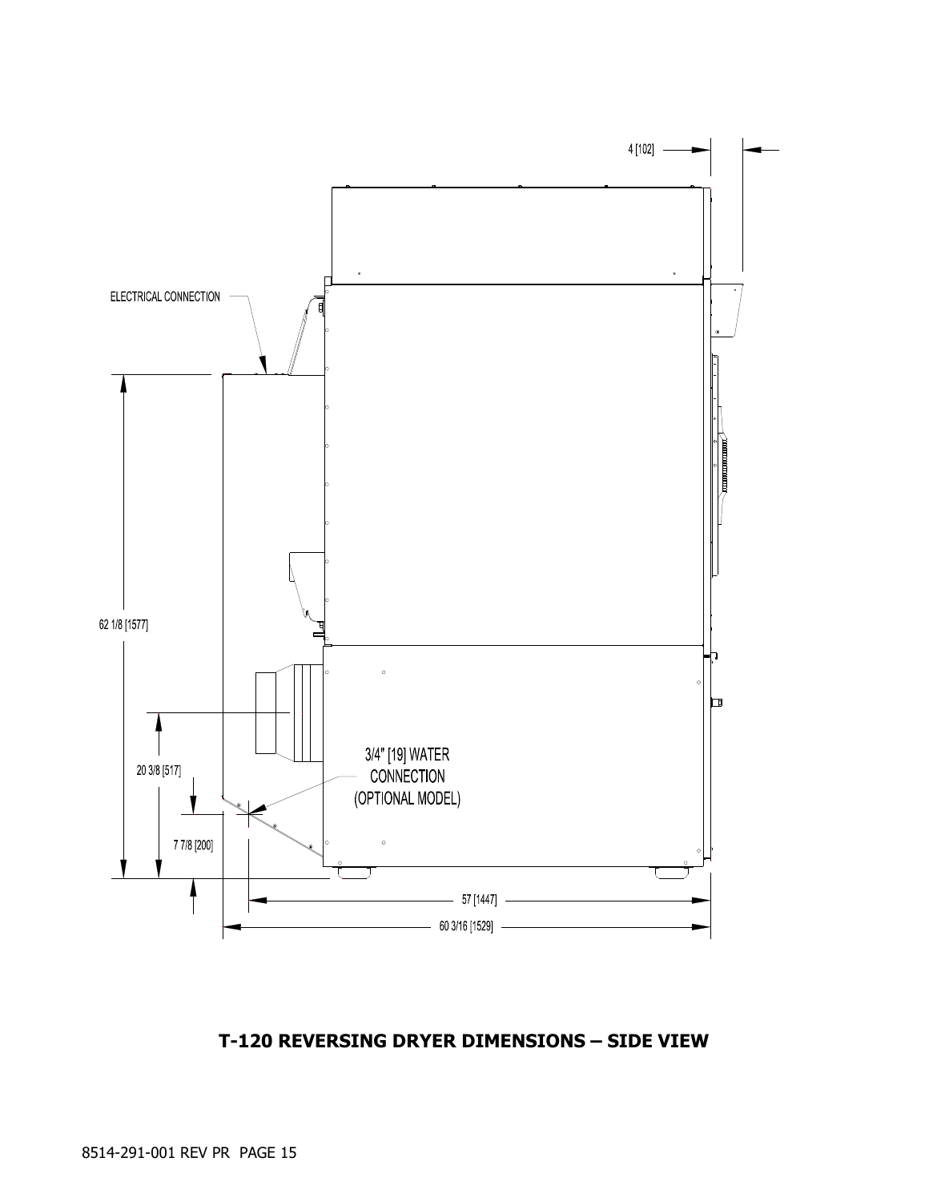4 [102]

ELECTRICAL CONNECTION

62 1/8 [1577]

20 3/8 [517]

7 7/8 [200]

3/4" [19] WATER CONNECTION (OPTIONAL MODEL)

57 [1447]

60 3/16 [1529]

**T-120 REVERSING DRYER DIMENSIONS – SIDE VIEW**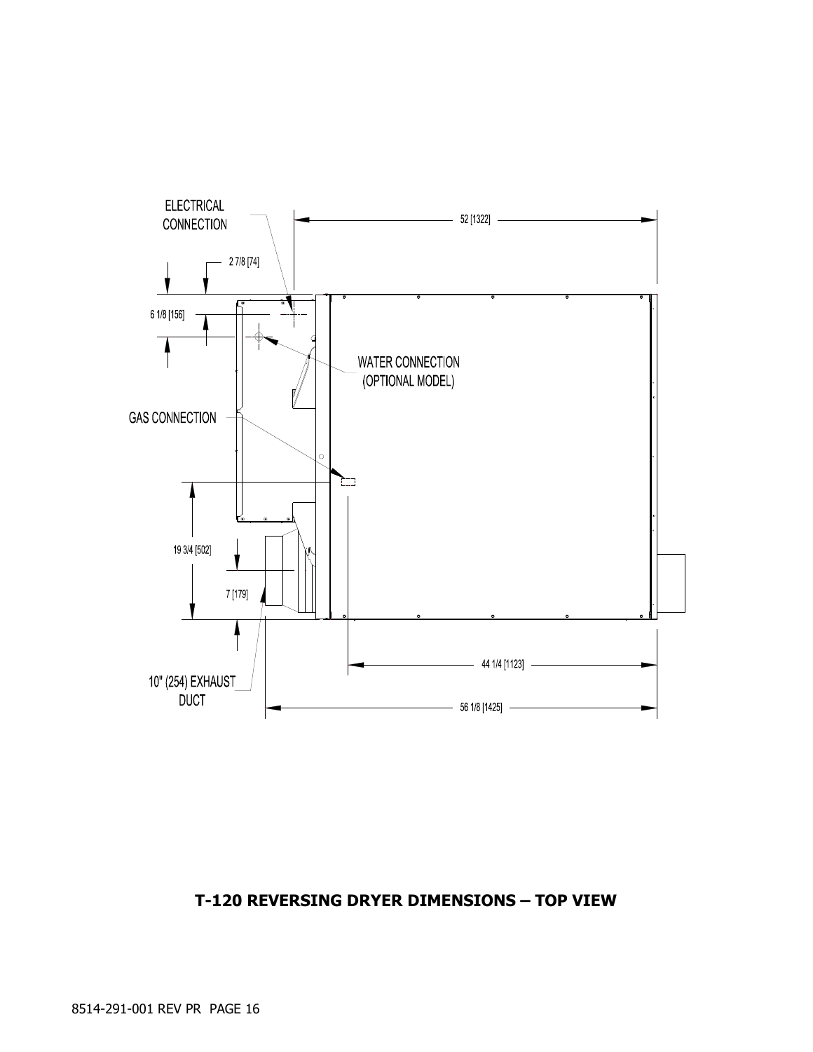ELECTRICAL CONNECTION

52 [1322]

2 7/8 [74]

6 1/8 [156]

WATER CONNECTION (OPTIONAL MODEL)

GAS CONNECTION

19 3/4 [502]

7 [179]

10" (254) EXHAUST DUCT

44 1/4 [1123]

56 1/8 [1425]

**T-120 REVERSING DRYER DIMENSIONS – TOP VIEW**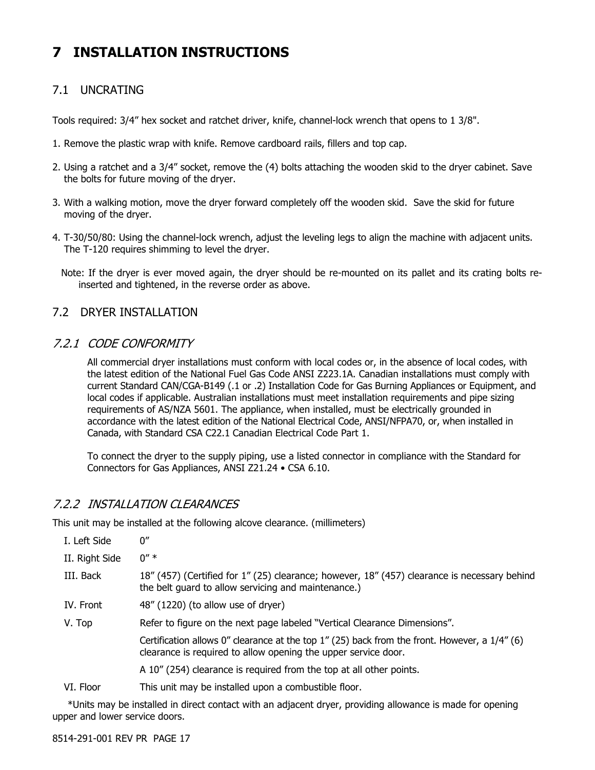# 7 INSTALLATION INSTRUCTIONS

## 7.1 UNCRATING

Tools required: 3/4” hex socket and ratchet driver, knife, channel-lock wrench that opens to 1 3/8".

1. Remove the plastic wrap with knife. Remove cardboard rails, fillers and top cap.

2. Using a ratchet and a 3/4” socket, remove the (4) bolts attaching the wooden skid to the dryer cabinet. Save the bolts for future moving of the dryer.

3. With a walking motion, move the dryer forward completely off the wooden skid. Save the skid for future moving of the dryer.

4. T-30/50/80: Using the channel-lock wrench, adjust the leveling legs to align the machine with adjacent units. The T-120 requires shimming to level the dryer.

Note: If the dryer is ever moved again, the dryer should be re-mounted on its pallet and its crating bolts re-inserted and tightened, in the reverse order as above.

## 7.2 DRYER INSTALLATION

### *7.2.1 CODE CONFORMITY*

All commercial dryer installations must conform with local codes or, in the absence of local codes, with the latest edition of the National Fuel Gas Code ANSI Z223.1A. Canadian installations must comply with current Standard CAN/CGA-B149 (.1 or .2) Installation Code for Gas Burning Appliances or Equipment, and local codes if applicable. Australian installations must meet installation requirements and pipe sizing requirements of AS/NZA 5601. The appliance, when installed, must be electrically grounded in accordance with the latest edition of the National Electrical Code, ANSI/NFPA70, or, when installed in Canada, with Standard CSA C22.1 Canadian Electrical Code Part 1.

To connect the dryer to the supply piping, use a listed connector in compliance with the Standard for Connectors for Gas Appliances, ANSI Z21.24 • CSA 6.10.

### *7.2.2 INSTALLATION CLEARANCES*

This unit may be installed at the following alcove clearance. (millimeters)

| | |
|---|---|
| I. Left Side | 0” |
| II. Right Side | 0” * |
| III. Back | 18” (457) (Certified for 1” (25) clearance; however, 18” (457) clearance is necessary behind the belt guard to allow servicing and maintenance.) |
| IV. Front | 48” (1220) (to allow use of dryer) |
| V. Top | Refer to figure on the next page labeled “Vertical Clearance Dimensions”. |
| | Certification allows 0” clearance at the top 1” (25) back from the front. However, a 1/4” (6) clearance is required to allow opening the upper service door. |
| | A 10” (254) clearance is required from the top at all other points. |
| VI. Floor | This unit may be installed upon a combustible floor. |

*Units may be installed in direct contact with an adjacent dryer, providing allowance is made for opening upper and lower service doors.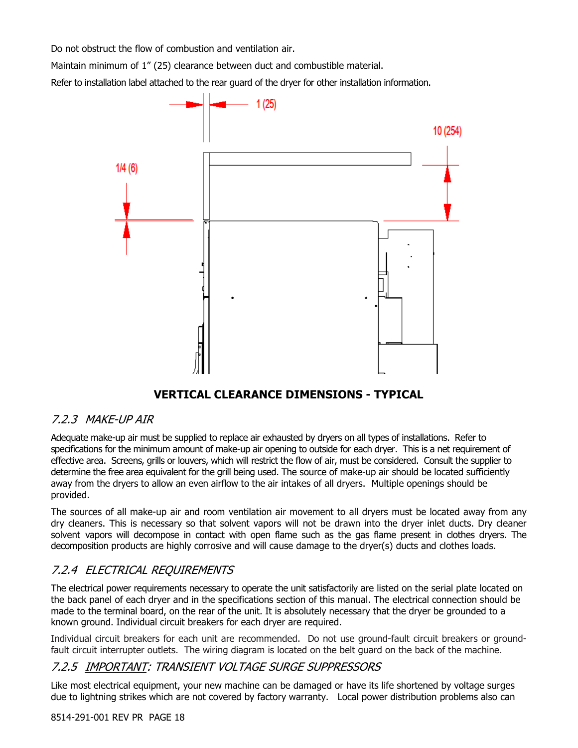Do not obstruct the flow of combustion and ventilation air.

Maintain minimum of 1" (25) clearance between duct and combustible material.

Refer to installation label attached to the rear guard of the dryer for other installation information.

1 (25)

10 (254)

1/4 (6)

**VERTICAL CLEARANCE DIMENSIONS - TYPICAL**

### *7.2.3 MAKE-UP AIR*

Adequate make-up air must be supplied to replace air exhausted by dryers on all types of installations. Refer to specifications for the minimum amount of make-up air opening to outside for each dryer. This is a net requirement of effective area. Screens, grills or louvers, which will restrict the flow of air, must be considered. Consult the supplier to determine the free area equivalent for the grill being used. The source of make-up air should be located sufficiently away from the dryers to allow an even airflow to the air intakes of all dryers. Multiple openings should be provided.

The sources of all make-up air and room ventilation air movement to all dryers must be located away from any dry cleaners. This is necessary so that solvent vapors will not be drawn into the dryer inlet ducts. Dry cleaner solvent vapors will decompose in contact with open flame such as the gas flame present in clothes dryers. The decomposition products are highly corrosive and will cause damage to the dryer(s) ducts and clothes loads.

### *7.2.4 ELECTRICAL REQUIREMENTS*

The electrical power requirements necessary to operate the unit satisfactorily are listed on the serial plate located on the back panel of each dryer and in the specifications section of this manual. The electrical connection should be made to the terminal board, on the rear of the unit. It is absolutely necessary that the dryer be grounded to a known ground. Individual circuit breakers for each dryer are required.

Individual circuit breakers for each unit are recommended. Do not use ground-fault circuit breakers or ground-fault circuit interrupter outlets. The wiring diagram is located on the belt guard on the back of the machine.

### *7.2.5 IMPORTANT: TRANSIENT VOLTAGE SURGE SUPPRESSORS*

Like most electrical equipment, your new machine can be damaged or have its life shortened by voltage surges due to lightning strikes which are not covered by factory warranty. Local power distribution problems also can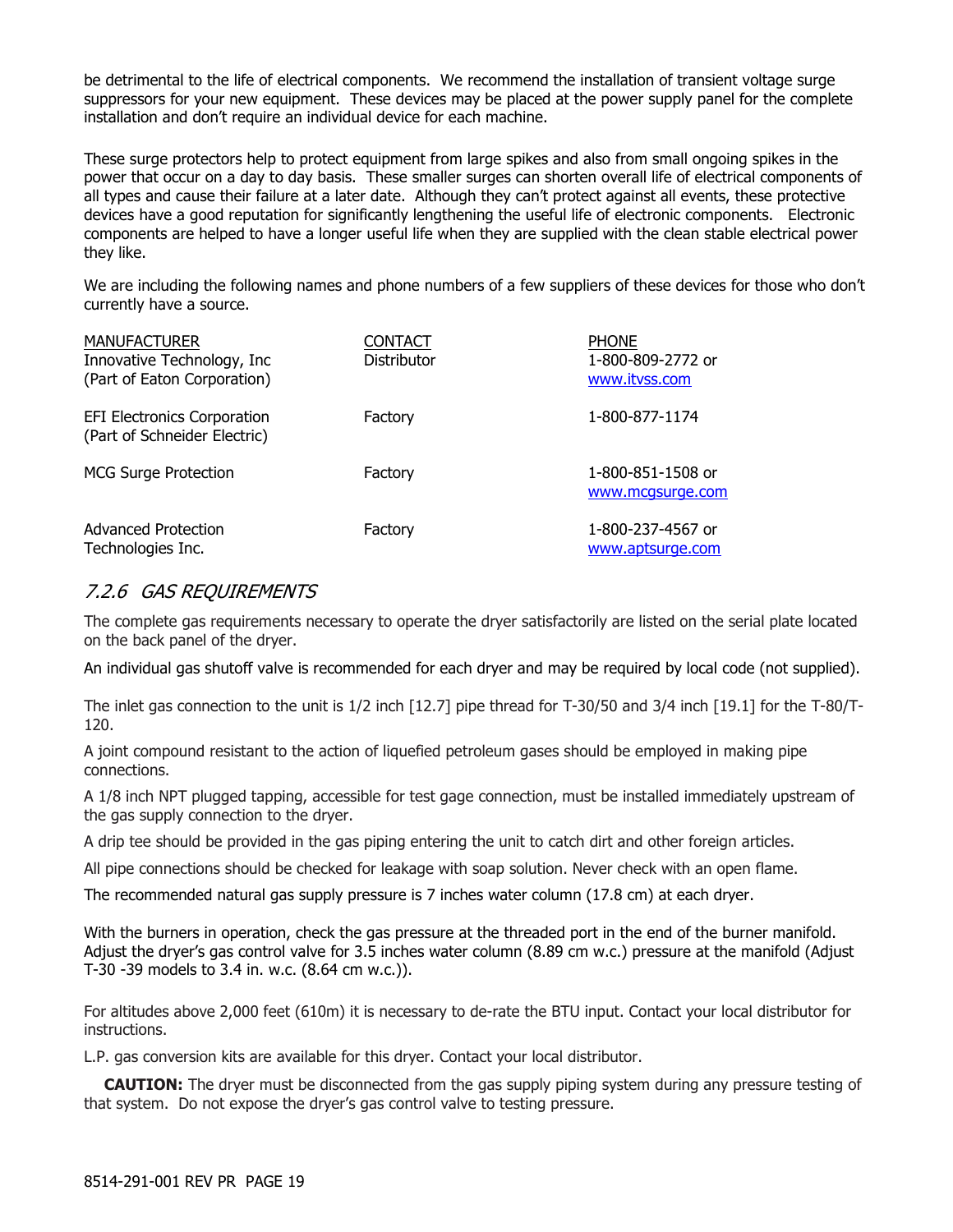be detrimental to the life of electrical components. We recommend the installation of transient voltage surge suppressors for your new equipment. These devices may be placed at the power supply panel for the complete installation and don't require an individual device for each machine.

These surge protectors help to protect equipment from large spikes and also from small ongoing spikes in the power that occur on a day to day basis. These smaller surges can shorten overall life of electrical components of all types and cause their failure at a later date. Although they can't protect against all events, these protective devices have a good reputation for significantly lengthening the useful life of electronic components. Electronic components are helped to have a longer useful life when they are supplied with the clean stable electrical power they like.

We are including the following names and phone numbers of a few suppliers of these devices for those who don't currently have a source.

| MANUFACTURER | CONTACT | PHONE |
|---|---|---|
| Innovative Technology, Inc (Part of Eaton Corporation) | Distributor | 1-800-809-2772 or www.itvss.com |
| EFI Electronics Corporation (Part of Schneider Electric) | Factory | 1-800-877-1174 |
| MCG Surge Protection | Factory | 1-800-851-1508 or www.mcgsurge.com |
| Advanced Protection Technologies Inc. | Factory | 1-800-237-4567 or www.aptsurge.com |

### *7.2.6 GAS REQUIREMENTS*

The complete gas requirements necessary to operate the dryer satisfactorily are listed on the serial plate located on the back panel of the dryer.

An individual gas shutoff valve is recommended for each dryer and may be required by local code (not supplied).

The inlet gas connection to the unit is 1/2 inch [12.7] pipe thread for T-30/50 and 3/4 inch [19.1] for the T-80/T-120.

A joint compound resistant to the action of liquefied petroleum gases should be employed in making pipe connections.

A 1/8 inch NPT plugged tapping, accessible for test gage connection, must be installed immediately upstream of the gas supply connection to the dryer.

A drip tee should be provided in the gas piping entering the unit to catch dirt and other foreign articles.

All pipe connections should be checked for leakage with soap solution. Never check with an open flame.

The recommended natural gas supply pressure is 7 inches water column (17.8 cm) at each dryer.

With the burners in operation, check the gas pressure at the threaded port in the end of the burner manifold. Adjust the dryer's gas control valve for 3.5 inches water column (8.89 cm w.c.) pressure at the manifold (Adjust T-30 -39 models to 3.4 in. w.c. (8.64 cm w.c.)).

For altitudes above 2,000 feet (610m) it is necessary to de-rate the BTU input. Contact your local distributor for instructions.

L.P. gas conversion kits are available for this dryer. Contact your local distributor.

**CAUTION:** The dryer must be disconnected from the gas supply piping system during any pressure testing of that system. Do not expose the dryer's gas control valve to testing pressure.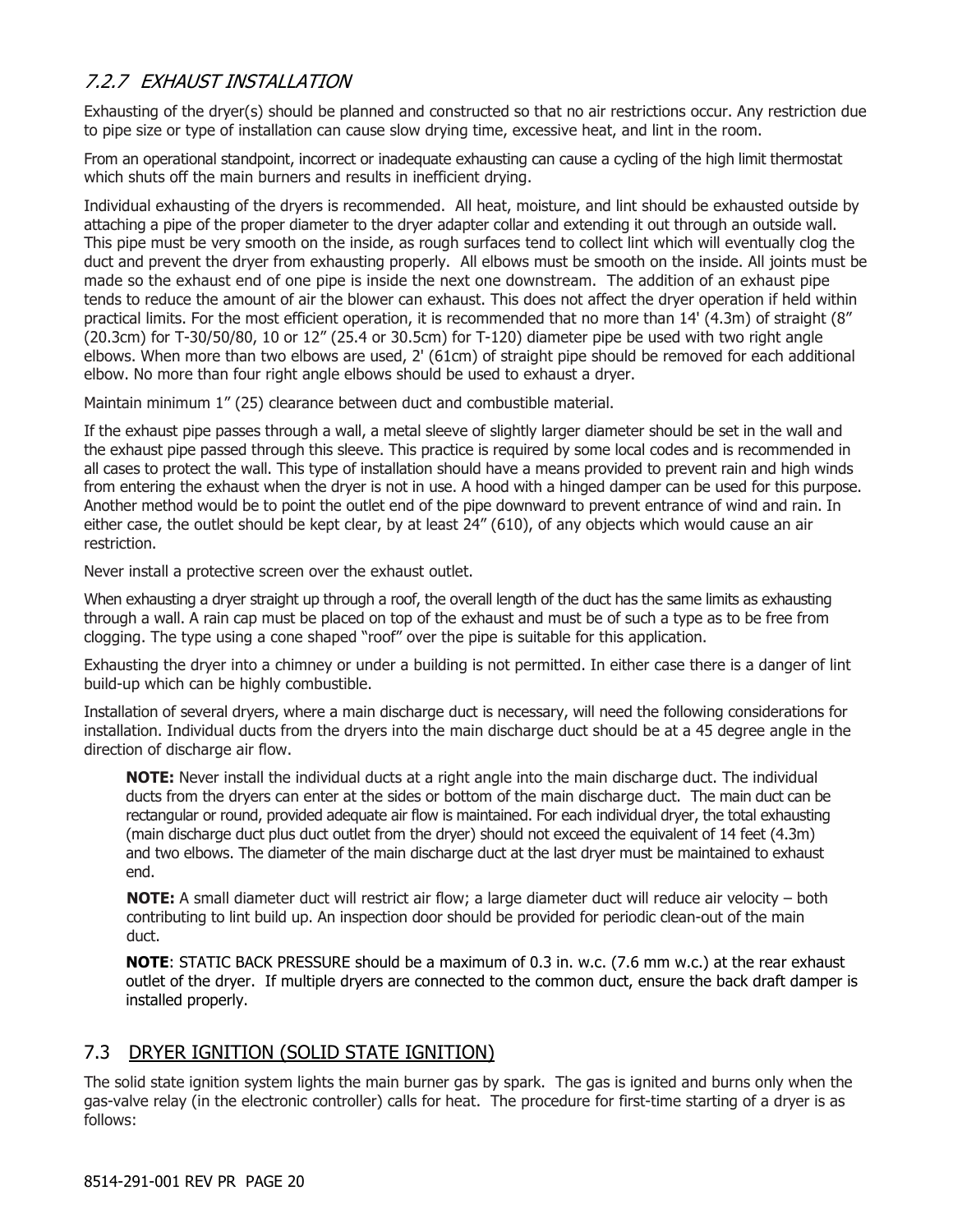### *7.2.7 EXHAUST INSTALLATION*

Exhausting of the dryer(s) should be planned and constructed so that no air restrictions occur. Any restriction due to pipe size or type of installation can cause slow drying time, excessive heat, and lint in the room.

From an operational standpoint, incorrect or inadequate exhausting can cause a cycling of the high limit thermostat which shuts off the main burners and results in inefficient drying.

Individual exhausting of the dryers is recommended. All heat, moisture, and lint should be exhausted outside by attaching a pipe of the proper diameter to the dryer adapter collar and extending it out through an outside wall. This pipe must be very smooth on the inside, as rough surfaces tend to collect lint which will eventually clog the duct and prevent the dryer from exhausting properly. All elbows must be smooth on the inside. All joints must be made so the exhaust end of one pipe is inside the next one downstream. The addition of an exhaust pipe tends to reduce the amount of air the blower can exhaust. This does not affect the dryer operation if held within practical limits. For the most efficient operation, it is recommended that no more than 14' (4.3m) of straight (8" (20.3cm) for T-30/50/80, 10 or 12" (25.4 or 30.5cm) for T-120) diameter pipe be used with two right angle elbows. When more than two elbows are used, 2' (61cm) of straight pipe should be removed for each additional elbow. No more than four right angle elbows should be used to exhaust a dryer.

Maintain minimum 1" (25) clearance between duct and combustible material.

If the exhaust pipe passes through a wall, a metal sleeve of slightly larger diameter should be set in the wall and the exhaust pipe passed through this sleeve. This practice is required by some local codes and is recommended in all cases to protect the wall. This type of installation should have a means provided to prevent rain and high winds from entering the exhaust when the dryer is not in use. A hood with a hinged damper can be used for this purpose. Another method would be to point the outlet end of the pipe downward to prevent entrance of wind and rain. In either case, the outlet should be kept clear, by at least 24" (610), of any objects which would cause an air restriction.

Never install a protective screen over the exhaust outlet.

When exhausting a dryer straight up through a roof, the overall length of the duct has the same limits as exhausting through a wall. A rain cap must be placed on top of the exhaust and must be of such a type as to be free from clogging. The type using a cone shaped "roof" over the pipe is suitable for this application.

Exhausting the dryer into a chimney or under a building is not permitted. In either case there is a danger of lint build-up which can be highly combustible.

Installation of several dryers, where a main discharge duct is necessary, will need the following considerations for installation. Individual ducts from the dryers into the main discharge duct should be at a 45 degree angle in the direction of discharge air flow.

> **NOTE:** Never install the individual ducts at a right angle into the main discharge duct. The individual ducts from the dryers can enter at the sides or bottom of the main discharge duct. The main duct can be rectangular or round, provided adequate air flow is maintained. For each individual dryer, the total exhausting (main discharge duct plus duct outlet from the dryer) should not exceed the equivalent of 14 feet (4.3m) and two elbows. The diameter of the main discharge duct at the last dryer must be maintained to exhaust end.
>
> **NOTE:** A small diameter duct will restrict air flow; a large diameter duct will reduce air velocity – both contributing to lint build up. An inspection door should be provided for periodic clean-out of the main duct.
>
> **NOTE**: STATIC BACK PRESSURE should be a maximum of 0.3 in. w.c. (7.6 mm w.c.) at the rear exhaust outlet of the dryer. If multiple dryers are connected to the common duct, ensure the back draft damper is installed properly.

## 7.3 DRYER IGNITION (SOLID STATE IGNITION)

The solid state ignition system lights the main burner gas by spark. The gas is ignited and burns only when the gas-valve relay (in the electronic controller) calls for heat. The procedure for first-time starting of a dryer is as follows: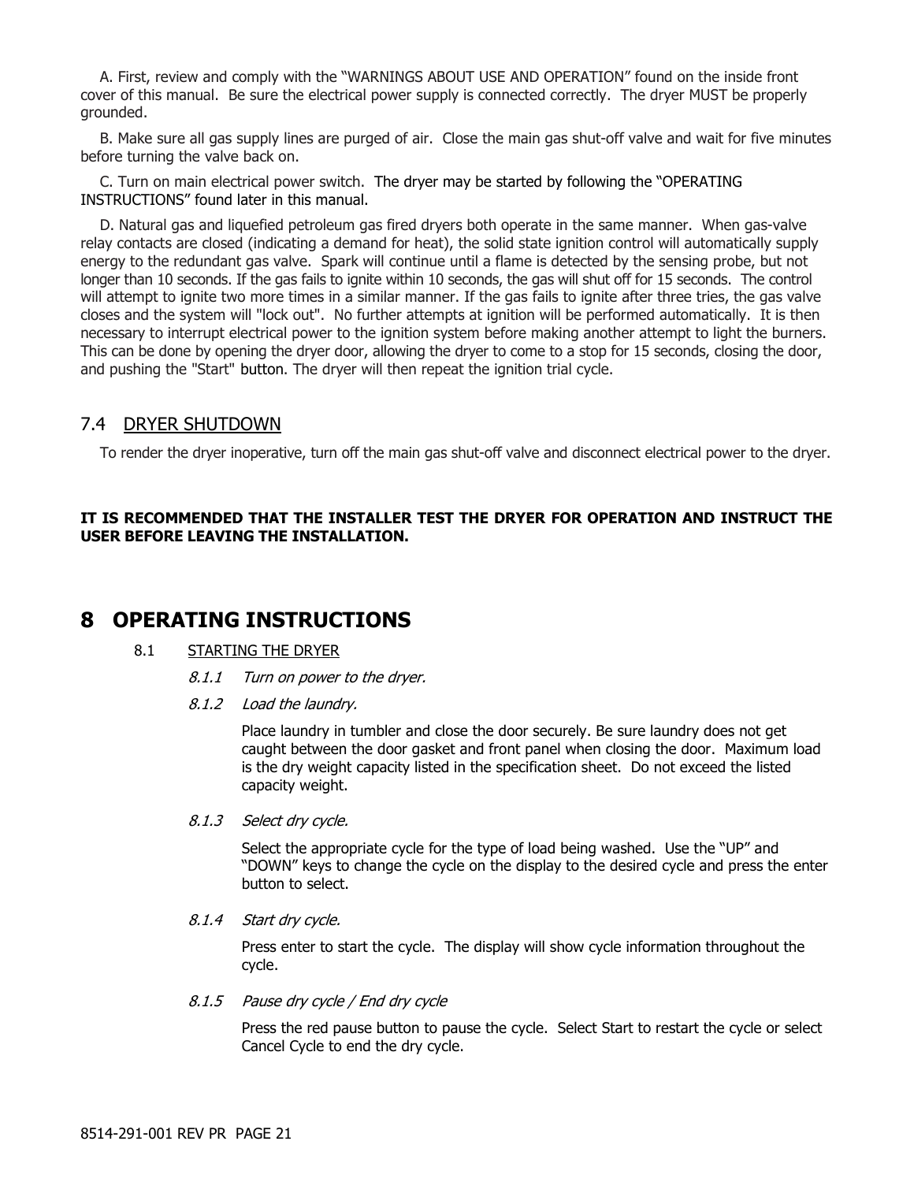A. First, review and comply with the "WARNINGS ABOUT USE AND OPERATION" found on the inside front cover of this manual. Be sure the electrical power supply is connected correctly. The dryer MUST be properly grounded.

B. Make sure all gas supply lines are purged of air. Close the main gas shut-off valve and wait for five minutes before turning the valve back on.

C. Turn on main electrical power switch. The dryer may be started by following the "OPERATING INSTRUCTIONS" found later in this manual.

D. Natural gas and liquefied petroleum gas fired dryers both operate in the same manner. When gas-valve relay contacts are closed (indicating a demand for heat), the solid state ignition control will automatically supply energy to the redundant gas valve. Spark will continue until a flame is detected by the sensing probe, but not longer than 10 seconds. If the gas fails to ignite within 10 seconds, the gas will shut off for 15 seconds. The control will attempt to ignite two more times in a similar manner. If the gas fails to ignite after three tries, the gas valve closes and the system will "lock out". No further attempts at ignition will be performed automatically. It is then necessary to interrupt electrical power to the ignition system before making another attempt to light the burners. This can be done by opening the dryer door, allowing the dryer to come to a stop for 15 seconds, closing the door, and pushing the "Start" button. The dryer will then repeat the ignition trial cycle.

## 7.4 DRYER SHUTDOWN

To render the dryer inoperative, turn off the main gas shut-off valve and disconnect electrical power to the dryer.

**IT IS RECOMMENDED THAT THE INSTALLER TEST THE DRYER FOR OPERATION AND INSTRUCT THE USER BEFORE LEAVING THE INSTALLATION.**

# 8 OPERATING INSTRUCTIONS

## 8.1 STARTING THE DRYER

### *8.1.1 Turn on power to the dryer.*

### *8.1.2 Load the laundry.*

Place laundry in tumbler and close the door securely. Be sure laundry does not get caught between the door gasket and front panel when closing the door. Maximum load is the dry weight capacity listed in the specification sheet. Do not exceed the listed capacity weight.

### *8.1.3 Select dry cycle.*

Select the appropriate cycle for the type of load being washed. Use the "UP" and "DOWN" keys to change the cycle on the display to the desired cycle and press the enter button to select.

### *8.1.4 Start dry cycle.*

Press enter to start the cycle. The display will show cycle information throughout the cycle.

### *8.1.5 Pause dry cycle / End dry cycle*

Press the red pause button to pause the cycle. Select Start to restart the cycle or select Cancel Cycle to end the dry cycle.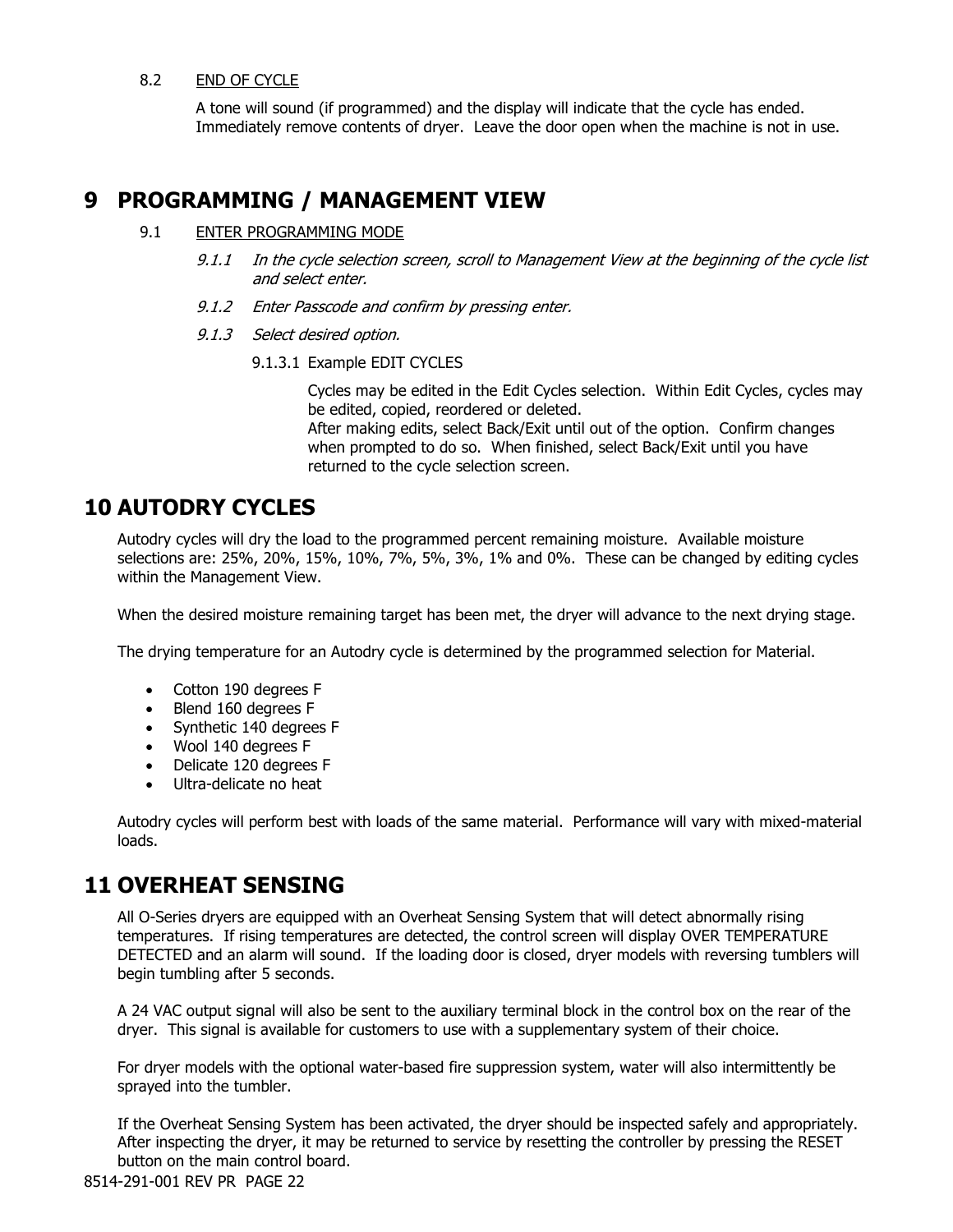### 8.2 END OF CYCLE

A tone will sound (if programmed) and the display will indicate that the cycle has ended. Immediately remove contents of dryer. Leave the door open when the machine is not in use.

# 9 PROGRAMMING / MANAGEMENT VIEW

### 9.1 ENTER PROGRAMMING MODE

*9.1.1 In the cycle selection screen, scroll to Management View at the beginning of the cycle list and select enter.*

*9.1.2 Enter Passcode and confirm by pressing enter.*

*9.1.3 Select desired option.*

9.1.3.1 Example EDIT CYCLES

Cycles may be edited in the Edit Cycles selection. Within Edit Cycles, cycles may be edited, copied, reordered or deleted.
After making edits, select Back/Exit until out of the option. Confirm changes when prompted to do so. When finished, select Back/Exit until you have returned to the cycle selection screen.

# 10 AUTODRY CYCLES

Autodry cycles will dry the load to the programmed percent remaining moisture. Available moisture selections are: 25%, 20%, 15%, 10%, 7%, 5%, 3%, 1% and 0%. These can be changed by editing cycles within the Management View.

When the desired moisture remaining target has been met, the dryer will advance to the next drying stage.

The drying temperature for an Autodry cycle is determined by the programmed selection for Material.

- Cotton 190 degrees F
- Blend 160 degrees F
- Synthetic 140 degrees F
- Wool 140 degrees F
- Delicate 120 degrees F
- Ultra-delicate no heat

Autodry cycles will perform best with loads of the same material. Performance will vary with mixed-material loads.

# 11 OVERHEAT SENSING

All O-Series dryers are equipped with an Overheat Sensing System that will detect abnormally rising temperatures. If rising temperatures are detected, the control screen will display OVER TEMPERATURE DETECTED and an alarm will sound. If the loading door is closed, dryer models with reversing tumblers will begin tumbling after 5 seconds.

A 24 VAC output signal will also be sent to the auxiliary terminal block in the control box on the rear of the dryer. This signal is available for customers to use with a supplementary system of their choice.

For dryer models with the optional water-based fire suppression system, water will also intermittently be sprayed into the tumbler.

If the Overheat Sensing System has been activated, the dryer should be inspected safely and appropriately. After inspecting the dryer, it may be returned to service by resetting the controller by pressing the RESET button on the main control board.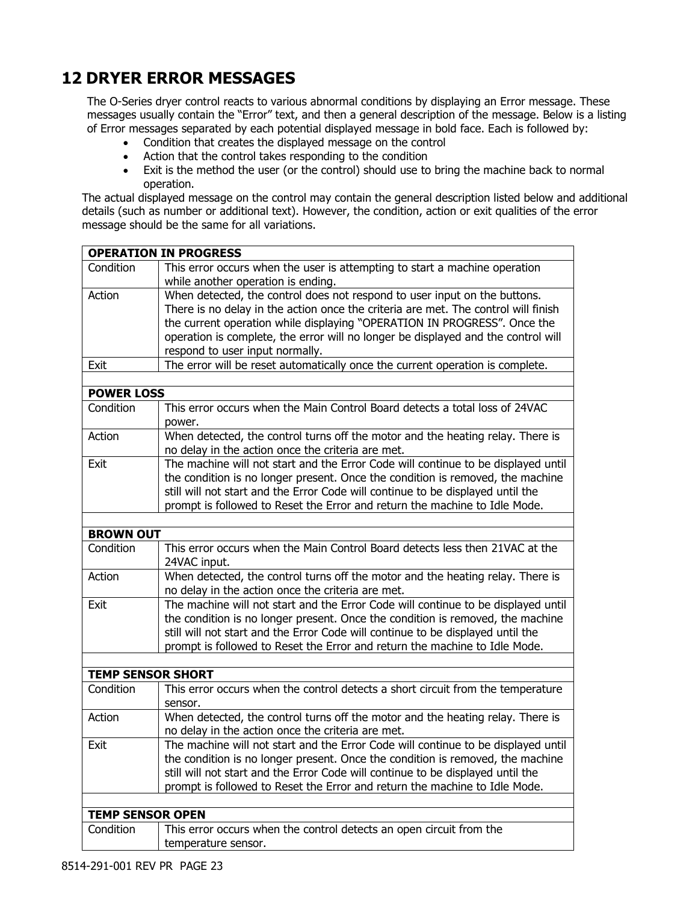# 12 DRYER ERROR MESSAGES

The O-Series dryer control reacts to various abnormal conditions by displaying an Error message. These messages usually contain the "Error" text, and then a general description of the message. Below is a listing of Error messages separated by each potential displayed message in bold face. Each is followed by:

- Condition that creates the displayed message on the control
- Action that the control takes responding to the condition
- Exit is the method the user (or the control) should use to bring the machine back to normal operation.

The actual displayed message on the control may contain the general description listed below and additional details (such as number or additional text). However, the condition, action or exit qualities of the error message should be the same for all variations.

| **OPERATION IN PROGRESS** | |
|---|---|
| Condition | This error occurs when the user is attempting to start a machine operation while another operation is ending. |
| Action | When detected, the control does not respond to user input on the buttons. There is no delay in the action once the criteria are met. The control will finish the current operation while displaying "OPERATION IN PROGRESS". Once the operation is complete, the error will no longer be displayed and the control will respond to user input normally. |
| Exit | The error will be reset automatically once the current operation is complete. |
| | |
| **POWER LOSS** | |
| Condition | This error occurs when the Main Control Board detects a total loss of 24VAC power. |
| Action | When detected, the control turns off the motor and the heating relay. There is no delay in the action once the criteria are met. |
| Exit | The machine will not start and the Error Code will continue to be displayed until the condition is no longer present. Once the condition is removed, the machine still will not start and the Error Code will continue to be displayed until the prompt is followed to Reset the Error and return the machine to Idle Mode. |
| | |
| **BROWN OUT** | |
| Condition | This error occurs when the Main Control Board detects less then 21VAC at the 24VAC input. |
| Action | When detected, the control turns off the motor and the heating relay. There is no delay in the action once the criteria are met. |
| Exit | The machine will not start and the Error Code will continue to be displayed until the condition is no longer present. Once the condition is removed, the machine still will not start and the Error Code will continue to be displayed until the prompt is followed to Reset the Error and return the machine to Idle Mode. |
| | |
| **TEMP SENSOR SHORT** | |
| Condition | This error occurs when the control detects a short circuit from the temperature sensor. |
| Action | When detected, the control turns off the motor and the heating relay. There is no delay in the action once the criteria are met. |
| Exit | The machine will not start and the Error Code will continue to be displayed until the condition is no longer present. Once the condition is removed, the machine still will not start and the Error Code will continue to be displayed until the prompt is followed to Reset the Error and return the machine to Idle Mode. |
| | |
| **TEMP SENSOR OPEN** | |
| Condition | This error occurs when the control detects an open circuit from the temperature sensor. |

8514-291-001 REV PR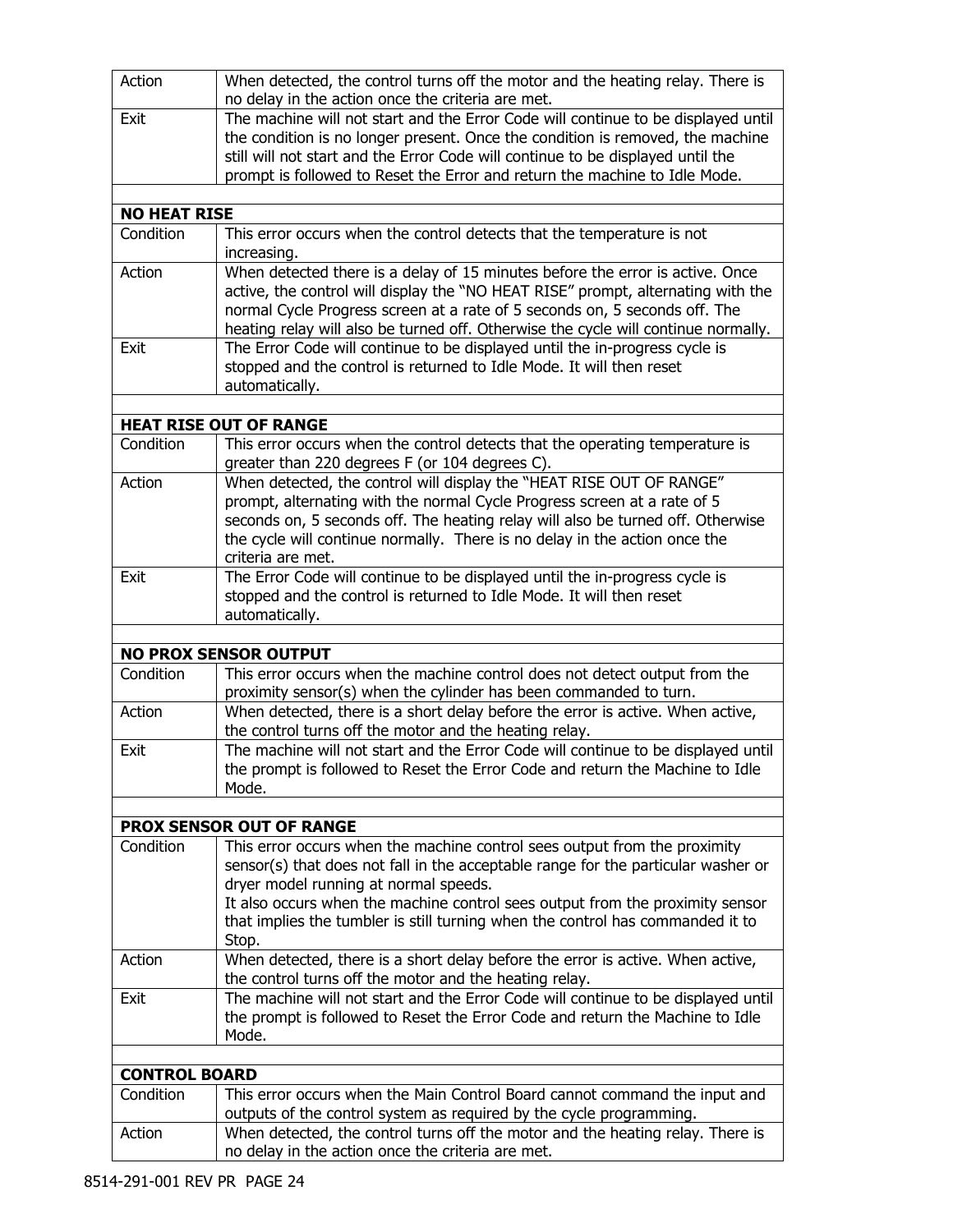| | |
|---|---|
| Action | When detected, the control turns off the motor and the heating relay. There is no delay in the action once the criteria are met. |
| Exit | The machine will not start and the Error Code will continue to be displayed until the condition is no longer present. Once the condition is removed, the machine still will not start and the Error Code will continue to be displayed until the prompt is followed to Reset the Error and return the machine to Idle Mode. |
| | |
| **NO HEAT RISE** | |
| Condition | This error occurs when the control detects that the temperature is not increasing. |
| Action | When detected there is a delay of 15 minutes before the error is active. Once active, the control will display the "NO HEAT RISE" prompt, alternating with the normal Cycle Progress screen at a rate of 5 seconds on, 5 seconds off. The heating relay will also be turned off. Otherwise the cycle will continue normally. |
| Exit | The Error Code will continue to be displayed until the in-progress cycle is stopped and the control is returned to Idle Mode. It will then reset automatically. |
| | |
| **HEAT RISE OUT OF RANGE** | |
| Condition | This error occurs when the control detects that the operating temperature is greater than 220 degrees F (or 104 degrees C). |
| Action | When detected, the control will display the "HEAT RISE OUT OF RANGE" prompt, alternating with the normal Cycle Progress screen at a rate of 5 seconds on, 5 seconds off. The heating relay will also be turned off. Otherwise the cycle will continue normally. There is no delay in the action once the criteria are met. |
| Exit | The Error Code will continue to be displayed until the in-progress cycle is stopped and the control is returned to Idle Mode. It will then reset automatically. |
| | |
| **NO PROX SENSOR OUTPUT** | |
| Condition | This error occurs when the machine control does not detect output from the proximity sensor(s) when the cylinder has been commanded to turn. |
| Action | When detected, there is a short delay before the error is active. When active, the control turns off the motor and the heating relay. |
| Exit | The machine will not start and the Error Code will continue to be displayed until the prompt is followed to Reset the Error Code and return the Machine to Idle Mode. |
| | |
| **PROX SENSOR OUT OF RANGE** | |
| Condition | This error occurs when the machine control sees output from the proximity sensor(s) that does not fall in the acceptable range for the particular washer or dryer model running at normal speeds.<br>It also occurs when the machine control sees output from the proximity sensor that implies the tumbler is still turning when the control has commanded it to Stop. |
| Action | When detected, there is a short delay before the error is active. When active, the control turns off the motor and the heating relay. |
| Exit | The machine will not start and the Error Code will continue to be displayed until the prompt is followed to Reset the Error Code and return the Machine to Idle Mode. |
| | |
| **CONTROL BOARD** | |
| Condition | This error occurs when the Main Control Board cannot command the input and outputs of the control system as required by the cycle programming. |
| Action | When detected, the control turns off the motor and the heating relay. There is no delay in the action once the criteria are met. |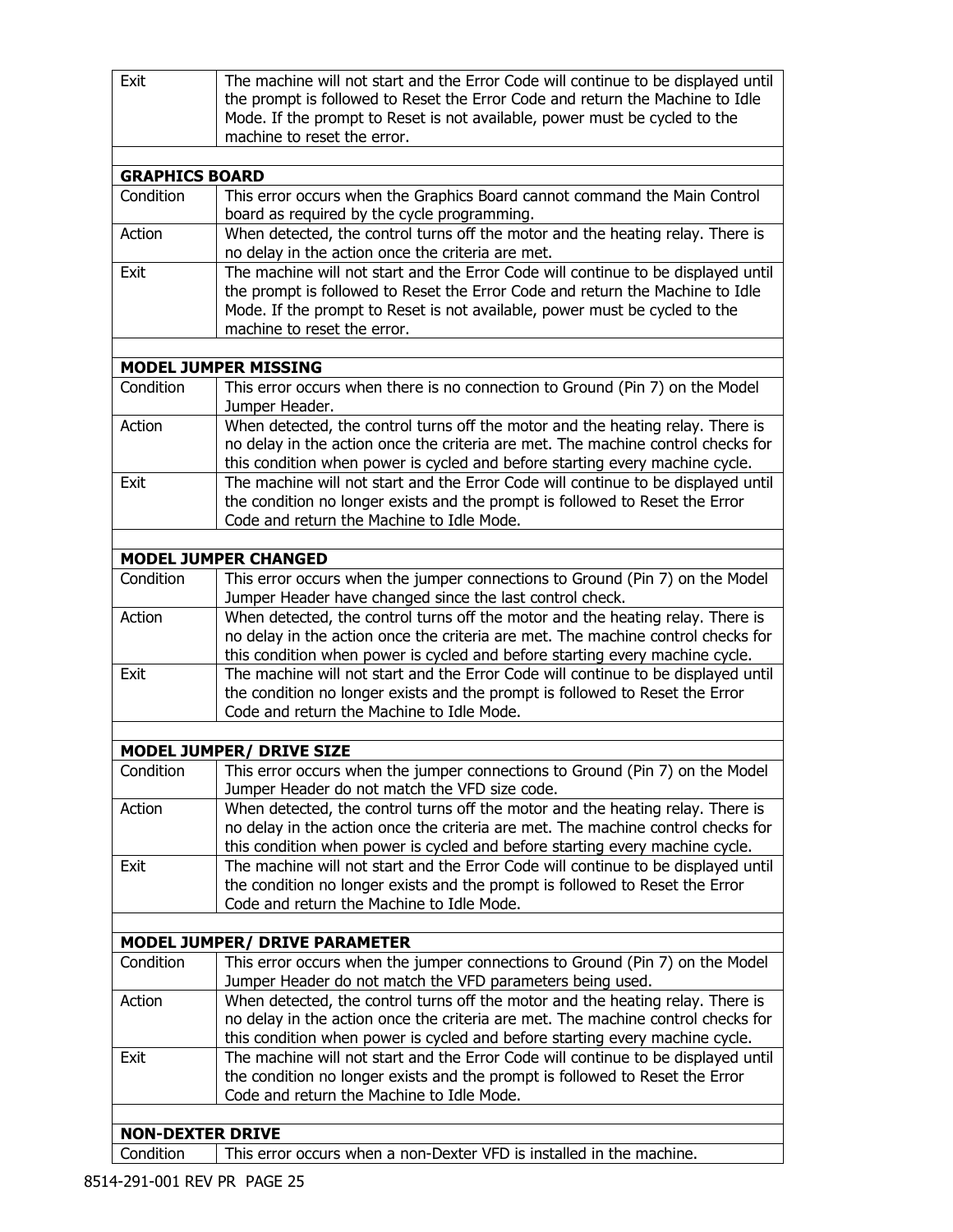| | |
|---|---|
| Exit | The machine will not start and the Error Code will continue to be displayed until the prompt is followed to Reset the Error Code and return the Machine to Idle Mode. If the prompt to Reset is not available, power must be cycled to the machine to reset the error. |

| **GRAPHICS BOARD** | |
|---|---|
| Condition | This error occurs when the Graphics Board cannot command the Main Control board as required by the cycle programming. |
| Action | When detected, the control turns off the motor and the heating relay. There is no delay in the action once the criteria are met. |
| Exit | The machine will not start and the Error Code will continue to be displayed until the prompt is followed to Reset the Error Code and return the Machine to Idle Mode. If the prompt to Reset is not available, power must be cycled to the machine to reset the error. |

| **MODEL JUMPER MISSING** | |
|---|---|
| Condition | This error occurs when there is no connection to Ground (Pin 7) on the Model Jumper Header. |
| Action | When detected, the control turns off the motor and the heating relay. There is no delay in the action once the criteria are met. The machine control checks for this condition when power is cycled and before starting every machine cycle. |
| Exit | The machine will not start and the Error Code will continue to be displayed until the condition no longer exists and the prompt is followed to Reset the Error Code and return the Machine to Idle Mode. |

| **MODEL JUMPER CHANGED** | |
|---|---|
| Condition | This error occurs when the jumper connections to Ground (Pin 7) on the Model Jumper Header have changed since the last control check. |
| Action | When detected, the control turns off the motor and the heating relay. There is no delay in the action once the criteria are met. The machine control checks for this condition when power is cycled and before starting every machine cycle. |
| Exit | The machine will not start and the Error Code will continue to be displayed until the condition no longer exists and the prompt is followed to Reset the Error Code and return the Machine to Idle Mode. |

| **MODEL JUMPER/ DRIVE SIZE** | |
|---|---|
| Condition | This error occurs when the jumper connections to Ground (Pin 7) on the Model Jumper Header do not match the VFD size code. |
| Action | When detected, the control turns off the motor and the heating relay. There is no delay in the action once the criteria are met. The machine control checks for this condition when power is cycled and before starting every machine cycle. |
| Exit | The machine will not start and the Error Code will continue to be displayed until the condition no longer exists and the prompt is followed to Reset the Error Code and return the Machine to Idle Mode. |

| **MODEL JUMPER/ DRIVE PARAMETER** | |
|---|---|
| Condition | This error occurs when the jumper connections to Ground (Pin 7) on the Model Jumper Header do not match the VFD parameters being used. |
| Action | When detected, the control turns off the motor and the heating relay. There is no delay in the action once the criteria are met. The machine control checks for this condition when power is cycled and before starting every machine cycle. |
| Exit | The machine will not start and the Error Code will continue to be displayed until the condition no longer exists and the prompt is followed to Reset the Error Code and return the Machine to Idle Mode. |

| **NON-DEXTER DRIVE** | |
|---|---|
| Condition | This error occurs when a non-Dexter VFD is installed in the machine. |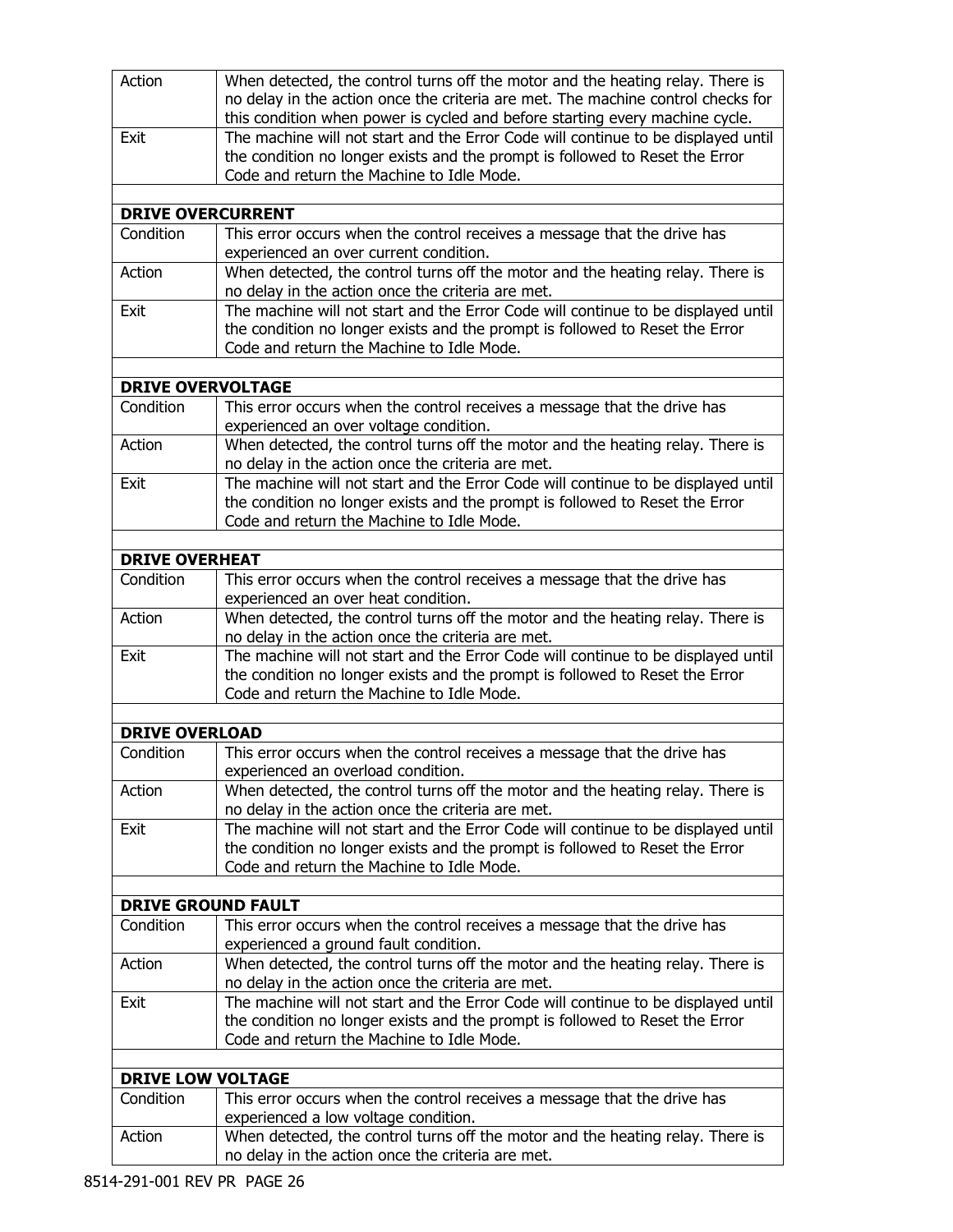| | |
|---|---|
| Action | When detected, the control turns off the motor and the heating relay. There is no delay in the action once the criteria are met. The machine control checks for this condition when power is cycled and before starting every machine cycle. |
| Exit | The machine will not start and the Error Code will continue to be displayed until the condition no longer exists and the prompt is followed to Reset the Error Code and return the Machine to Idle Mode. |

| **DRIVE OVERCURRENT** | |
|---|---|
| Condition | This error occurs when the control receives a message that the drive has experienced an over current condition. |
| Action | When detected, the control turns off the motor and the heating relay. There is no delay in the action once the criteria are met. |
| Exit | The machine will not start and the Error Code will continue to be displayed until the condition no longer exists and the prompt is followed to Reset the Error Code and return the Machine to Idle Mode. |

| **DRIVE OVERVOLTAGE** | |
|---|---|
| Condition | This error occurs when the control receives a message that the drive has experienced an over voltage condition. |
| Action | When detected, the control turns off the motor and the heating relay. There is no delay in the action once the criteria are met. |
| Exit | The machine will not start and the Error Code will continue to be displayed until the condition no longer exists and the prompt is followed to Reset the Error Code and return the Machine to Idle Mode. |

| **DRIVE OVERHEAT** | |
|---|---|
| Condition | This error occurs when the control receives a message that the drive has experienced an over heat condition. |
| Action | When detected, the control turns off the motor and the heating relay. There is no delay in the action once the criteria are met. |
| Exit | The machine will not start and the Error Code will continue to be displayed until the condition no longer exists and the prompt is followed to Reset the Error Code and return the Machine to Idle Mode. |

| **DRIVE OVERLOAD** | |
|---|---|
| Condition | This error occurs when the control receives a message that the drive has experienced an overload condition. |
| Action | When detected, the control turns off the motor and the heating relay. There is no delay in the action once the criteria are met. |
| Exit | The machine will not start and the Error Code will continue to be displayed until the condition no longer exists and the prompt is followed to Reset the Error Code and return the Machine to Idle Mode. |

| **DRIVE GROUND FAULT** | |
|---|---|
| Condition | This error occurs when the control receives a message that the drive has experienced a ground fault condition. |
| Action | When detected, the control turns off the motor and the heating relay. There is no delay in the action once the criteria are met. |
| Exit | The machine will not start and the Error Code will continue to be displayed until the condition no longer exists and the prompt is followed to Reset the Error Code and return the Machine to Idle Mode. |

| **DRIVE LOW VOLTAGE** | |
|---|---|
| Condition | This error occurs when the control receives a message that the drive has experienced a low voltage condition. |
| Action | When detected, the control turns off the motor and the heating relay. There is no delay in the action once the criteria are met. |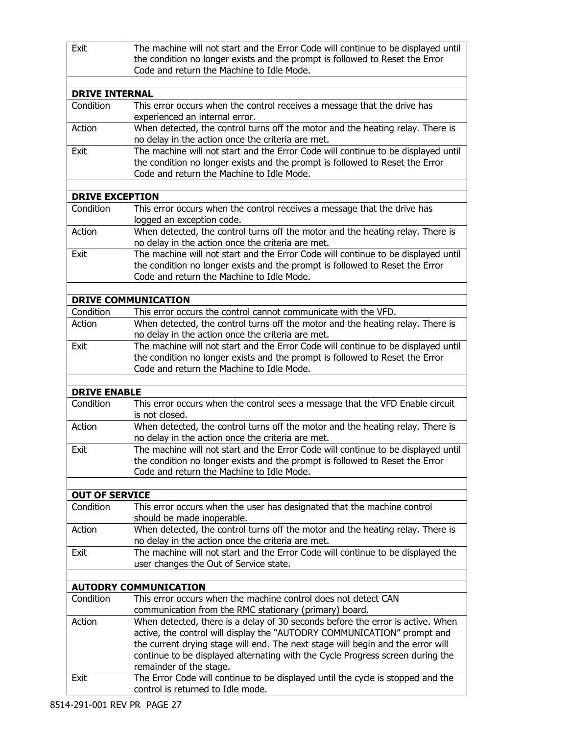| | |
|---|---|
| Exit | The machine will not start and the Error Code will continue to be displayed until the condition no longer exists and the prompt is followed to Reset the Error Code and return the Machine to Idle Mode. |
| | |
| **DRIVE INTERNAL** | |
| Condition | This error occurs when the control receives a message that the drive has experienced an internal error. |
| Action | When detected, the control turns off the motor and the heating relay. There is no delay in the action once the criteria are met. |
| Exit | The machine will not start and the Error Code will continue to be displayed until the condition no longer exists and the prompt is followed to Reset the Error Code and return the Machine to Idle Mode. |
| | |
| **DRIVE EXCEPTION** | |
| Condition | This error occurs when the control receives a message that the drive has logged an exception code. |
| Action | When detected, the control turns off the motor and the heating relay. There is no delay in the action once the criteria are met. |
| Exit | The machine will not start and the Error Code will continue to be displayed until the condition no longer exists and the prompt is followed to Reset the Error Code and return the Machine to Idle Mode. |
| | |
| **DRIVE COMMUNICATION** | |
| Condition | This error occurs the control cannot communicate with the VFD. |
| Action | When detected, the control turns off the motor and the heating relay. There is no delay in the action once the criteria are met. |
| Exit | The machine will not start and the Error Code will continue to be displayed until the condition no longer exists and the prompt is followed to Reset the Error Code and return the Machine to Idle Mode. |
| | |
| **DRIVE ENABLE** | |
| Condition | This error occurs when the control sees a message that the VFD Enable circuit is not closed. |
| Action | When detected, the control turns off the motor and the heating relay. There is no delay in the action once the criteria are met. |
| Exit | The machine will not start and the Error Code will continue to be displayed until the condition no longer exists and the prompt is followed to Reset the Error Code and return the Machine to Idle Mode. |
| | |
| **OUT OF SERVICE** | |
| Condition | This error occurs when the user has designated that the machine control should be made inoperable. |
| Action | When detected, the control turns off the motor and the heating relay. There is no delay in the action once the criteria are met. |
| Exit | The machine will not start and the Error Code will continue to be displayed the user changes the Out of Service state. |
| | |
| **AUTODRY COMMUNICATION** | |
| Condition | This error occurs when the machine control does not detect CAN communication from the RMC stationary (primary) board. |
| Action | When detected, there is a delay of 30 seconds before the error is active. When active, the control will display the "AUTODRY COMMUNICATION" prompt and the current drying stage will end. The next stage will begin and the error will continue to be displayed alternating with the Cycle Progress screen during the remainder of the stage. |
| Exit | The Error Code will continue to be displayed until the cycle is stopped and the control is returned to Idle mode. |

8514-291-001 REV PR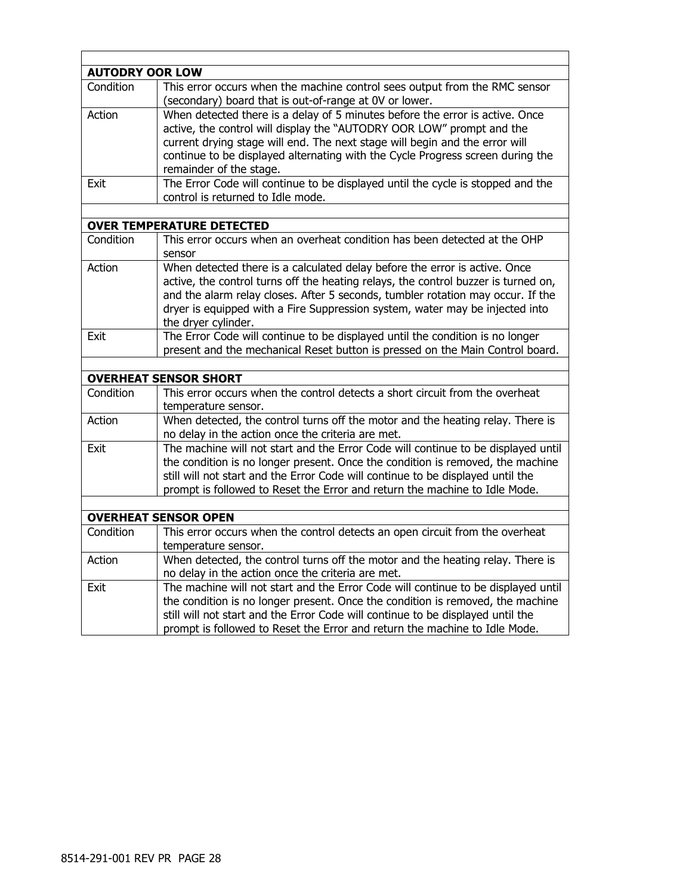| **AUTODRY OOR LOW** | |
|---|---|
| Condition | This error occurs when the machine control sees output from the RMC sensor (secondary) board that is out-of-range at 0V or lower. |
| Action | When detected there is a delay of 5 minutes before the error is active. Once active, the control will display the "AUTODRY OOR LOW" prompt and the current drying stage will end. The next stage will begin and the error will continue to be displayed alternating with the Cycle Progress screen during the remainder of the stage. |
| Exit | The Error Code will continue to be displayed until the cycle is stopped and the control is returned to Idle mode. |

| **OVER TEMPERATURE DETECTED** | |
|---|---|
| Condition | This error occurs when an overheat condition has been detected at the OHP sensor |
| Action | When detected there is a calculated delay before the error is active. Once active, the control turns off the heating relays, the control buzzer is turned on, and the alarm relay closes. After 5 seconds, tumbler rotation may occur. If the dryer is equipped with a Fire Suppression system, water may be injected into the dryer cylinder. |
| Exit | The Error Code will continue to be displayed until the condition is no longer present and the mechanical Reset button is pressed on the Main Control board. |

| **OVERHEAT SENSOR SHORT** | |
|---|---|
| Condition | This error occurs when the control detects a short circuit from the overheat temperature sensor. |
| Action | When detected, the control turns off the motor and the heating relay. There is no delay in the action once the criteria are met. |
| Exit | The machine will not start and the Error Code will continue to be displayed until the condition is no longer present. Once the condition is removed, the machine still will not start and the Error Code will continue to be displayed until the prompt is followed to Reset the Error and return the machine to Idle Mode. |

| **OVERHEAT SENSOR OPEN** | |
|---|---|
| Condition | This error occurs when the control detects an open circuit from the overheat temperature sensor. |
| Action | When detected, the control turns off the motor and the heating relay. There is no delay in the action once the criteria are met. |
| Exit | The machine will not start and the Error Code will continue to be displayed until the condition is no longer present. Once the condition is removed, the machine still will not start and the Error Code will continue to be displayed until the prompt is followed to Reset the Error and return the machine to Idle Mode. |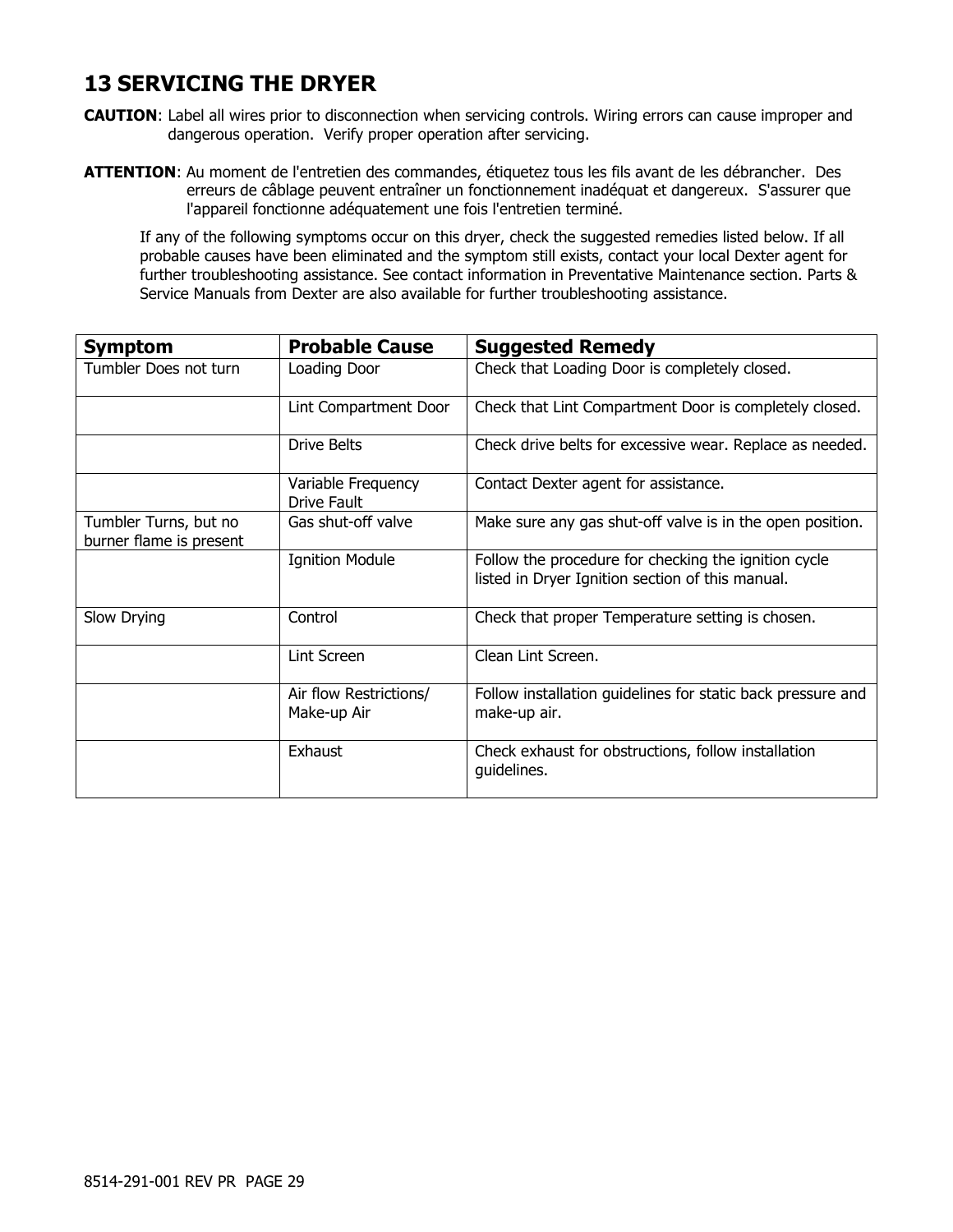# 13 SERVICING THE DRYER

**CAUTION**: Label all wires prior to disconnection when servicing controls. Wiring errors can cause improper and dangerous operation. Verify proper operation after servicing.

**ATTENTION**: Au moment de l'entretien des commandes, étiquetez tous les fils avant de les débrancher. Des erreurs de câblage peuvent entraîner un fonctionnement inadéquat et dangereux. S'assurer que l'appareil fonctionne adéquatement une fois l'entretien terminé.

If any of the following symptoms occur on this dryer, check the suggested remedies listed below. If all probable causes have been eliminated and the symptom still exists, contact your local Dexter agent for further troubleshooting assistance. See contact information in Preventative Maintenance section. Parts & Service Manuals from Dexter are also available for further troubleshooting assistance.

| Symptom | Probable Cause | Suggested Remedy |
|---|---|---|
| Tumbler Does not turn | Loading Door | Check that Loading Door is completely closed. |
| | Lint Compartment Door | Check that Lint Compartment Door is completely closed. |
| | Drive Belts | Check drive belts for excessive wear. Replace as needed. |
| | Variable Frequency Drive Fault | Contact Dexter agent for assistance. |
| Tumbler Turns, but no burner flame is present | Gas shut-off valve | Make sure any gas shut-off valve is in the open position. |
| | Ignition Module | Follow the procedure for checking the ignition cycle listed in Dryer Ignition section of this manual. |
| Slow Drying | Control | Check that proper Temperature setting is chosen. |
| | Lint Screen | Clean Lint Screen. |
| | Air flow Restrictions/ Make-up Air | Follow installation guidelines for static back pressure and make-up air. |
| | Exhaust | Check exhaust for obstructions, follow installation guidelines. |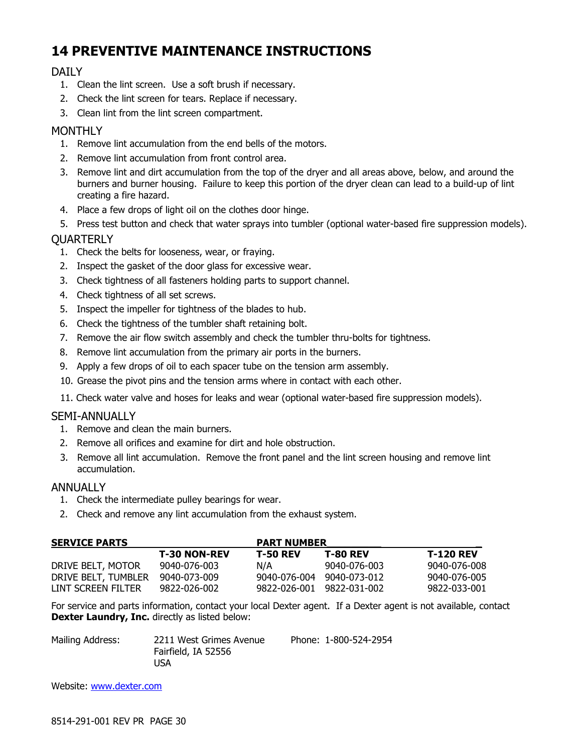# 14 PREVENTIVE MAINTENANCE INSTRUCTIONS

## DAILY

1. Clean the lint screen. Use a soft brush if necessary.
2. Check the lint screen for tears. Replace if necessary.
3. Clean lint from the lint screen compartment.

## MONTHLY

1. Remove lint accumulation from the end bells of the motors.
2. Remove lint accumulation from front control area.
3. Remove lint and dirt accumulation from the top of the dryer and all areas above, below, and around the burners and burner housing. Failure to keep this portion of the dryer clean can lead to a build-up of lint creating a fire hazard.
4. Place a few drops of light oil on the clothes door hinge.
5. Press test button and check that water sprays into tumbler (optional water-based fire suppression models).

## QUARTERLY

1. Check the belts for looseness, wear, or fraying.
2. Inspect the gasket of the door glass for excessive wear.
3. Check tightness of all fasteners holding parts to support channel.
4. Check tightness of all set screws.
5. Inspect the impeller for tightness of the blades to hub.
6. Check the tightness of the tumbler shaft retaining bolt.
7. Remove the air flow switch assembly and check the tumbler thru-bolts for tightness.
8. Remove lint accumulation from the primary air ports in the burners.
9. Apply a few drops of oil to each spacer tube on the tension arm assembly.
10. Grease the pivot pins and the tension arms where in contact with each other.
11. Check water valve and hoses for leaks and wear (optional water-based fire suppression models).

## SEMI-ANNUALLY

1. Remove and clean the main burners.
2. Remove all orifices and examine for dirt and hole obstruction.
3. Remove all lint accumulation. Remove the front panel and the lint screen housing and remove lint accumulation.

## ANNUALLY

1. Check the intermediate pulley bearings for wear.
2. Check and remove any lint accumulation from the exhaust system.

| **SERVICE PARTS** | **PART NUMBER** | | | |
|---|---|---|---|---|
| | **T-30 NON-REV** | **T-50 REV** | **T-80 REV** | **T-120 REV** |
| DRIVE BELT, MOTOR | 9040-076-003 | N/A | 9040-076-003 | 9040-076-008 |
| DRIVE BELT, TUMBLER | 9040-073-009 | 9040-076-004 | 9040-073-012 | 9040-076-005 |
| LINT SCREEN FILTER | 9822-026-002 | 9822-026-001 | 9822-031-002 | 9822-033-001 |

For service and parts information, contact your local Dexter agent. If a Dexter agent is not available, contact **Dexter Laundry, Inc.** directly as listed below:

Mailing Address: 2211 West Grimes Avenue
Fairfield, IA 52556
USA

Phone: 1-800-524-2954

Website: www.dexter.com

8514-291-001 REV PR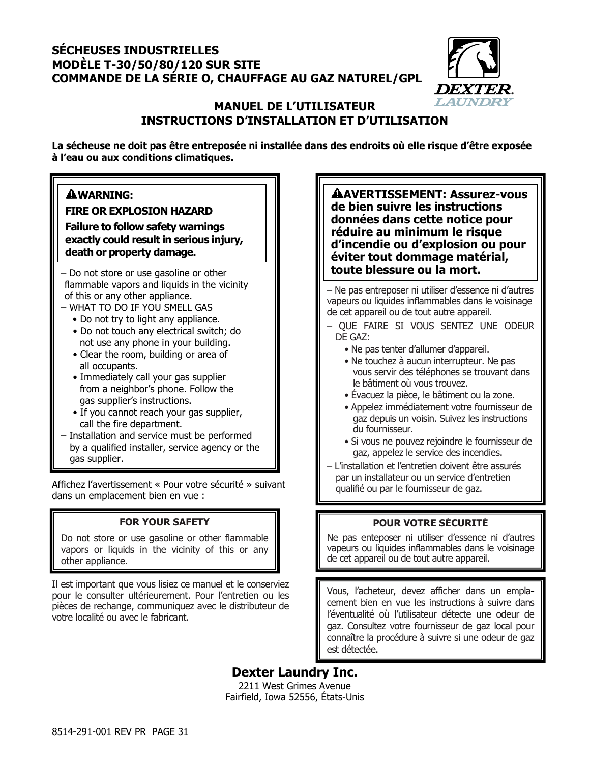# SÉCHEUSES INDUSTRIELLES
# MODÈLE T-30/50/80/120 SUR SITE
# COMMANDE DE LA SÉRIE O, CHAUFFAGE AU GAZ NATUREL/GPL

## MANUEL DE L'UTILISATEUR
## INSTRUCTIONS D'INSTALLATION ET D'UTILISATION

**La sécheuse ne doit pas être entreposée ni installée dans des endroits où elle risque d'être exposée à l'eau ou aux conditions climatiques.**

**⚠WARNING:**

**FIRE OR EXPLOSION HAZARD**

**Failure to follow safety warnings exactly could result in serious injury, death or property damage.**

– Do not store or use gasoline or other flammable vapors and liquids in the vicinity of this or any other appliance.

– WHAT TO DO IF YOU SMELL GAS
- Do not try to light any appliance.
- Do not touch any electrical switch; do not use any phone in your building.
- Clear the room, building or area of all occupants.
- Immediately call your gas supplier from a neighbor's phone. Follow the gas supplier's instructions.
- If you cannot reach your gas supplier, call the fire department.

– Installation and service must be performed by a qualified installer, service agency or the gas supplier.

Affichez l'avertissement « Pour votre sécurité » suivant dans un emplacement bien en vue :

**FOR YOUR SAFETY**

Do not store or use gasoline or other flammable vapors or liquids in the vicinity of this or any other appliance.

Il est important que vous lisiez ce manuel et le conserviez pour le consulter ultérieurement. Pour l'entretien ou les pièces de rechange, communiquez avec le distributeur de votre localité ou avec le fabricant.

**⚠AVERTISSEMENT: Assurez-vous de bien suivre les instructions données dans cette notice pour réduire au minimum le risque d'incendie ou d'explosion ou pour éviter tout dommage matérial, toute blessure ou la mort.**

– Ne pas entreposer ni utiliser d'essence ni d'autres vapeurs ou liquides inflammables dans le voisinage de cet appareil ou de tout autre appareil.

– QUE FAIRE SI VOUS SENTEZ UNE ODEUR DE GAZ:
- Ne pas tenter d'allumer d'appareil.
- Ne touchez à aucun interrupteur. Ne pas vous servir des téléphones se trouvant dans le bâtiment où vous trouvez.
- Évacuez la pièce, le bâtiment ou la zone.
- Appelez immédiatement votre fournisseur de gaz depuis un voisin. Suivez les instructions du fournisseur.
- Si vous ne pouvez rejoindre le fournisseur de gaz, appelez le service des incendies.

– L'installation et l'entretien doivent être assurés par un installateur ou un service d'entretien qualifié ou par le fournisseur de gaz.

**POUR VOTRE SÉCURITÉ**

Ne pas enteposer ni utiliser d'essence ni d'autres vapeurs ou liquides inflammables dans le voisinage de cet appareil ou de tout autre appareil.

Vous, l'acheteur, devez afficher dans un emplacement bien en vue les instructions à suivre dans l'éventualité où l'utilisateur détecte une odeur de gaz. Consultez votre fournisseur de gaz local pour connaître la procédure à suivre si une odeur de gaz est détectée.

**Dexter Laundry Inc.**

2211 West Grimes Avenue
Fairfield, Iowa 52556, États-Unis

8514-291-001 REV PR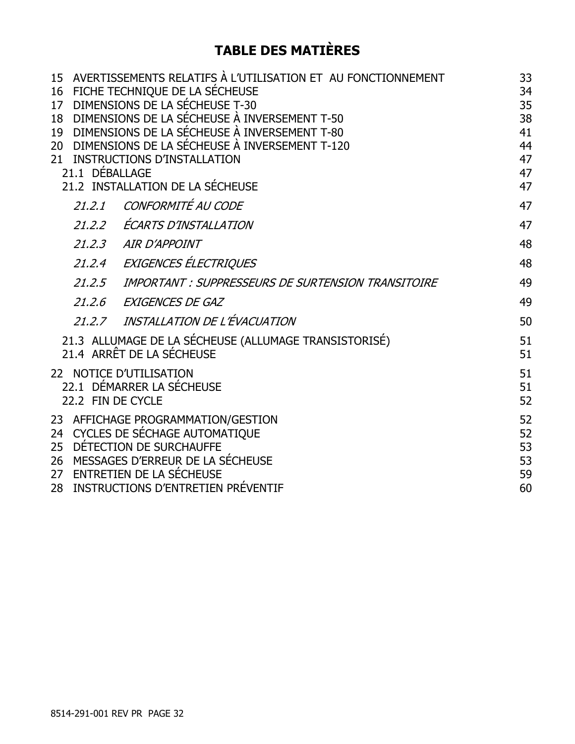# TABLE DES MATIÈRES

| | | |
|---|---|---|
| 15 | AVERTISSEMENTS RELATIFS À L'UTILISATION ET AU FONCTIONNEMENT | 33 |
| 16 | FICHE TECHNIQUE DE LA SÉCHEUSE | 34 |
| 17 | DIMENSIONS DE LA SÉCHEUSE T-30 | 35 |
| 18 | DIMENSIONS DE LA SÉCHEUSE À INVERSEMENT T-50 | 38 |
| 19 | DIMENSIONS DE LA SÉCHEUSE À INVERSEMENT T-80 | 41 |
| 20 | DIMENSIONS DE LA SÉCHEUSE À INVERSEMENT T-120 | 44 |
| 21 | INSTRUCTIONS D'INSTALLATION | 47 |
| 21.1 | DÉBALLAGE | 47 |
| 21.2 | INSTALLATION DE LA SÉCHEUSE | 47 |
| *21.2.1* | *CONFORMITÉ AU CODE* | 47 |
| *21.2.2* | *ÉCARTS D'INSTALLATION* | 47 |
| *21.2.3* | *AIR D'APPOINT* | 48 |
| *21.2.4* | *EXIGENCES ÉLECTRIQUES* | 48 |
| *21.2.5* | *IMPORTANT : SUPPRESSEURS DE SURTENSION TRANSITOIRE* | 49 |
| *21.2.6* | *EXIGENCES DE GAZ* | 49 |
| *21.2.7* | *INSTALLATION DE L'ÉVACUATION* | 50 |
| 21.3 | ALLUMAGE DE LA SÉCHEUSE (ALLUMAGE TRANSISTORISÉ) | 51 |
| 21.4 | ARRÊT DE LA SÉCHEUSE | 51 |
| 22 | NOTICE D'UTILISATION | 51 |
| 22.1 | DÉMARRER LA SÉCHEUSE | 51 |
| 22.2 | FIN DE CYCLE | 52 |
| 23 | AFFICHAGE PROGRAMMATION/GESTION | 52 |
| 24 | CYCLES DE SÉCHAGE AUTOMATIQUE | 52 |
| 25 | DÉTECTION DE SURCHAUFFE | 53 |
| 26 | MESSAGES D'ERREUR DE LA SÉCHEUSE | 53 |
| 27 | ENTRETIEN DE LA SÉCHEUSE | 59 |
| 28 | INSTRUCTIONS D'ENTRETIEN PRÉVENTIF | 60 |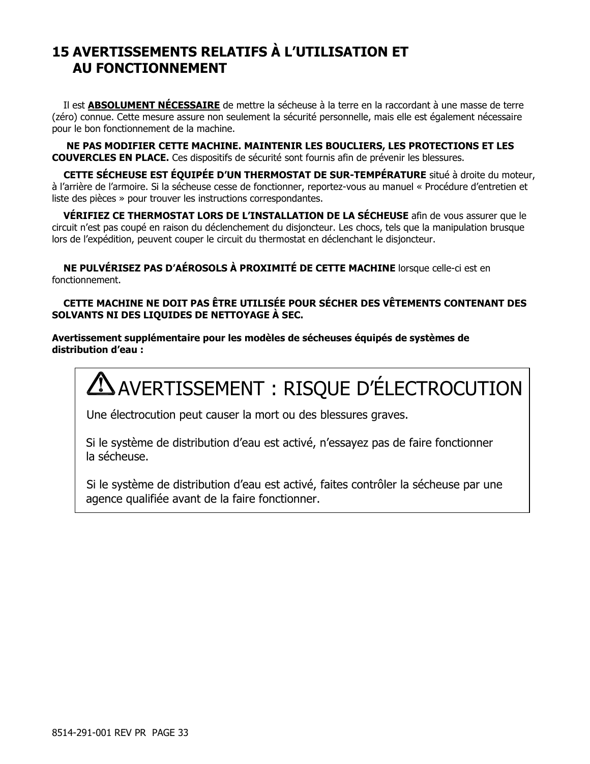# 15 AVERTISSEMENTS RELATIFS À L'UTILISATION ET AU FONCTIONNEMENT

Il est **ABSOLUMENT NÉCESSAIRE** de mettre la sécheuse à la terre en la raccordant à une masse de terre (zéro) connue. Cette mesure assure non seulement la sécurité personnelle, mais elle est également nécessaire pour le bon fonctionnement de la machine.

**NE PAS MODIFIER CETTE MACHINE. MAINTENIR LES BOUCLIERS, LES PROTECTIONS ET LES COUVERCLES EN PLACE.** Ces dispositifs de sécurité sont fournis afin de prévenir les blessures.

**CETTE SÉCHEUSE EST ÉQUIPÉE D'UN THERMOSTAT DE SUR-TEMPÉRATURE** situé à droite du moteur, à l'arrière de l'armoire. Si la sécheuse cesse de fonctionner, reportez-vous au manuel « Procédure d'entretien et liste des pièces » pour trouver les instructions correspondantes.

**VÉRIFIEZ CE THERMOSTAT LORS DE L'INSTALLATION DE LA SÉCHEUSE** afin de vous assurer que le circuit n'est pas coupé en raison du déclenchement du disjoncteur. Les chocs, tels que la manipulation brusque lors de l'expédition, peuvent couper le circuit du thermostat en déclenchant le disjoncteur.

**NE PULVÉRISEZ PAS D'AÉROSOLS À PROXIMITÉ DE CETTE MACHINE** lorsque celle-ci est en fonctionnement.

**CETTE MACHINE NE DOIT PAS ÊTRE UTILISÉE POUR SÉCHER DES VÊTEMENTS CONTENANT DES SOLVANTS NI DES LIQUIDES DE NETTOYAGE À SEC.**

**Avertissement supplémentaire pour les modèles de sécheuses équipés de systèmes de distribution d'eau :**

> ⚠ AVERTISSEMENT : RISQUE D'ÉLECTROCUTION
>
> Une électrocution peut causer la mort ou des blessures graves.
>
> Si le système de distribution d'eau est activé, n'essayez pas de faire fonctionner la sécheuse.
>
> Si le système de distribution d'eau est activé, faites contrôler la sécheuse par une agence qualifiée avant de la faire fonctionner.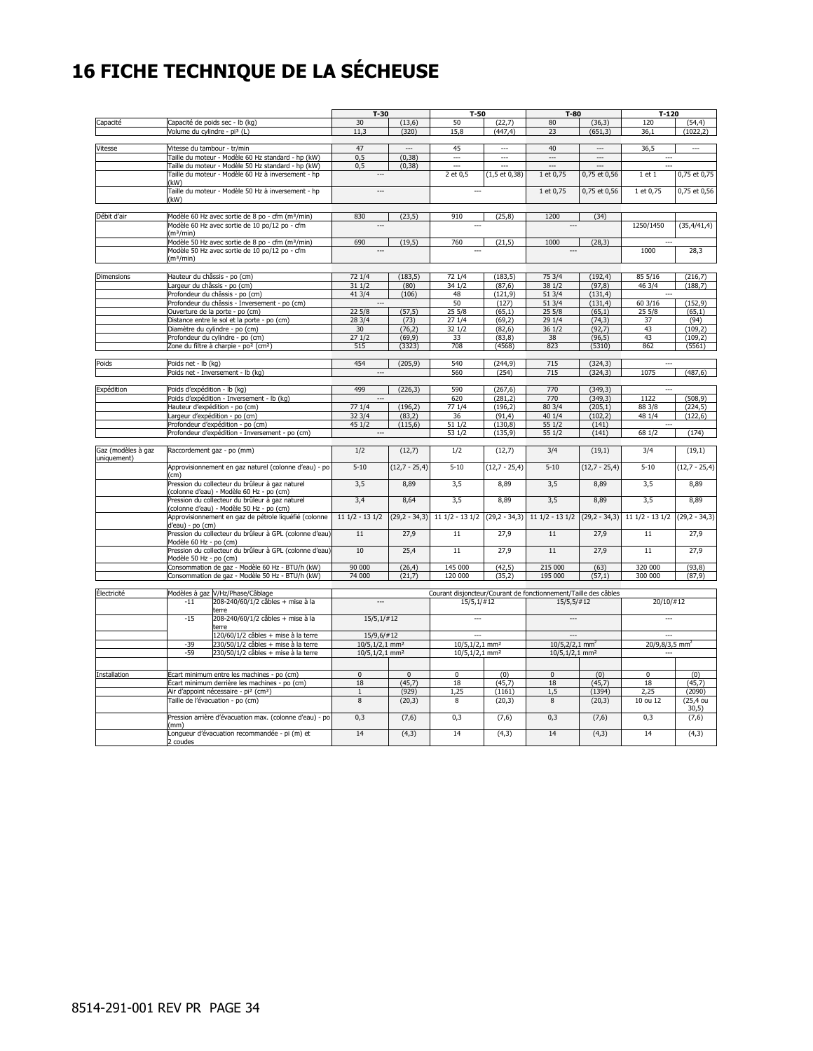# 16 FICHE TECHNIQUE DE LA SÉCHEUSE

| | | T-30 | | T-50 | | T-80 | | T-120 | |
|---|---|---|---|---|---|---|---|---|---|
| Capacité | Capacité de poids sec - lb (kg) | 30 | (13,6) | 50 | (22,7) | 80 | (36,3) | 120 | (54,4) |
| | Volume du cylindre - pi³ (L) | 11,3 | (320) | 15,8 | (447,4) | 23 | (651,3) | 36,1 | (1022,2) |
| Vitesse | Vitesse du tambour - tr/min | 47 | --- | 45 | --- | 40 | --- | 36,5 | --- |
| | Taille du moteur - Modèle 60 Hz standard - hp (kW) | 0,5 | (0,38) | --- | --- | --- | --- | --- | |
| | Taille du moteur - Modèle 50 Hz standard - hp (kW) | 0,5 | (0,38) | --- | --- | --- | --- | --- | |
| | Taille du moteur - Modèle 60 Hz à inversement - hp (kW) | --- | | 2 et 0,5 | (1,5 et 0,38) | 1 et 0,75 | 0,75 et 0,56 | 1 et 1 | 0,75 et 0,75 |
| | Taille du moteur - Modèle 50 Hz à inversement - hp (kW) | --- | | --- | | 1 et 0,75 | 0,75 et 0,56 | 1 et 0,75 | 0,75 et 0,56 |
| Débit d'air | Modèle 60 Hz avec sortie de 8 po - cfm (m³/min) | 830 | (23,5) | 910 | (25,8) | 1200 | (34) | | |
| | Modèle 60 Hz avec sortie de 10 po/12 po - cfm (m³/min) | --- | | --- | | --- | | 1250/1450 | (35,4/41,4) |
| | Modèle 50 Hz avec sortie de 8 po - cfm (m³/min) | 690 | (19,5) | 760 | (21,5) | 1000 | (28,3) | --- | |
| | Modèle 50 Hz avec sortie de 10 po/12 po - cfm (m³/min) | --- | | --- | | --- | | 1000 | 28,3 |
| Dimensions | Hauteur du châssis - po (cm) | 72 1/4 | (183,5) | 72 1/4 | (183,5) | 75 3/4 | (192,4) | 85 5/16 | (216,7) |
| | Largeur du châssis - po (cm) | 31 1/2 | (80) | 34 1/2 | (87,6) | 38 1/2 | (97,8) | 46 3/4 | (188,7) |
| | Profondeur du châssis - po (cm) | 41 3/4 | (106) | 48 | (121,9) | 51 3/4 | (131,4) | --- | |
| | Profondeur du châssis - Inversement - po (cm) | --- | | 50 | (127) | 51 3/4 | (131,4) | 60 3/16 | (152,9) |
| | Ouverture de la porte - po (cm) | 22 5/8 | (57,5) | 25 5/8 | (65,1) | 25 5/8 | (65,1) | 25 5/8 | (65,1) |
| | Distance entre le sol et la porte - po (cm) | 28 3/4 | (73) | 27 1/4 | (69,2) | 29 1/4 | (74,3) | 37 | (94) |
| | Diamètre du cylindre - po (cm) | 30 | (76,2) | 32 1/2 | (82,6) | 36 1/2 | (92,7) | 43 | (109,2) |
| | Profondeur du cylindre - po (cm) | 27 1/2 | (69,9) | 33 | (83,8) | 38 | (96,5) | 43 | (109,2) |
| | Zone du filtre à charpie - po² (cm²) | 515 | (3323) | 708 | (4568) | 823 | (5310) | 862 | (5561) |
| Poids | Poids net - lb (kg) | 454 | (205,9) | 540 | (244,9) | 715 | (324,3) | --- | |
| | Poids net - Inversement - lb (kg) | --- | | 560 | (254) | 715 | (324,3) | 1075 | (487,6) |
| Expédition | Poids d'expédition - lb (kg) | 499 | (226,3) | 590 | (267,6) | 770 | (349,3) | --- | |
| | Poids d'expédition - Inversement - lb (kg) | --- | | 620 | (281,2) | 770 | (349,3) | 1122 | (508,9) |
| | Hauteur d'expédition - po (cm) | 77 1/4 | (196,2) | 77 1/4 | (196,2) | 80 3/4 | (205,1) | 88 3/8 | (224,5) |
| | Largeur d'expédition - po (cm) | 32 3/4 | (83,2) | 36 | (91,4) | 40 1/4 | (102,2) | 48 1/4 | (122,6) |
| | Profondeur d'expédition - po (cm) | 45 1/2 | (115,6) | 51 1/2 | (130,8) | 55 1/2 | (141) | --- | |
| | Profondeur d'expédition - Inversement - po (cm) | --- | | 53 1/2 | (135,9) | 55 1/2 | (141) | 68 1/2 | (174) |
| Gaz (modèles à gaz uniquement) | Raccordement gaz - po (mm) | 1/2 | (12,7) | 1/2 | (12,7) | 3/4 | (19,1) | 3/4 | (19,1) |
| | Approvisionnement en gaz naturel (colonne d'eau) - po (cm) | 5-10 | (12,7 - 25,4) | 5-10 | (12,7 - 25,4) | 5-10 | (12,7 - 25,4) | 5-10 | (12,7 - 25,4) |
| | Pression du collecteur du brûleur à gaz naturel (colonne d'eau) - Modèle 60 Hz - po (cm) | 3,5 | 8,89 | 3,5 | 8,89 | 3,5 | 8,89 | 3,5 | 8,89 |
| | Pression du collecteur du brûleur à gaz naturel (colonne d'eau) - Modèle 50 Hz - po (cm) | 3,4 | 8,64 | 3,5 | 8,89 | 3,5 | 8,89 | 3,5 | 8,89 |
| | Approvisionnement en gaz de pétrole liquéfié (colonne d'eau) - po (cm) | 11 1/2 - 13 1/2 | (29,2 - 34,3) | 11 1/2 - 13 1/2 | (29,2 - 34,3) | 11 1/2 - 13 1/2 | (29,2 - 34,3) | 11 1/2 - 13 1/2 | (29,2 - 34,3) |
| | Pression du collecteur du brûleur à GPL (colonne d'eau) Modèle 60 Hz - po (cm) | 11 | 27,9 | 11 | 27,9 | 11 | 27,9 | 11 | 27,9 |
| | Pression du collecteur du brûleur à GPL (colonne d'eau) Modèle 50 Hz - po (cm) | 10 | 25,4 | 11 | 27,9 | 11 | 27,9 | 11 | 27,9 |
| | Consommation de gaz - Modèle 60 Hz - BTU/h (kW) | 90 000 | (26,4) | 145 000 | (42,5) | 215 000 | (63) | 320 000 | (93,8) |
| | Consommation de gaz - Modèle 50 Hz - BTU/h (kW) | 74 000 | (21,7) | 120 000 | (35,2) | 195 000 | (57,1) | 300 000 | (87,9) |
| Électricité | Modèles à gaz V/Hz/Phase/Câblage | Courant disjoncteur/Courant de fonctionnement/Taille des câbles | | | | | | | |
| | -11 208-240/60/1/2 câbles + mise à la terre | --- | | 15/5,1/#12 | | 15/5,5/#12 | | 20/10/#12 | |
| | -15 208-240/60/1/2 câbles + mise à la terre | 15/5,1/#12 | | --- | | --- | | --- | |
| | 120/60/1/2 câbles + mise à la terre | 15/9,6/#12 | | --- | | --- | | --- | |
| | -39 230/50/1/2 câbles + mise à la terre | 10/5,1/2,1 mm² | | 10/5,1/2,1 mm² | | 10/5,2/2,1 mm² | | 20/9,8/3,5 mm² | |
| | -59 230/50/1/2 câbles + mise à la terre | 10/5,1/2,1 mm² | | 10/5,1/2,1 mm² | | 10/5,1/2,1 mm² | | --- | |
| Installation | Écart minimum entre les machines - po (cm) | 0 | 0 | 0 | (0) | 0 | (0) | 0 | (0) |
| | Écart minimum derrière les machines - po (cm) | 18 | (45,7) | 18 | (45,7) | 18 | (45,7) | 18 | (45,7) |
| | Air d'appoint nécessaire - pi² (cm²) | 1 | (929) | 1,25 | (1161) | 1,5 | (1394) | 2,25 | (2090) |
| | Taille de l'évacuation - po (cm) | 8 | (20,3) | 8 | (20,3) | 8 | (20,3) | 10 ou 12 | (25,4 ou 30,5) |
| | Pression arrière d'évacuation max. (colonne d'eau) - po (mm) | 0,3 | (7,6) | 0,3 | (7,6) | 0,3 | (7,6) | 0,3 | (7,6) |
| | Longueur d'évacuation recommandée - pi (m) et 2 coudes | 14 | (4,3) | 14 | (4,3) | 14 | (4,3) | 14 | (4,3) |

8514-291-001 REV PR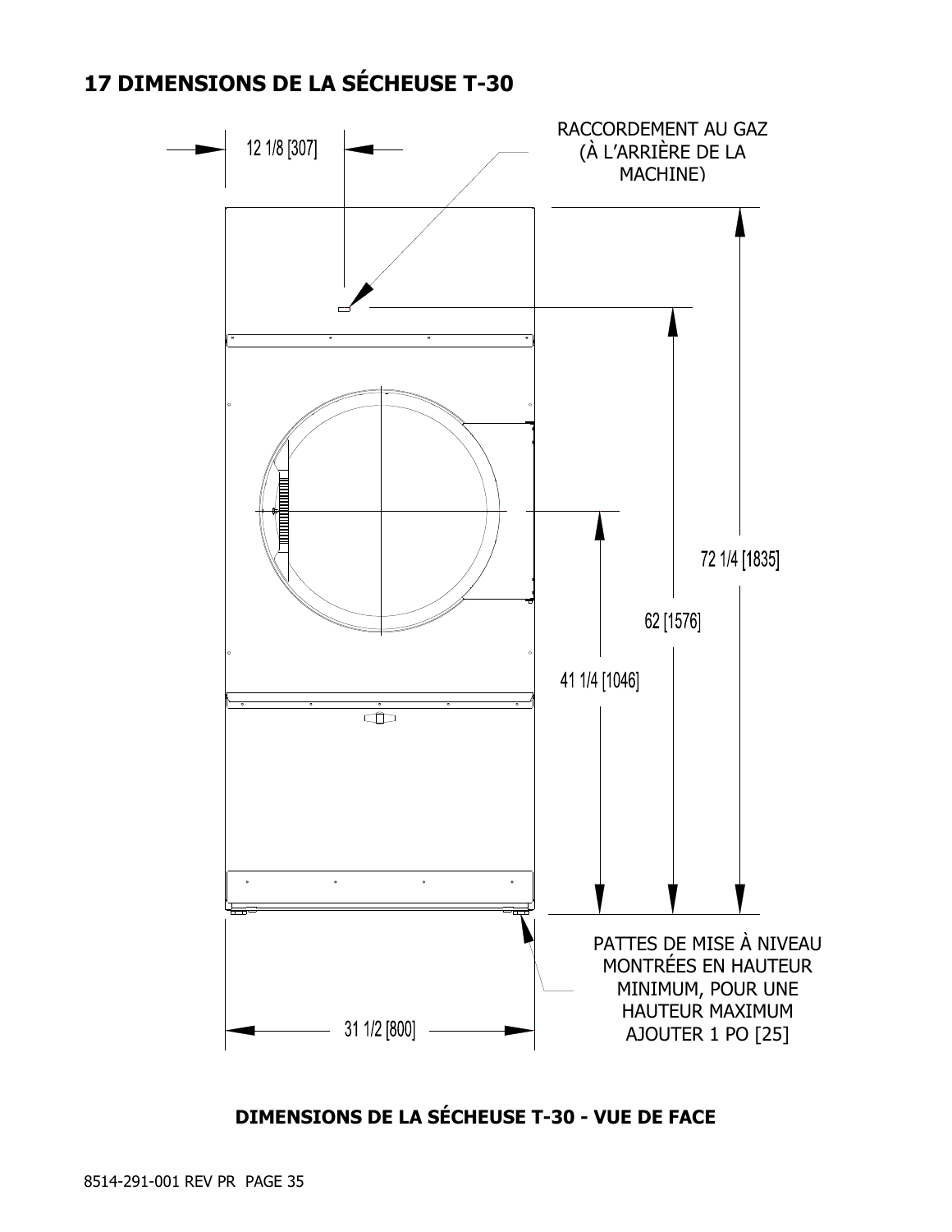# 17 DIMENSIONS DE LA SÉCHEUSE T-30

12 1/8 [307]

RACCORDEMENT AU GAZ (À L'ARRIÈRE DE LA MACHINE)

72 1/4 [1835]

62 [1576]

41 1/4 [1046]

PATTES DE MISE À NIVEAU MONTRÉES EN HAUTEUR MINIMUM, POUR UNE HAUTEUR MAXIMUM AJOUTER 1 PO [25]

31 1/2 [800]

**DIMENSIONS DE LA SÉCHEUSE T-30 - VUE DE FACE**

8514-291-001 REV PR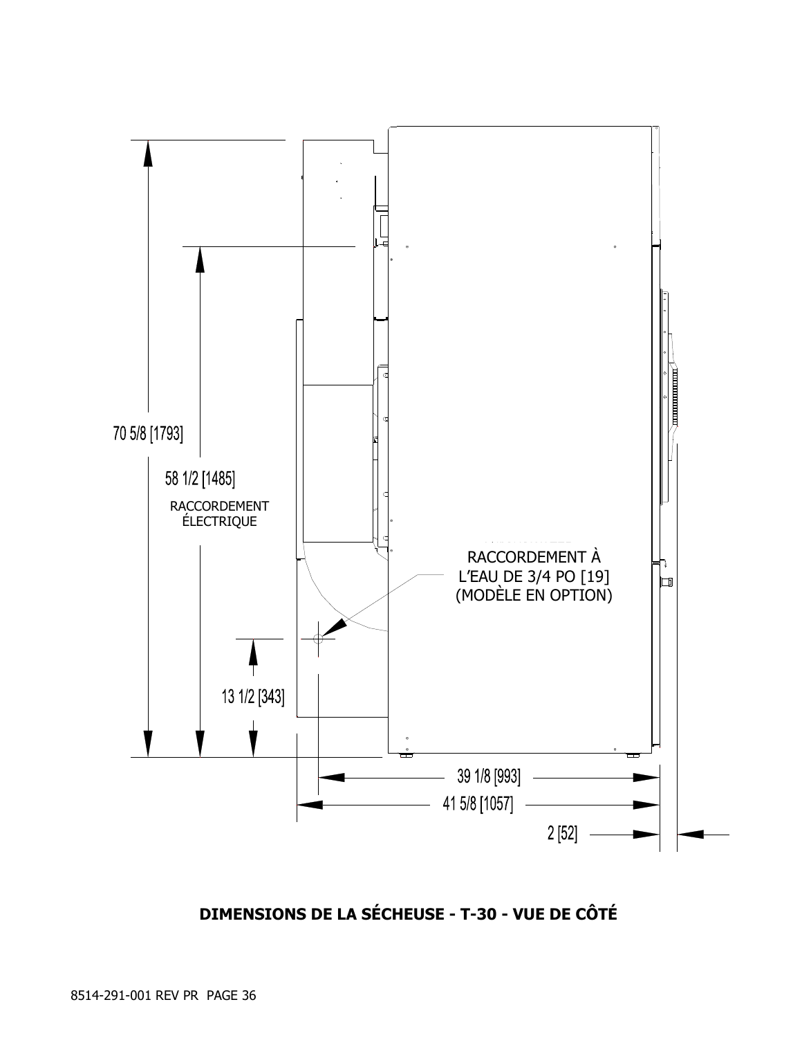70 5/8 [1793]

58 1/2 [1485]

RACCORDEMENT ÉLECTRIQUE

RACCORDEMENT À L'EAU DE 3/4 PO [19] (MODÈLE EN OPTION)

13 1/2 [343]

39 1/8 [993]

41 5/8 [1057]

2 [52]

**DIMENSIONS DE LA SÉCHEUSE - T-30 - VUE DE CÔTÉ**

8514-291-001 REV PR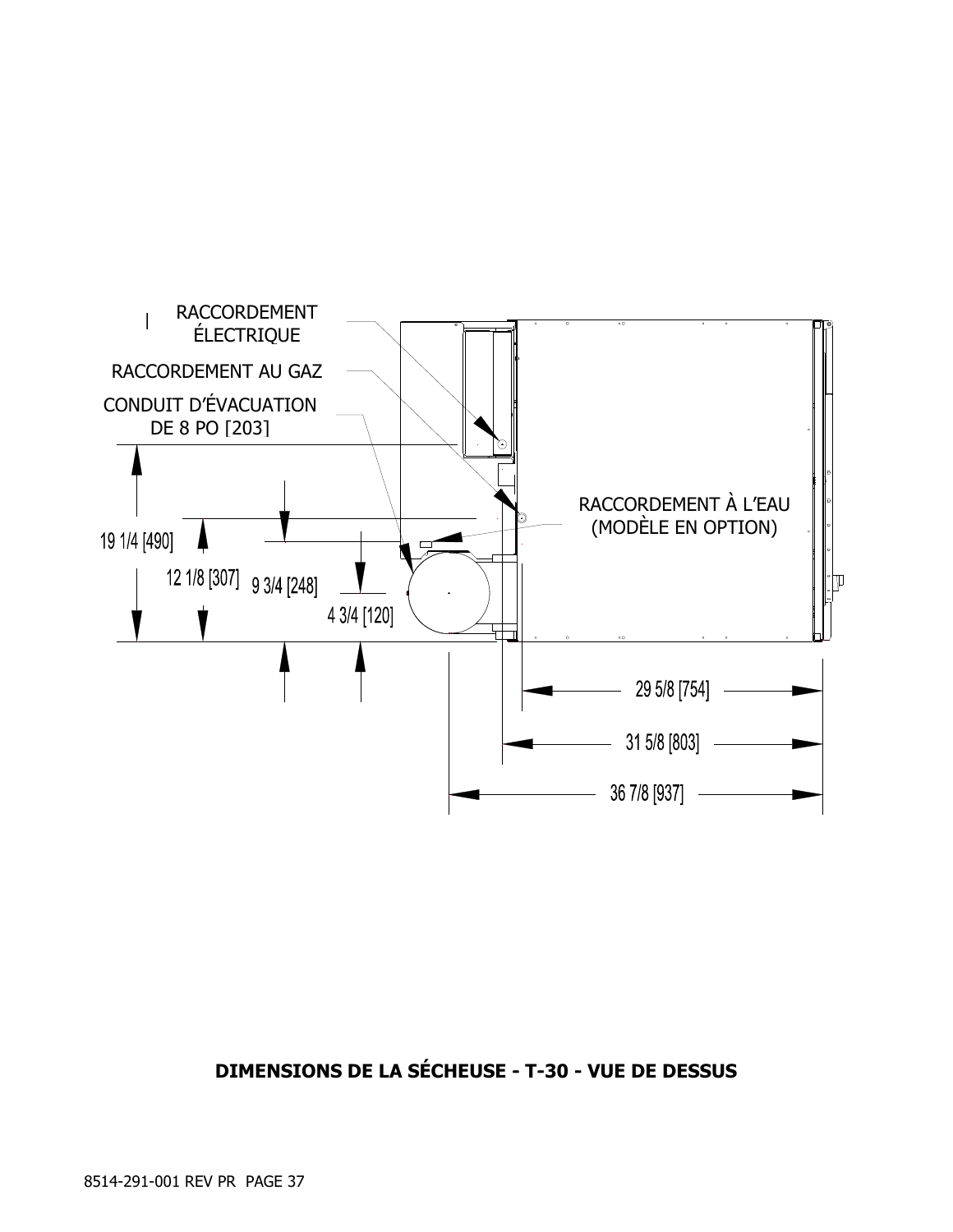RACCORDEMENT ÉLECTRIQUE

RACCORDEMENT AU GAZ

CONDUIT D'ÉVACUATION DE 8 PO [203]

RACCORDEMENT À L'EAU (MODÈLE EN OPTION)

19 1/4 [490]

12 1/8 [307]

9 3/4 [248]

4 3/4 [120]

29 5/8 [754]

31 5/8 [803]

36 7/8 [937]

**DIMENSIONS DE LA SÉCHEUSE - T-30 - VUE DE DESSUS**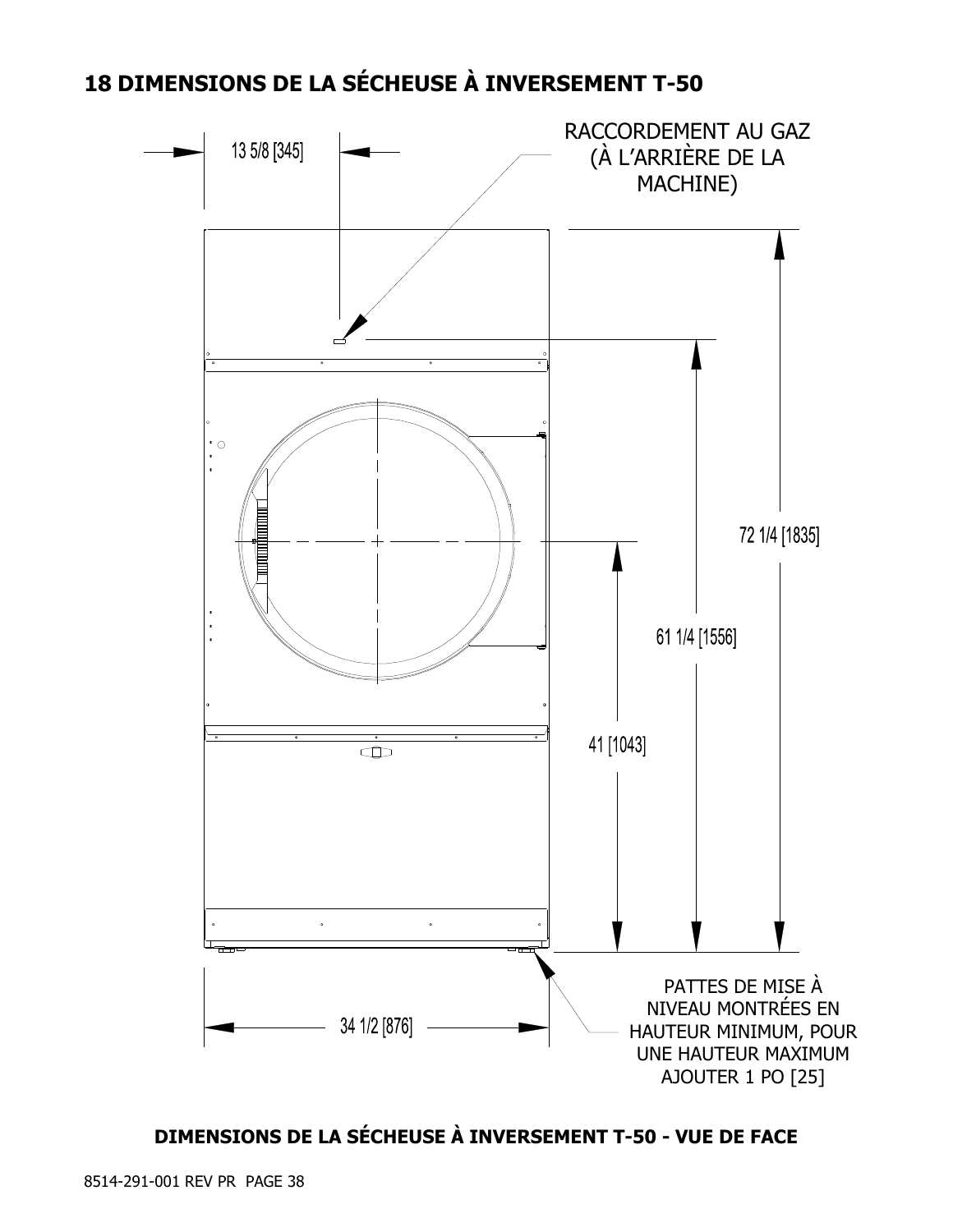## 18 DIMENSIONS DE LA SÉCHEUSE À INVERSEMENT T-50

13 5/8 [345]

RACCORDEMENT AU GAZ (À L'ARRIÈRE DE LA MACHINE)

72 1/4 [1835]

61 1/4 [1556]

41 [1043]

34 1/2 [876]

PATTES DE MISE À NIVEAU MONTRÉES EN HAUTEUR MINIMUM, POUR UNE HAUTEUR MAXIMUM AJOUTER 1 PO [25]

**DIMENSIONS DE LA SÉCHEUSE À INVERSEMENT T-50 - VUE DE FACE**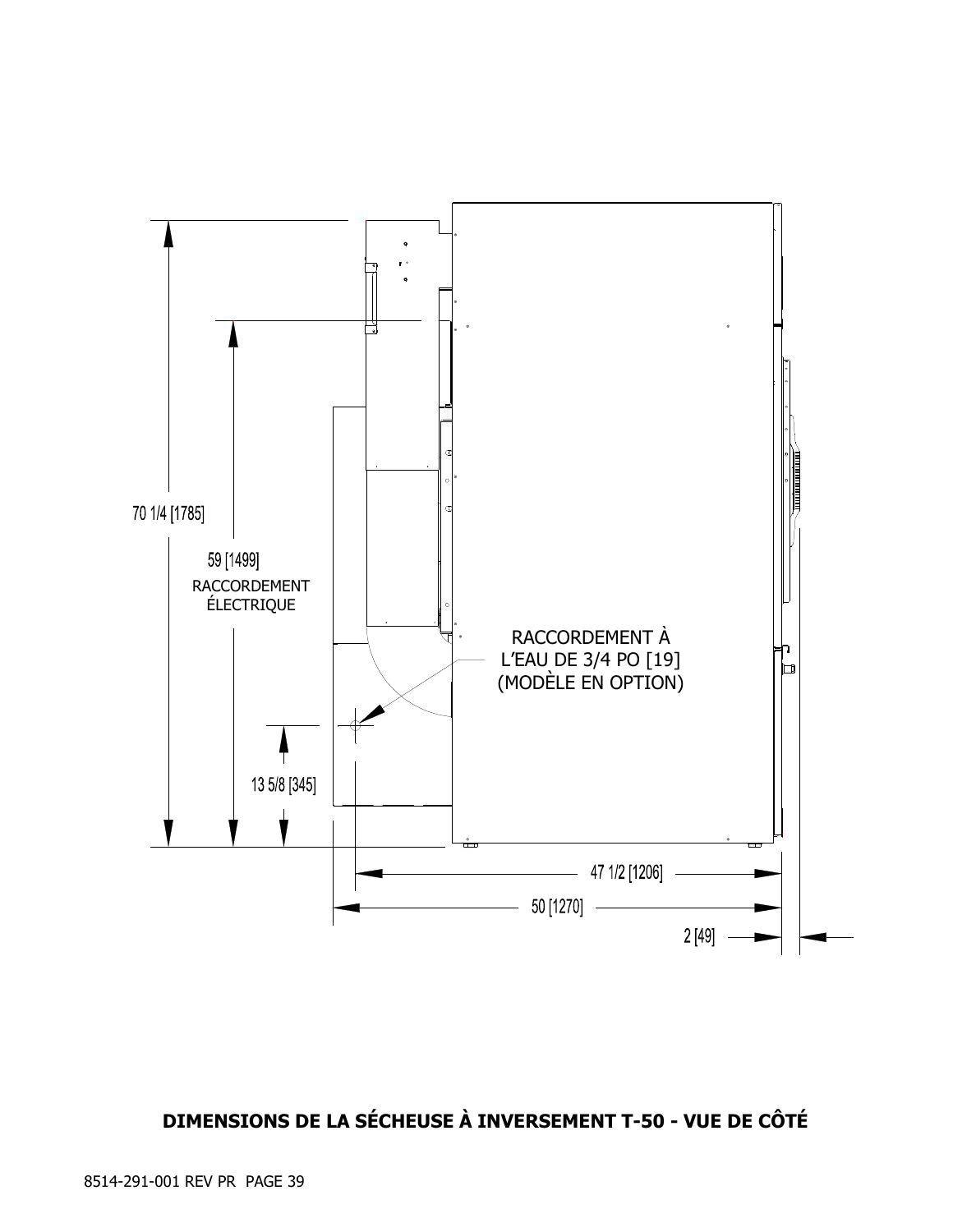70 1/4 [1785]

59 [1499]
RACCORDEMENT
ÉLECTRIQUE

RACCORDEMENT À
L'EAU DE 3/4 PO [19]
(MODÈLE EN OPTION)

13 5/8 [345]

47 1/2 [1206]

50 [1270]

2 [49]

**DIMENSIONS DE LA SÉCHEUSE À INVERSEMENT T-50 - VUE DE CÔTÉ**

8514-291-001 REV PR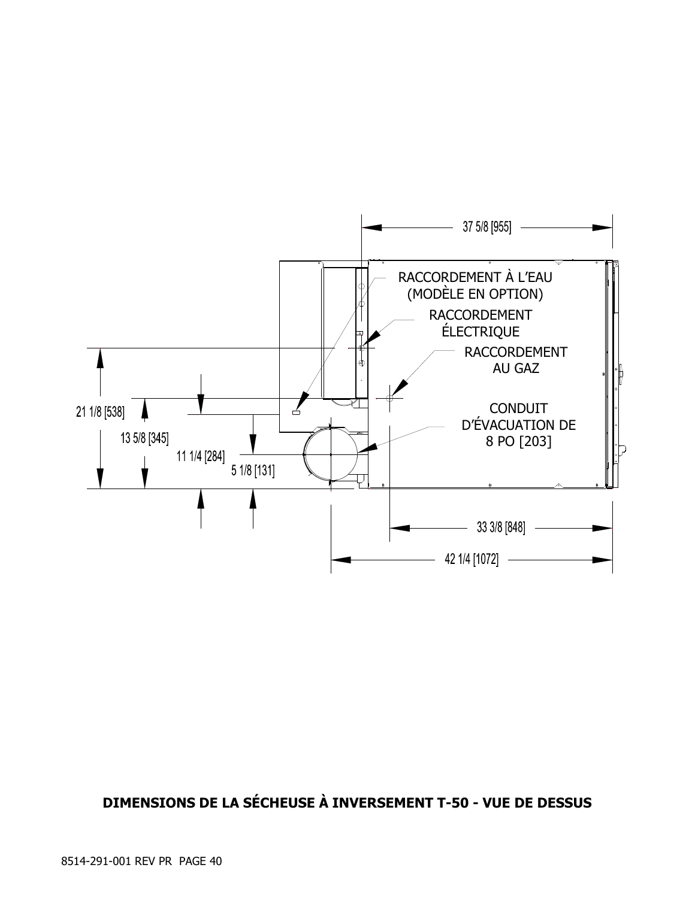37 5/8 [955]

RACCORDEMENT À L'EAU (MODÈLE EN OPTION)

RACCORDEMENT ÉLECTRIQUE

RACCORDEMENT AU GAZ

CONDUIT D'ÉVACUATION DE 8 PO [203]

21 1/8 [538]

13 5/8 [345]

11 1/4 [284]

5 1/8 [131]

33 3/8 [848]

42 1/4 [1072]

**DIMENSIONS DE LA SÉCHEUSE À INVERSEMENT T-50 - VUE DE DESSUS**

8514-291-001 REV PR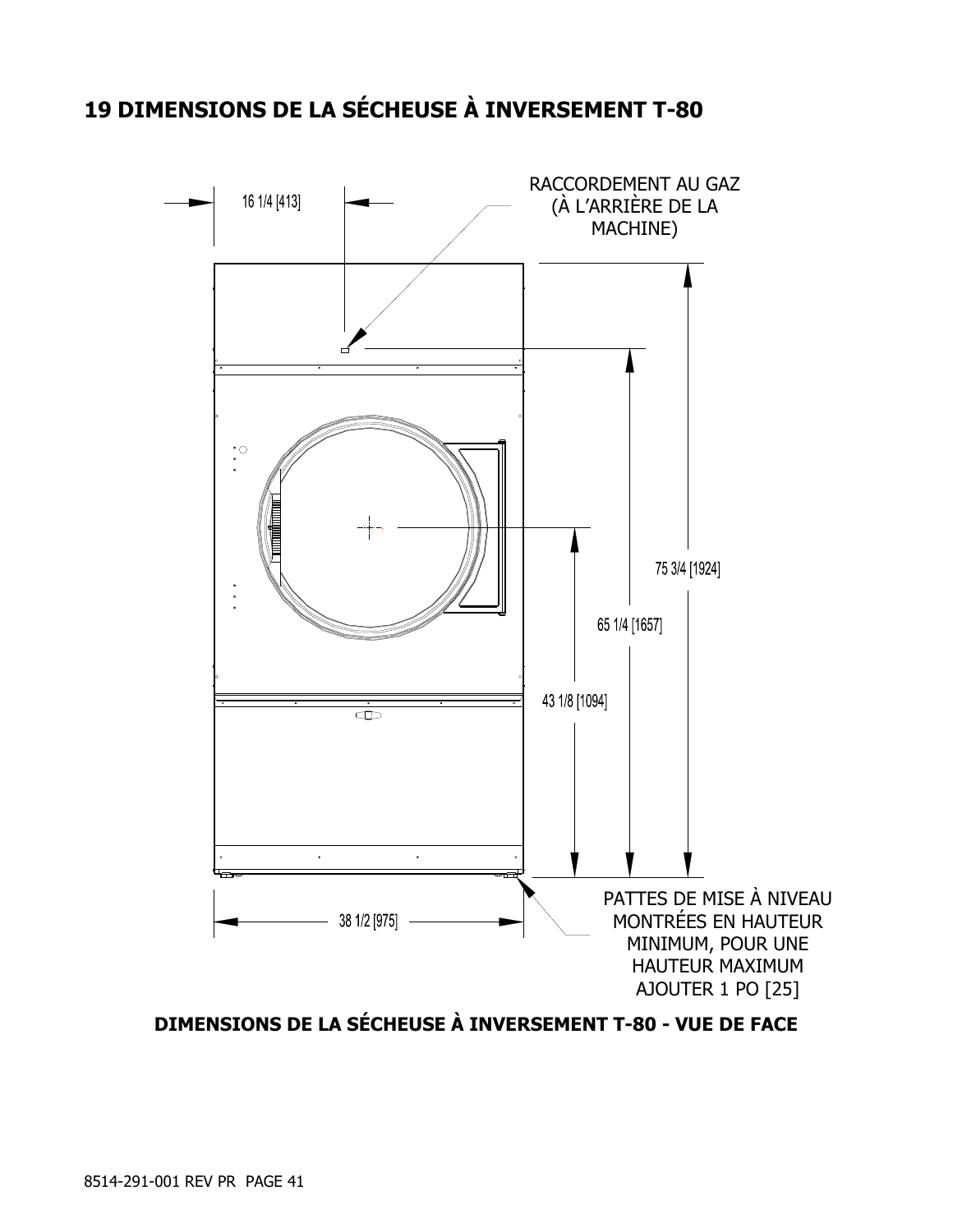# 19 DIMENSIONS DE LA SÉCHEUSE À INVERSEMENT T-80

16 1/4 [413]

RACCORDEMENT AU GAZ (À L'ARRIÈRE DE LA MACHINE)

75 3/4 [1924]

65 1/4 [1657]

43 1/8 [1094]

38 1/2 [975]

PATTES DE MISE À NIVEAU MONTRÉES EN HAUTEUR MINIMUM, POUR UNE HAUTEUR MAXIMUM AJOUTER 1 PO [25]

**DIMENSIONS DE LA SÉCHEUSE À INVERSEMENT T-80 - VUE DE FACE**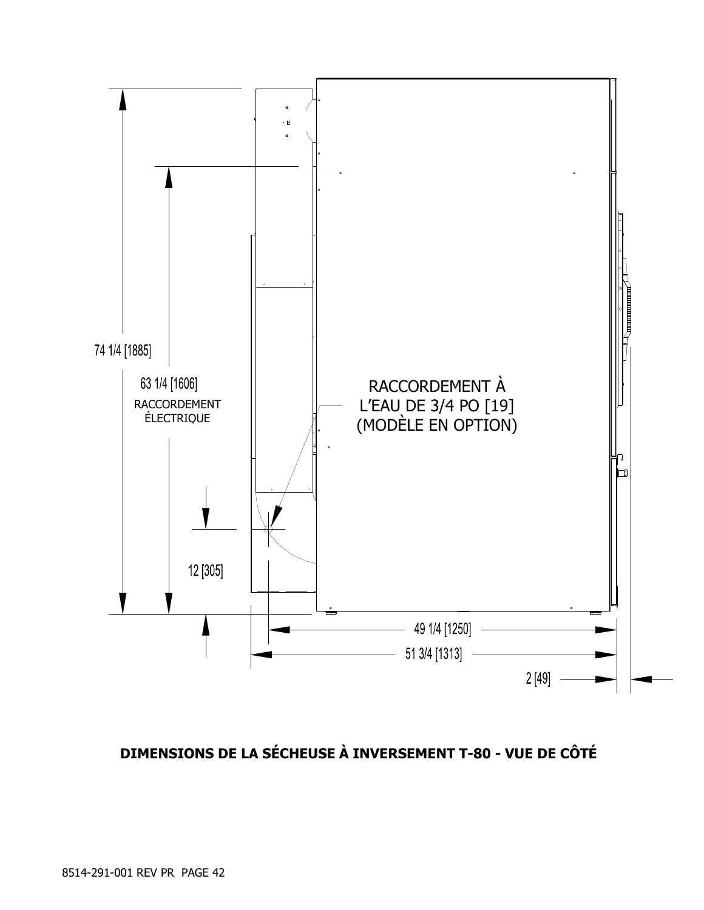74 1/4 [1885]

63 1/4 [1606]
RACCORDEMENT ÉLECTRIQUE

RACCORDEMENT À L'EAU DE 3/4 PO [19] (MODÈLE EN OPTION)

12 [305]

49 1/4 [1250]

51 3/4 [1313]

2 [49]

**DIMENSIONS DE LA SÉCHEUSE À INVERSEMENT T-80 - VUE DE CÔTÉ**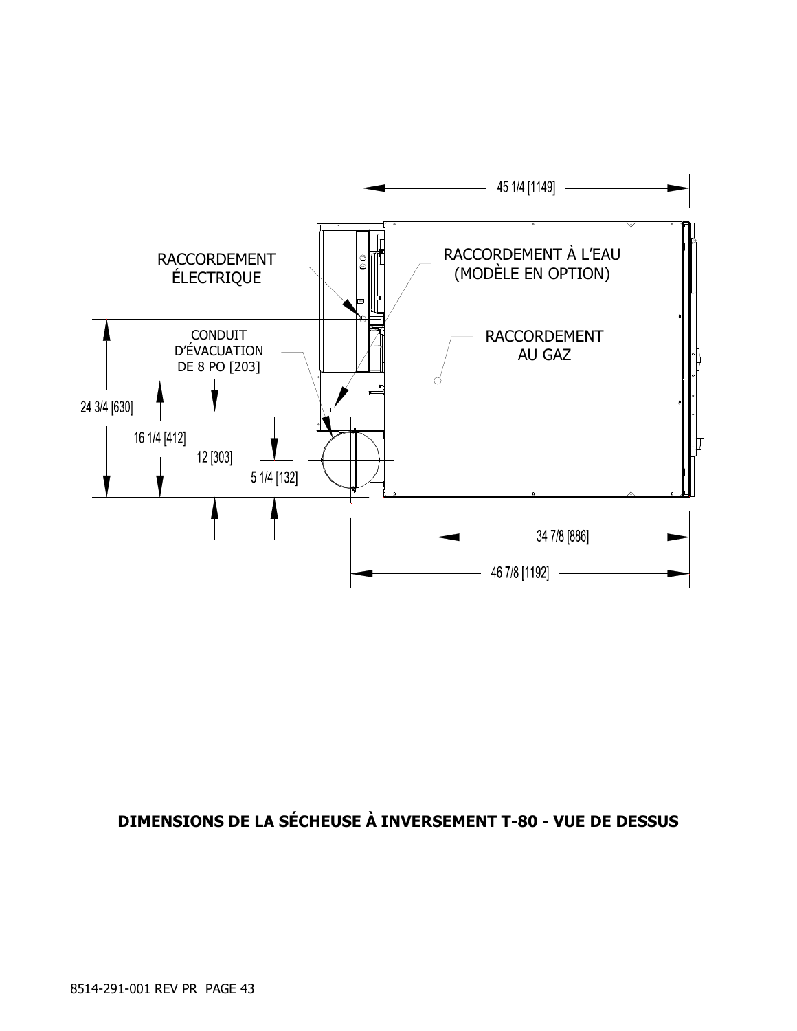45 1/4 [1149]

RACCORDEMENT ÉLECTRIQUE

RACCORDEMENT À L'EAU (MODÈLE EN OPTION)

CONDUIT D'ÉVACUATION DE 8 PO [203]

RACCORDEMENT AU GAZ

24 3/4 [630]

16 1/4 [412]

12 [303]

5 1/4 [132]

34 7/8 [886]

46 7/8 [1192]

**DIMENSIONS DE LA SÉCHEUSE À INVERSEMENT T-80 - VUE DE DESSUS**

8514-291-001 REV PR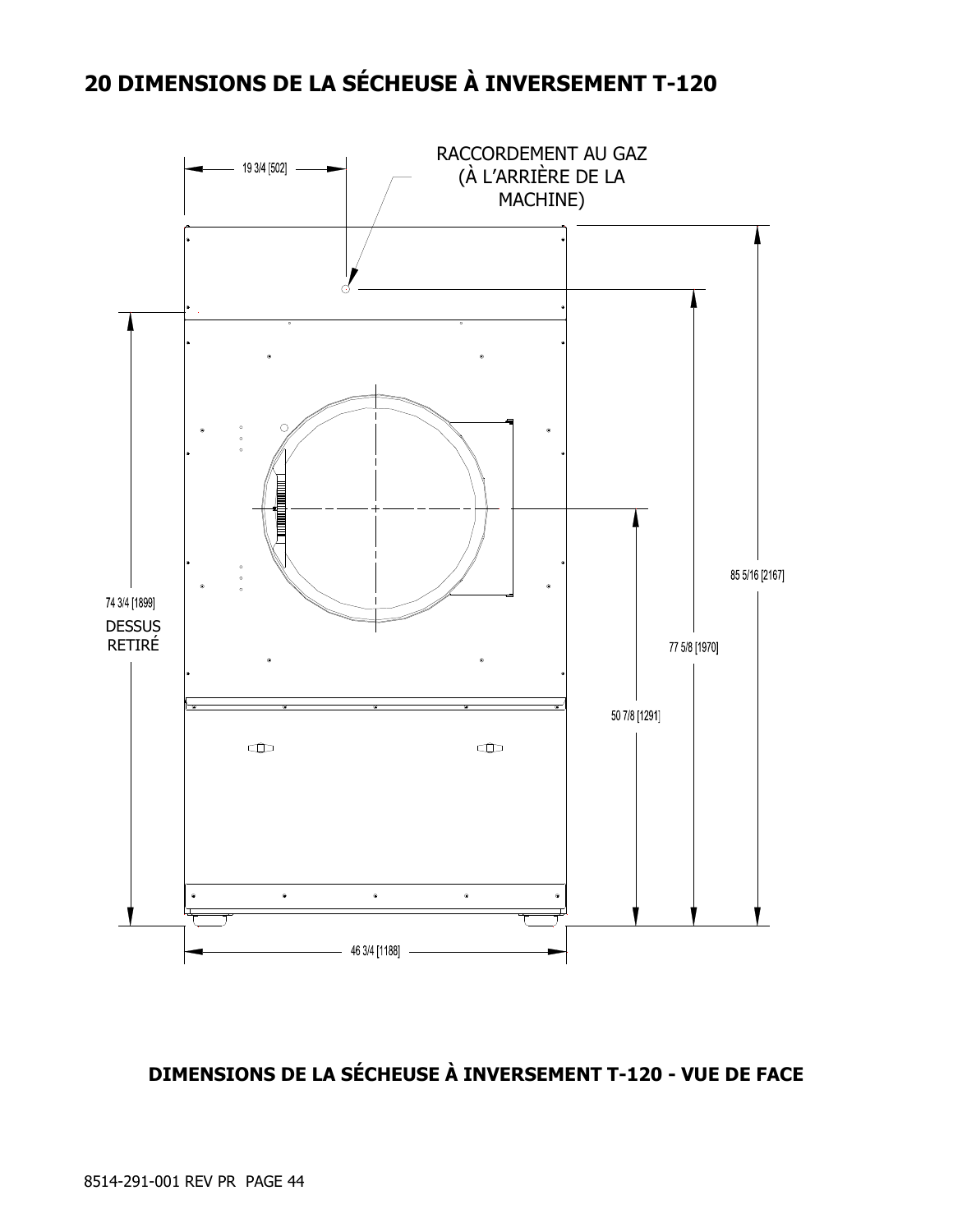# 20 DIMENSIONS DE LA SÉCHEUSE À INVERSEMENT T-120

19 3/4 [502]

RACCORDEMENT AU GAZ (À L'ARRIÈRE DE LA MACHINE)

74 3/4 [1899] DESSUS RETIRÉ

85 5/16 [2167]

77 5/8 [1970]

50 7/8 [1291]

46 3/4 [1188]

**DIMENSIONS DE LA SÉCHEUSE À INVERSEMENT T-120 - VUE DE FACE**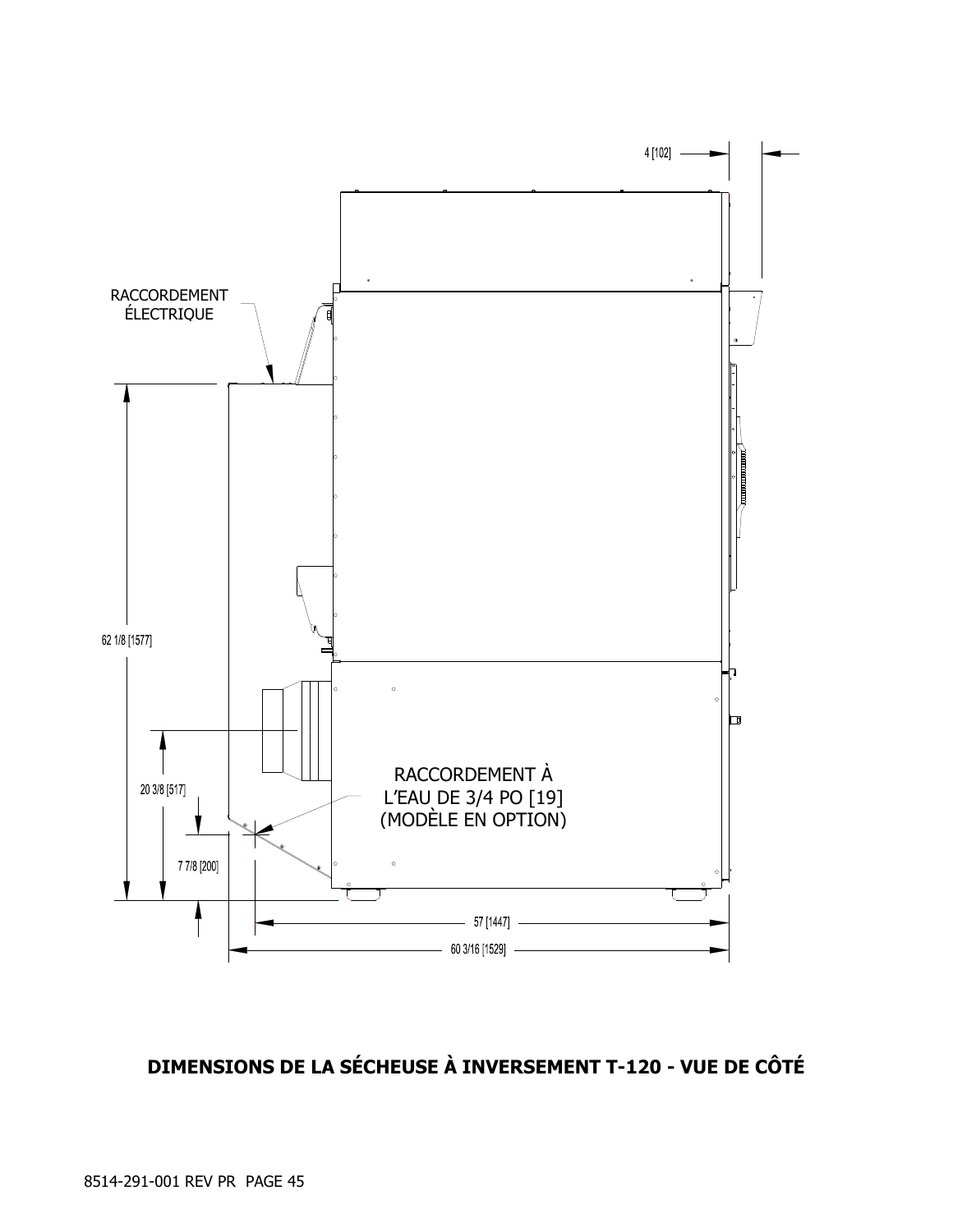4 [102]

RACCORDEMENT ÉLECTRIQUE

62 1/8 [1577]

20 3/8 [517]

7 7/8 [200]

RACCORDEMENT À L'EAU DE 3/4 PO [19] (MODÈLE EN OPTION)

57 [1447]

60 3/16 [1529]

**DIMENSIONS DE LA SÉCHEUSE À INVERSEMENT T-120 - VUE DE CÔTÉ**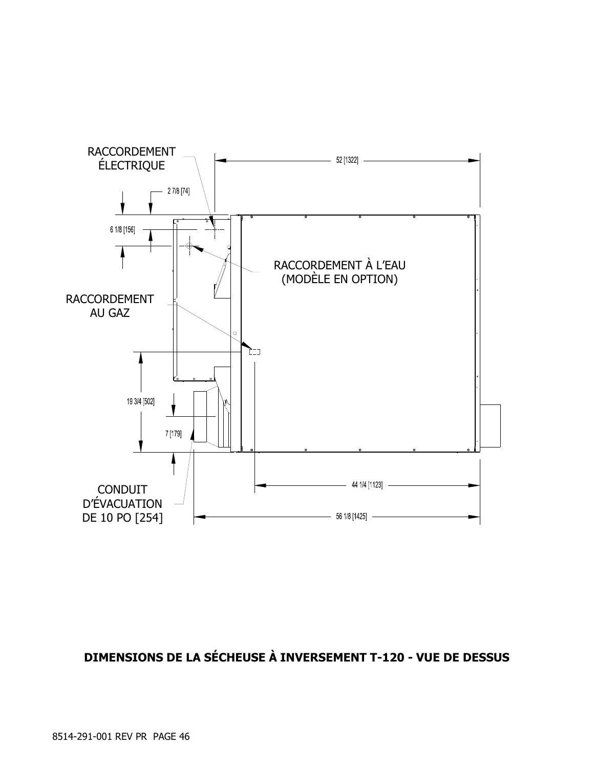RACCORDEMENT ÉLECTRIQUE

52 [1322]

2 7/8 [74]

6 1/8 [156]

RACCORDEMENT À L'EAU (MODÈLE EN OPTION)

RACCORDEMENT AU GAZ

19 3/4 [502]

7 [179]

CONDUIT D'ÉVACUATION DE 10 PO [254]

44 1/4 [1123]

56 1/8 [1425]

**DIMENSIONS DE LA SÉCHEUSE À INVERSEMENT T-120 - VUE DE DESSUS**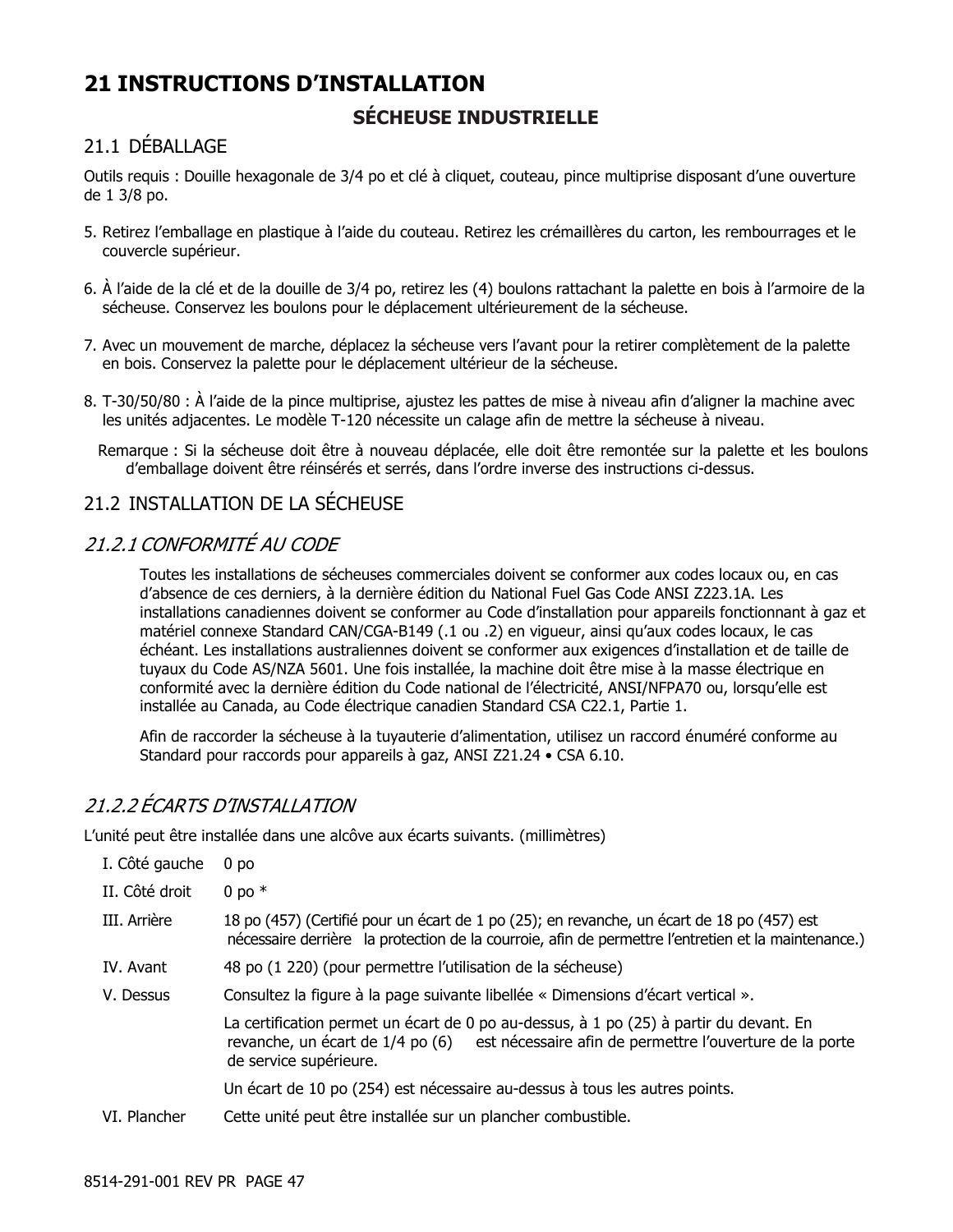# 21 INSTRUCTIONS D'INSTALLATION

**SÉCHEUSE INDUSTRIELLE**

## 21.1 DÉBALLAGE

Outils requis : Douille hexagonale de 3/4 po et clé à cliquet, couteau, pince multiprise disposant d'une ouverture de 1 3/8 po.

5. Retirez l'emballage en plastique à l'aide du couteau. Retirez les crémaillères du carton, les rembourrages et le couvercle supérieur.
6. À l'aide de la clé et de la douille de 3/4 po, retirez les (4) boulons rattachant la palette en bois à l'armoire de la sécheuse. Conservez les boulons pour le déplacement ultérieurement de la sécheuse.
7. Avec un mouvement de marche, déplacez la sécheuse vers l'avant pour la retirer complètement de la palette en bois. Conservez la palette pour le déplacement ultérieur de la sécheuse.
8. T-30/50/80 : À l'aide de la pince multiprise, ajustez les pattes de mise à niveau afin d'aligner la machine avec les unités adjacentes. Le modèle T-120 nécessite un calage afin de mettre la sécheuse à niveau.

Remarque : Si la sécheuse doit être à nouveau déplacée, elle doit être remontée sur la palette et les boulons d'emballage doivent être réinsérés et serrés, dans l'ordre inverse des instructions ci-dessus.

## 21.2 INSTALLATION DE LA SÉCHEUSE

### *21.2.1 CONFORMITÉ AU CODE*

Toutes les installations de sécheuses commerciales doivent se conformer aux codes locaux ou, en cas d'absence de ces derniers, à la dernière édition du National Fuel Gas Code ANSI Z223.1A. Les installations canadiennes doivent se conformer au Code d'installation pour appareils fonctionnant à gaz et matériel connexe Standard CAN/CGA-B149 (.1 ou .2) en vigueur, ainsi qu'aux codes locaux, le cas échéant. Les installations australiennes doivent se conformer aux exigences d'installation et de taille de tuyaux du Code AS/NZA 5601. Une fois installée, la machine doit être mise à la masse électrique en conformité avec la dernière édition du Code national de l'électricité, ANSI/NFPA70 ou, lorsqu'elle est installée au Canada, au Code électrique canadien Standard CSA C22.1, Partie 1.

Afin de raccorder la sécheuse à la tuyauterie d'alimentation, utilisez un raccord énuméré conforme au Standard pour raccords pour appareils à gaz, ANSI Z21.24 • CSA 6.10.

### *21.2.2 ÉCARTS D'INSTALLATION*

L'unité peut être installée dans une alcôve aux écarts suivants. (millimètres)

| | |
|---|---|
| I. Côté gauche | 0 po |
| II. Côté droit | 0 po * |
| III. Arrière | 18 po (457) (Certifié pour un écart de 1 po (25); en revanche, un écart de 18 po (457) est nécessaire derrière la protection de la courroie, afin de permettre l'entretien et la maintenance.) |
| IV. Avant | 48 po (1 220) (pour permettre l'utilisation de la sécheuse) |
| V. Dessus | Consultez la figure à la page suivante libellée « Dimensions d'écart vertical ». La certification permet un écart de 0 po au-dessus, à 1 po (25) à partir du devant. En revanche, un écart de 1/4 po (6) est nécessaire afin de permettre l'ouverture de la porte de service supérieure. Un écart de 10 po (254) est nécessaire au-dessus à tous les autres points. |
| VI. Plancher | Cette unité peut être installée sur un plancher combustible. |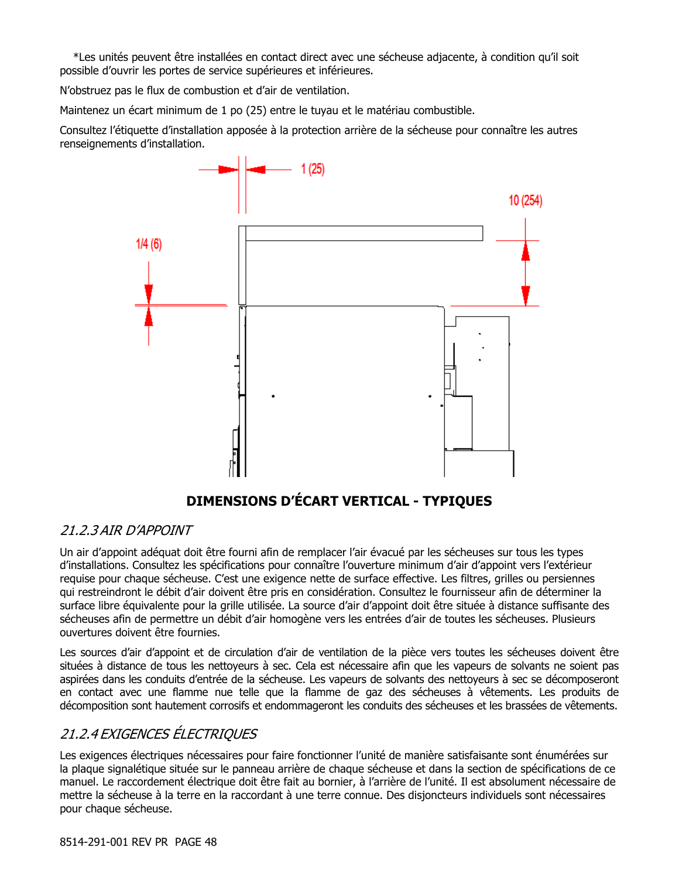*Les unités peuvent être installées en contact direct avec une sécheuse adjacente, à condition qu'il soit possible d'ouvrir les portes de service supérieures et inférieures.

N'obstruez pas le flux de combustion et d'air de ventilation.

Maintenez un écart minimum de 1 po (25) entre le tuyau et le matériau combustible.

Consultez l'étiquette d'installation apposée à la protection arrière de la sécheuse pour connaître les autres renseignements d'installation.

1 (25)

10 (254)

1/4 (6)

**DIMENSIONS D'ÉCART VERTICAL - TYPIQUES**

## *21.2.3 AIR D'APPOINT*

Un air d'appoint adéquat doit être fourni afin de remplacer l'air évacué par les sécheuses sur tous les types d'installations. Consultez les spécifications pour connaître l'ouverture minimum d'air d'appoint vers l'extérieur requise pour chaque sécheuse. C'est une exigence nette de surface effective. Les filtres, grilles ou persiennes qui restreindront le débit d'air doivent être pris en considération. Consultez le fournisseur afin de déterminer la surface libre équivalente pour la grille utilisée. La source d'air d'appoint doit être située à distance suffisante des sécheuses afin de permettre un débit d'air homogène vers les entrées d'air de toutes les sécheuses. Plusieurs ouvertures doivent être fournies.

Les sources d'air d'appoint et de circulation d'air de ventilation de la pièce vers toutes les sécheuses doivent être situées à distance de tous les nettoyeurs à sec. Cela est nécessaire afin que les vapeurs de solvants ne soient pas aspirées dans les conduits d'entrée de la sécheuse. Les vapeurs de solvants des nettoyeurs à sec se décomposeront en contact avec une flamme nue telle que la flamme de gaz des sécheuses à vêtements. Les produits de décomposition sont hautement corrosifs et endommageront les conduits des sécheuses et les brassées de vêtements.

## *21.2.4 EXIGENCES ÉLECTRIQUES*

Les exigences électriques nécessaires pour faire fonctionner l'unité de manière satisfaisante sont énumérées sur la plaque signalétique située sur le panneau arrière de chaque sécheuse et dans la section de spécifications de ce manuel. Le raccordement électrique doit être fait au bornier, à l'arrière de l'unité. Il est absolument nécessaire de mettre la sécheuse à la terre en la raccordant à une terre connue. Des disjoncteurs individuels sont nécessaires pour chaque sécheuse.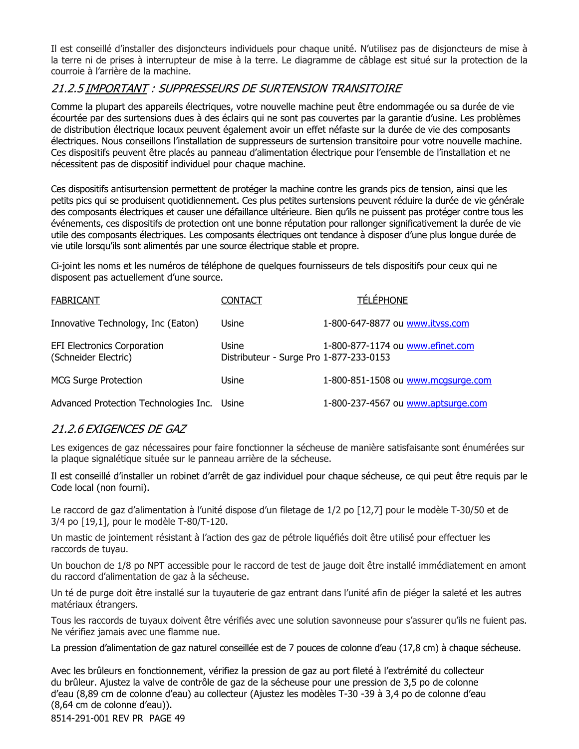Il est conseillé d'installer des disjoncteurs individuels pour chaque unité. N'utilisez pas de disjoncteurs de mise à la terre ni de prises à interrupteur de mise à la terre. Le diagramme de câblage est situé sur la protection de la courroie à l'arrière de la machine.

## *21.2.5 <u>IMPORTANT</u> : SUPPRESSEURS DE SURTENSION TRANSITOIRE*

Comme la plupart des appareils électriques, votre nouvelle machine peut être endommagée ou sa durée de vie écourtée par des surtensions dues à des éclairs qui ne sont pas couvertes par la garantie d'usine. Les problèmes de distribution électrique locaux peuvent également avoir un effet néfaste sur la durée de vie des composants électriques. Nous conseillons l'installation de suppresseurs de surtension transitoire pour votre nouvelle machine. Ces dispositifs peuvent être placés au panneau d'alimentation électrique pour l'ensemble de l'installation et ne nécessitent pas de dispositif individuel pour chaque machine.

Ces dispositifs antisurtension permettent de protéger la machine contre les grands pics de tension, ainsi que les petits pics qui se produisent quotidiennement. Ces plus petites surtensions peuvent réduire la durée de vie générale des composants électriques et causer une défaillance ultérieure. Bien qu'ils ne puissent pas protéger contre tous les événements, ces dispositifs de protection ont une bonne réputation pour rallonger significativement la durée de vie utile des composants électriques. Les composants électriques ont tendance à disposer d'une plus longue durée de vie utile lorsqu'ils sont alimentés par une source électrique stable et propre.

Ci-joint les noms et les numéros de téléphone de quelques fournisseurs de tels dispositifs pour ceux qui ne disposent pas actuellement d'une source.

| FABRICANT | CONTACT | TÉLÉPHONE |
|---|---|---|
| Innovative Technology, Inc (Eaton) | Usine | 1-800-647-8877 ou www.itvss.com |
| EFI Electronics Corporation (Schneider Electric) | Usine<br>Distributeur - Surge Pro | 1-800-877-1174 ou www.efinet.com<br>1-877-233-0153 |
| MCG Surge Protection | Usine | 1-800-851-1508 ou www.mcgsurge.com |
| Advanced Protection Technologies Inc. | Usine | 1-800-237-4567 ou www.aptsurge.com |

## *21.2.6 EXIGENCES DE GAZ*

Les exigences de gaz nécessaires pour faire fonctionner la sécheuse de manière satisfaisante sont énumérées sur la plaque signalétique située sur le panneau arrière de la sécheuse.

Il est conseillé d'installer un robinet d'arrêt de gaz individuel pour chaque sécheuse, ce qui peut être requis par le Code local (non fourni).

Le raccord de gaz d'alimentation à l'unité dispose d'un filetage de 1/2 po [12,7] pour le modèle T-30/50 et de 3/4 po [19,1], pour le modèle T-80/T-120.

Un mastic de jointement résistant à l'action des gaz de pétrole liquéfiés doit être utilisé pour effectuer les raccords de tuyau.

Un bouchon de 1/8 po NPT accessible pour le raccord de test de jauge doit être installé immédiatement en amont du raccord d'alimentation de gaz à la sécheuse.

Un té de purge doit être installé sur la tuyauterie de gaz entrant dans l'unité afin de piéger la saleté et les autres matériaux étrangers.

Tous les raccords de tuyaux doivent être vérifiés avec une solution savonneuse pour s'assurer qu'ils ne fuient pas. Ne vérifiez jamais avec une flamme nue.

La pression d'alimentation de gaz naturel conseillée est de 7 pouces de colonne d'eau (17,8 cm) à chaque sécheuse.

Avec les brûleurs en fonctionnement, vérifiez la pression de gaz au port fileté à l'extrémité du collecteur du brûleur. Ajustez la valve de contrôle de gaz de la sécheuse pour une pression de 3,5 po de colonne d'eau (8,89 cm de colonne d'eau) au collecteur (Ajustez les modèles T-30 -39 à 3,4 po de colonne d'eau (8,64 cm de colonne d'eau)).

8514-291-001 REV PR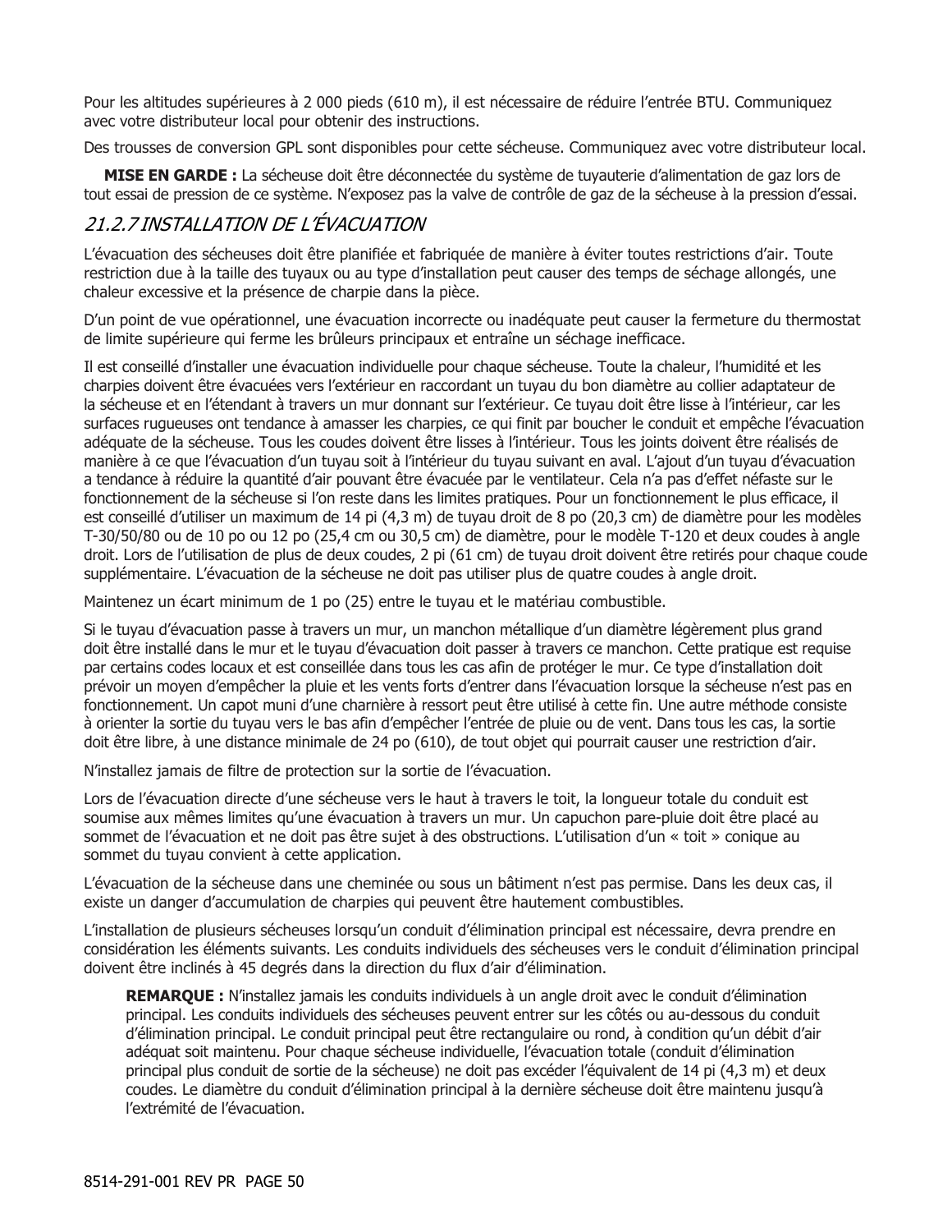Pour les altitudes supérieures à 2 000 pieds (610 m), il est nécessaire de réduire l'entrée BTU. Communiquez avec votre distributeur local pour obtenir des instructions.

Des trousses de conversion GPL sont disponibles pour cette sécheuse. Communiquez avec votre distributeur local.

**MISE EN GARDE :** La sécheuse doit être déconnectée du système de tuyauterie d'alimentation de gaz lors de tout essai de pression de ce système. N'exposez pas la valve de contrôle de gaz de la sécheuse à la pression d'essai.

## *21.2.7 INSTALLATION DE L'ÉVACUATION*

L'évacuation des sécheuses doit être planifiée et fabriquée de manière à éviter toutes restrictions d'air. Toute restriction due à la taille des tuyaux ou au type d'installation peut causer des temps de séchage allongés, une chaleur excessive et la présence de charpie dans la pièce.

D'un point de vue opérationnel, une évacuation incorrecte ou inadéquate peut causer la fermeture du thermostat de limite supérieure qui ferme les brûleurs principaux et entraîne un séchage inefficace.

Il est conseillé d'installer une évacuation individuelle pour chaque sécheuse. Toute la chaleur, l'humidité et les charpies doivent être évacuées vers l'extérieur en raccordant un tuyau du bon diamètre au collier adaptateur de la sécheuse et en l'étendant à travers un mur donnant sur l'extérieur. Ce tuyau doit être lisse à l'intérieur, car les surfaces rugueuses ont tendance à amasser les charpies, ce qui finit par boucher le conduit et empêche l'évacuation adéquate de la sécheuse. Tous les coudes doivent être lisses à l'intérieur. Tous les joints doivent être réalisés de manière à ce que l'évacuation d'un tuyau soit à l'intérieur du tuyau suivant en aval. L'ajout d'un tuyau d'évacuation a tendance à réduire la quantité d'air pouvant être évacuée par le ventilateur. Cela n'a pas d'effet néfaste sur le fonctionnement de la sécheuse si l'on reste dans les limites pratiques. Pour un fonctionnement le plus efficace, il est conseillé d'utiliser un maximum de 14 pi (4,3 m) de tuyau droit de 8 po (20,3 cm) de diamètre pour les modèles T-30/50/80 ou de 10 po ou 12 po (25,4 cm ou 30,5 cm) de diamètre, pour le modèle T-120 et deux coudes à angle droit. Lors de l'utilisation de plus de deux coudes, 2 pi (61 cm) de tuyau droit doivent être retirés pour chaque coude supplémentaire. L'évacuation de la sécheuse ne doit pas utiliser plus de quatre coudes à angle droit.

Maintenez un écart minimum de 1 po (25) entre le tuyau et le matériau combustible.

Si le tuyau d'évacuation passe à travers un mur, un manchon métallique d'un diamètre légèrement plus grand doit être installé dans le mur et le tuyau d'évacuation doit passer à travers ce manchon. Cette pratique est requise par certains codes locaux et est conseillée dans tous les cas afin de protéger le mur. Ce type d'installation doit prévoir un moyen d'empêcher la pluie et les vents forts d'entrer dans l'évacuation lorsque la sécheuse n'est pas en fonctionnement. Un capot muni d'une charnière à ressort peut être utilisé à cette fin. Une autre méthode consiste à orienter la sortie du tuyau vers le bas afin d'empêcher l'entrée de pluie ou de vent. Dans tous les cas, la sortie doit être libre, à une distance minimale de 24 po (610), de tout objet qui pourrait causer une restriction d'air.

N'installez jamais de filtre de protection sur la sortie de l'évacuation.

Lors de l'évacuation directe d'une sécheuse vers le haut à travers le toit, la longueur totale du conduit est soumise aux mêmes limites qu'une évacuation à travers un mur. Un capuchon pare-pluie doit être placé au sommet de l'évacuation et ne doit pas être sujet à des obstructions. L'utilisation d'un « toit » conique au sommet du tuyau convient à cette application.

L'évacuation de la sécheuse dans une cheminée ou sous un bâtiment n'est pas permise. Dans les deux cas, il existe un danger d'accumulation de charpies qui peuvent être hautement combustibles.

L'installation de plusieurs sécheuses lorsqu'un conduit d'élimination principal est nécessaire, devra prendre en considération les éléments suivants. Les conduits individuels des sécheuses vers le conduit d'élimination principal doivent être inclinés à 45 degrés dans la direction du flux d'air d'élimination.

> **REMARQUE :** N'installez jamais les conduits individuels à un angle droit avec le conduit d'élimination principal. Les conduits individuels des sécheuses peuvent entrer sur les côtés ou au-dessous du conduit d'élimination principal. Le conduit principal peut être rectangulaire ou rond, à condition qu'un débit d'air adéquat soit maintenu. Pour chaque sécheuse individuelle, l'évacuation totale (conduit d'élimination principal plus conduit de sortie de la sécheuse) ne doit pas excéder l'équivalent de 14 pi (4,3 m) et deux coudes. Le diamètre du conduit d'élimination principal à la dernière sécheuse doit être maintenu jusqu'à l'extrémité de l'évacuation.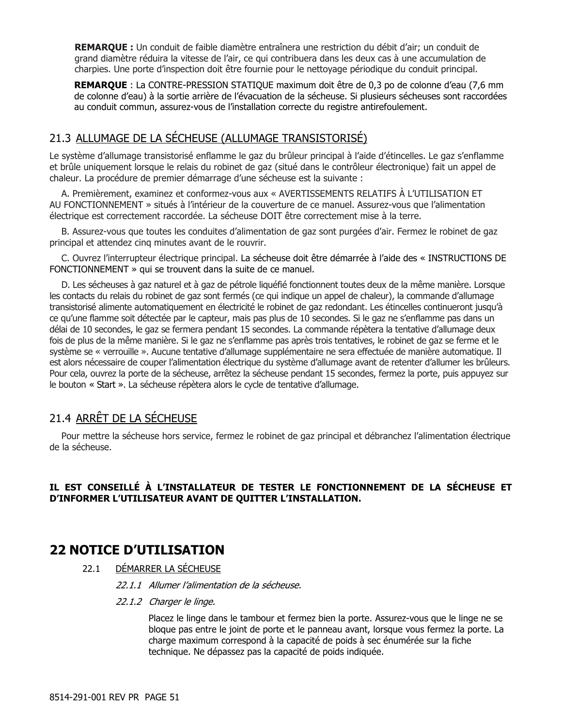**REMARQUE :** Un conduit de faible diamètre entraînera une restriction du débit d'air; un conduit de grand diamètre réduira la vitesse de l'air, ce qui contribuera dans les deux cas à une accumulation de charpies. Une porte d'inspection doit être fournie pour le nettoyage périodique du conduit principal.

**REMARQUE** : La CONTRE-PRESSION STATIQUE maximum doit être de 0,3 po de colonne d'eau (7,6 mm de colonne d'eau) à la sortie arrière de l'évacuation de la sécheuse. Si plusieurs sécheuses sont raccordées au conduit commun, assurez-vous de l'installation correcte du registre antirefoulement.

## 21.3 ALLUMAGE DE LA SÉCHEUSE (ALLUMAGE TRANSISTORISÉ)

Le système d'allumage transistorisé enflamme le gaz du brûleur principal à l'aide d'étincelles. Le gaz s'enflamme et brûle uniquement lorsque le relais du robinet de gaz (situé dans le contrôleur électronique) fait un appel de chaleur. La procédure de premier démarrage d'une sécheuse est la suivante :

A. Premièrement, examinez et conformez-vous aux « AVERTISSEMENTS RELATIFS À L'UTILISATION ET AU FONCTIONNEMENT » situés à l'intérieur de la couverture de ce manuel. Assurez-vous que l'alimentation électrique est correctement raccordée. La sécheuse DOIT être correctement mise à la terre.

B. Assurez-vous que toutes les conduites d'alimentation de gaz sont purgées d'air. Fermez le robinet de gaz principal et attendez cinq minutes avant de le rouvrir.

C. Ouvrez l'interrupteur électrique principal. La sécheuse doit être démarrée à l'aide des « INSTRUCTIONS DE FONCTIONNEMENT » qui se trouvent dans la suite de ce manuel.

D. Les sécheuses à gaz naturel et à gaz de pétrole liquéfié fonctionnent toutes deux de la même manière. Lorsque les contacts du relais du robinet de gaz sont fermés (ce qui indique un appel de chaleur), la commande d'allumage transistorisé alimente automatiquement en électricité le robinet de gaz redondant. Les étincelles continueront jusqu'à ce qu'une flamme soit détectée par le capteur, mais pas plus de 10 secondes. Si le gaz ne s'enflamme pas dans un délai de 10 secondes, le gaz se fermera pendant 15 secondes. La commande répètera la tentative d'allumage deux fois de plus de la même manière. Si le gaz ne s'enflamme pas après trois tentatives, le robinet de gaz se ferme et le système se « verrouille ». Aucune tentative d'allumage supplémentaire ne sera effectuée de manière automatique. Il est alors nécessaire de couper l'alimentation électrique du système d'allumage avant de retenter d'allumer les brûleurs. Pour cela, ouvrez la porte de la sécheuse, arrêtez la sécheuse pendant 15 secondes, fermez la porte, puis appuyez sur le bouton « Start ». La sécheuse répètera alors le cycle de tentative d'allumage.

## 21.4 ARRÊT DE LA SÉCHEUSE

Pour mettre la sécheuse hors service, fermez le robinet de gaz principal et débranchez l'alimentation électrique de la sécheuse.

**IL EST CONSEILLÉ À L'INSTALLATEUR DE TESTER LE FONCTIONNEMENT DE LA SÉCHEUSE ET D'INFORMER L'UTILISATEUR AVANT DE QUITTER L'INSTALLATION.**

# 22 NOTICE D'UTILISATION

## 22.1 DÉMARRER LA SÉCHEUSE

*22.1.1 Allumer l'alimentation de la sécheuse.*

*22.1.2 Charger le linge.*

Placez le linge dans le tambour et fermez bien la porte. Assurez-vous que le linge ne se bloque pas entre le joint de porte et le panneau avant, lorsque vous fermez la porte. La charge maximum correspond à la capacité de poids à sec énumérée sur la fiche technique. Ne dépassez pas la capacité de poids indiquée.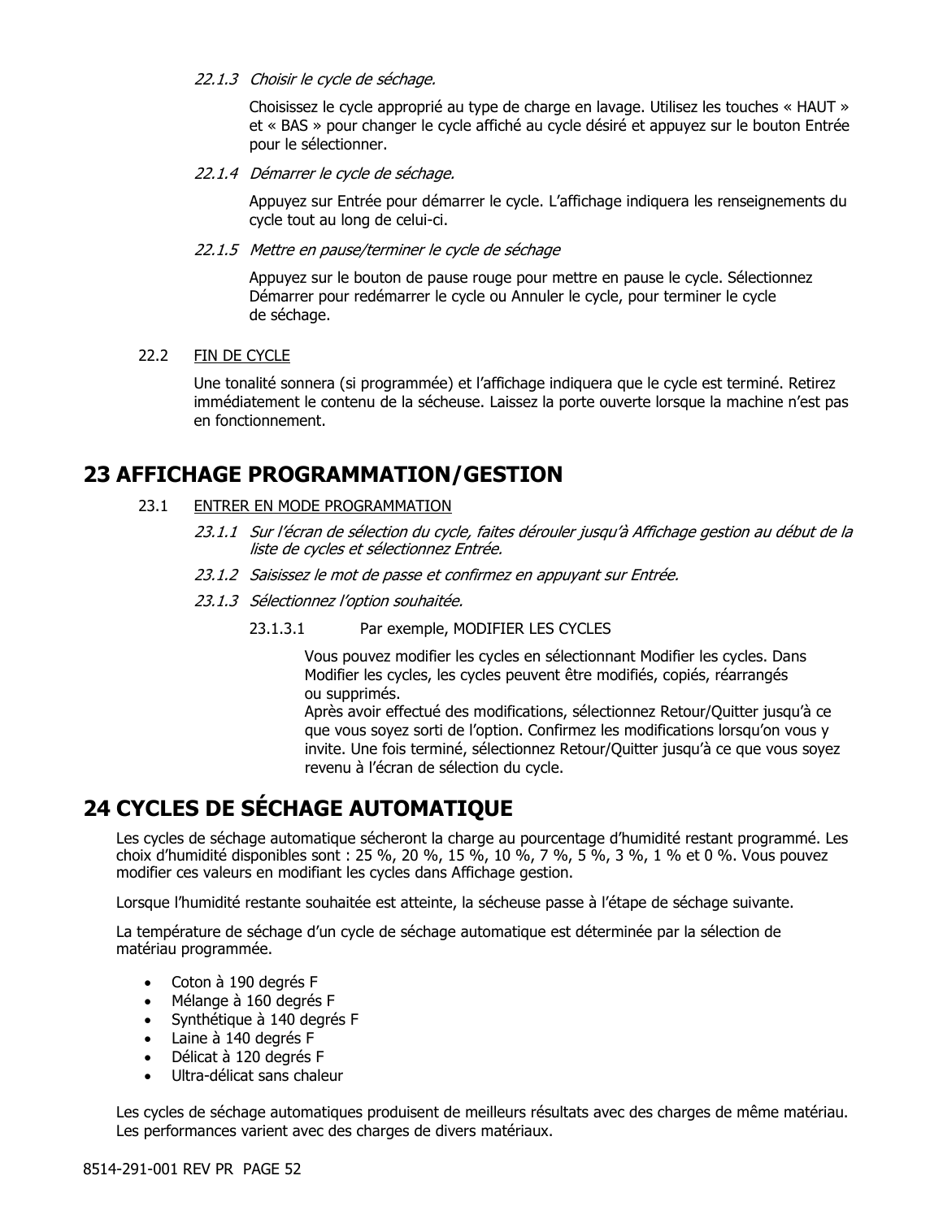*22.1.3 Choisir le cycle de séchage.*

Choisissez le cycle approprié au type de charge en lavage. Utilisez les touches « HAUT » et « BAS » pour changer le cycle affiché au cycle désiré et appuyez sur le bouton Entrée pour le sélectionner.

*22.1.4 Démarrer le cycle de séchage.*

Appuyez sur Entrée pour démarrer le cycle. L'affichage indiquera les renseignements du cycle tout au long de celui-ci.

*22.1.5 Mettre en pause/terminer le cycle de séchage*

Appuyez sur le bouton de pause rouge pour mettre en pause le cycle. Sélectionnez Démarrer pour redémarrer le cycle ou Annuler le cycle, pour terminer le cycle de séchage.

22.2 <u>FIN DE CYCLE</u>

Une tonalité sonnera (si programmée) et l'affichage indiquera que le cycle est terminé. Retirez immédiatement le contenu de la sécheuse. Laissez la porte ouverte lorsque la machine n'est pas en fonctionnement.

# 23 AFFICHAGE PROGRAMMATION/GESTION

23.1 <u>ENTRER EN MODE PROGRAMMATION</u>

*23.1.1 Sur l'écran de sélection du cycle, faites dérouler jusqu'à Affichage gestion au début de la liste de cycles et sélectionnez Entrée.*

*23.1.2 Saisissez le mot de passe et confirmez en appuyant sur Entrée.*

*23.1.3 Sélectionnez l'option souhaitée.*

23.1.3.1 Par exemple, MODIFIER LES CYCLES

Vous pouvez modifier les cycles en sélectionnant Modifier les cycles. Dans Modifier les cycles, les cycles peuvent être modifiés, copiés, réarrangés ou supprimés.
Après avoir effectué des modifications, sélectionnez Retour/Quitter jusqu'à ce que vous soyez sorti de l'option. Confirmez les modifications lorsqu'on vous y invite. Une fois terminé, sélectionnez Retour/Quitter jusqu'à ce que vous soyez revenu à l'écran de sélection du cycle.

# 24 CYCLES DE SÉCHAGE AUTOMATIQUE

Les cycles de séchage automatique sécheront la charge au pourcentage d'humidité restant programmé. Les choix d'humidité disponibles sont : 25 %, 20 %, 15 %, 10 %, 7 %, 5 %, 3 %, 1 % et 0 %. Vous pouvez modifier ces valeurs en modifiant les cycles dans Affichage gestion.

Lorsque l'humidité restante souhaitée est atteinte, la sécheuse passe à l'étape de séchage suivante.

La température de séchage d'un cycle de séchage automatique est déterminée par la sélection de matériau programmée.

- Coton à 190 degrés F
- Mélange à 160 degrés F
- Synthétique à 140 degrés F
- Laine à 140 degrés F
- Délicat à 120 degrés F
- Ultra-délicat sans chaleur

Les cycles de séchage automatiques produisent de meilleurs résultats avec des charges de même matériau. Les performances varient avec des charges de divers matériaux.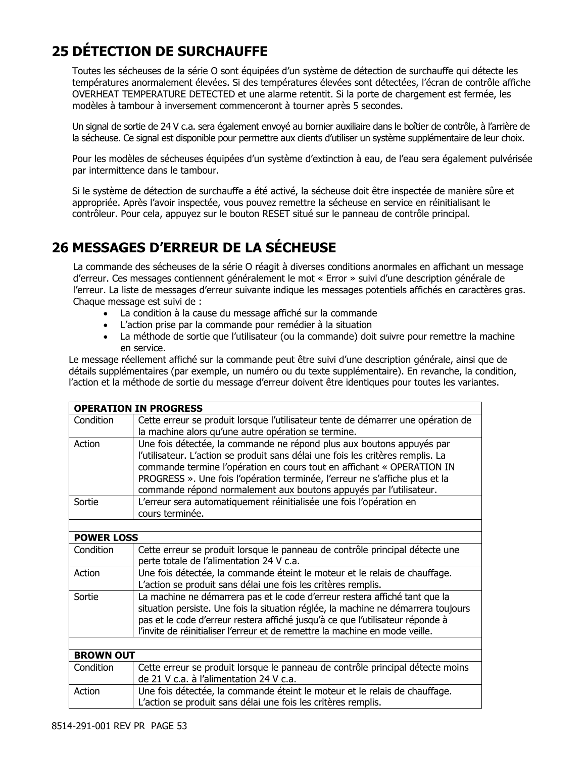## 25 DÉTECTION DE SURCHAUFFE

Toutes les sécheuses de la série O sont équipées d'un système de détection de surchauffe qui détecte les températures anormalement élevées. Si des températures élevées sont détectées, l'écran de contrôle affiche OVERHEAT TEMPERATURE DETECTED et une alarme retentit. Si la porte de chargement est fermée, les modèles à tambour à inversement commenceront à tourner après 5 secondes.

Un signal de sortie de 24 V c.a. sera également envoyé au bornier auxiliaire dans le boîtier de contrôle, à l'arrière de la sécheuse. Ce signal est disponible pour permettre aux clients d'utiliser un système supplémentaire de leur choix.

Pour les modèles de sécheuses équipées d'un système d'extinction à eau, de l'eau sera également pulvérisée par intermittence dans le tambour.

Si le système de détection de surchauffe a été activé, la sécheuse doit être inspectée de manière sûre et appropriée. Après l'avoir inspectée, vous pouvez remettre la sécheuse en service en réinitialisant le contrôleur. Pour cela, appuyez sur le bouton RESET situé sur le panneau de contrôle principal.

## 26 MESSAGES D'ERREUR DE LA SÉCHEUSE

La commande des sécheuses de la série O réagit à diverses conditions anormales en affichant un message d'erreur. Ces messages contiennent généralement le mot « Error » suivi d'une description générale de l'erreur. La liste de messages d'erreur suivante indique les messages potentiels affichés en caractères gras. Chaque message est suivi de :

- La condition à la cause du message affiché sur la commande
- L'action prise par la commande pour remédier à la situation
- La méthode de sortie que l'utilisateur (ou la commande) doit suivre pour remettre la machine en service.

Le message réellement affiché sur la commande peut être suivi d'une description générale, ainsi que de détails supplémentaires (par exemple, un numéro ou du texte supplémentaire). En revanche, la condition, l'action et la méthode de sortie du message d'erreur doivent être identiques pour toutes les variantes.

| **OPERATION IN PROGRESS** | |
|---|---|
| Condition | Cette erreur se produit lorsque l'utilisateur tente de démarrer une opération de la machine alors qu'une autre opération se termine. |
| Action | Une fois détectée, la commande ne répond plus aux boutons appuyés par l'utilisateur. L'action se produit sans délai une fois les critères remplis. La commande termine l'opération en cours tout en affichant « OPERATION IN PROGRESS ». Une fois l'opération terminée, l'erreur ne s'affiche plus et la commande répond normalement aux boutons appuyés par l'utilisateur. |
| Sortie | L'erreur sera automatiquement réinitialisée une fois l'opération en cours terminée. |
| | |
| **POWER LOSS** | |
| Condition | Cette erreur se produit lorsque le panneau de contrôle principal détecte une perte totale de l'alimentation 24 V c.a. |
| Action | Une fois détectée, la commande éteint le moteur et le relais de chauffage. L'action se produit sans délai une fois les critères remplis. |
| Sortie | La machine ne démarrera pas et le code d'erreur restera affiché tant que la situation persiste. Une fois la situation réglée, la machine ne démarrera toujours pas et le code d'erreur restera affiché jusqu'à ce que l'utilisateur réponde à l'invite de réinitialiser l'erreur et de remettre la machine en mode veille. |
| | |
| **BROWN OUT** | |
| Condition | Cette erreur se produit lorsque le panneau de contrôle principal détecte moins de 21 V c.a. à l'alimentation 24 V c.a. |
| Action | Une fois détectée, la commande éteint le moteur et le relais de chauffage. L'action se produit sans délai une fois les critères remplis. |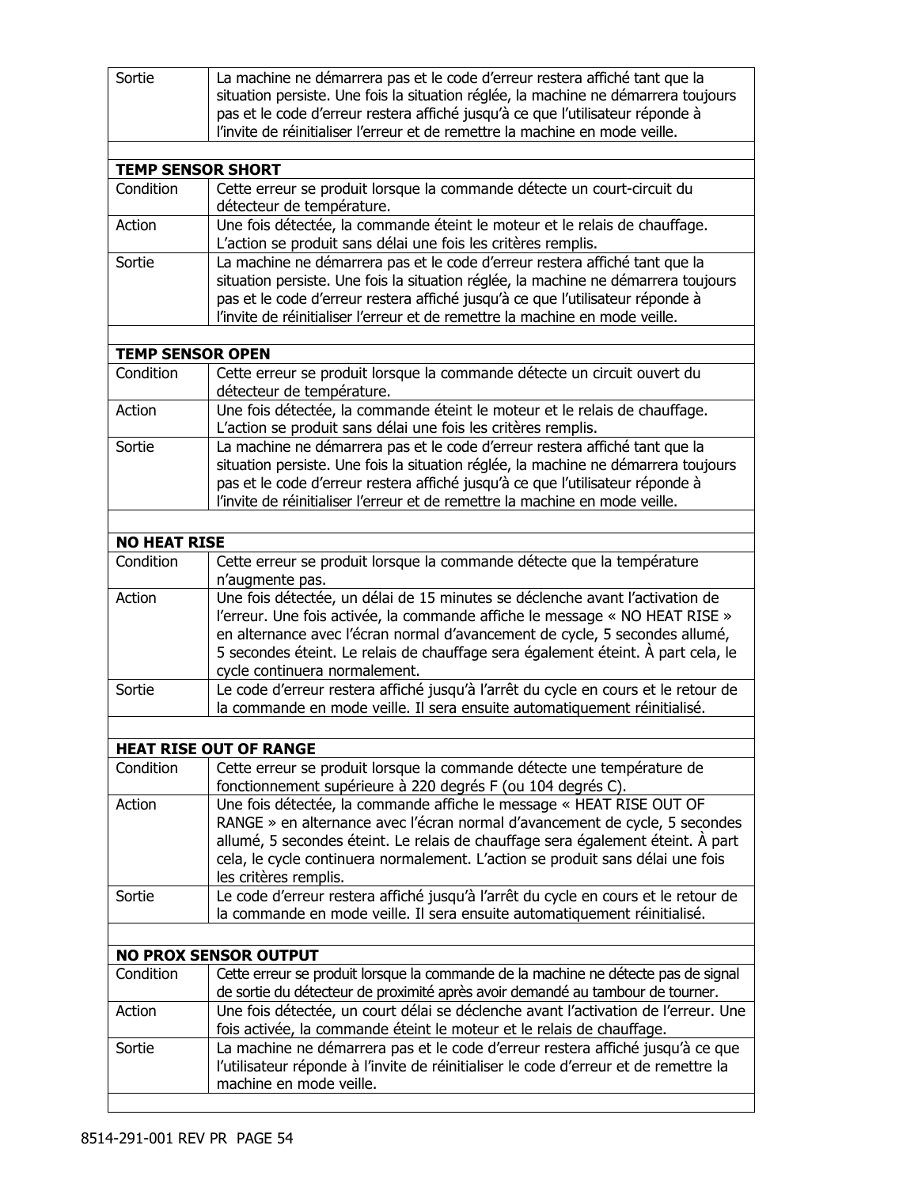| | |
|---|---|
| Sortie | La machine ne démarrera pas et le code d'erreur restera affiché tant que la situation persiste. Une fois la situation réglée, la machine ne démarrera toujours pas et le code d'erreur restera affiché jusqu'à ce que l'utilisateur réponde à l'invite de réinitialiser l'erreur et de remettre la machine en mode veille. |
| | |
| **TEMP SENSOR SHORT** | |
| Condition | Cette erreur se produit lorsque la commande détecte un court-circuit du détecteur de température. |
| Action | Une fois détectée, la commande éteint le moteur et le relais de chauffage. L'action se produit sans délai une fois les critères remplis. |
| Sortie | La machine ne démarrera pas et le code d'erreur restera affiché tant que la situation persiste. Une fois la situation réglée, la machine ne démarrera toujours pas et le code d'erreur restera affiché jusqu'à ce que l'utilisateur réponde à l'invite de réinitialiser l'erreur et de remettre la machine en mode veille. |
| | |
| **TEMP SENSOR OPEN** | |
| Condition | Cette erreur se produit lorsque la commande détecte un circuit ouvert du détecteur de température. |
| Action | Une fois détectée, la commande éteint le moteur et le relais de chauffage. L'action se produit sans délai une fois les critères remplis. |
| Sortie | La machine ne démarrera pas et le code d'erreur restera affiché tant que la situation persiste. Une fois la situation réglée, la machine ne démarrera toujours pas et le code d'erreur restera affiché jusqu'à ce que l'utilisateur réponde à l'invite de réinitialiser l'erreur et de remettre la machine en mode veille. |
| | |
| **NO HEAT RISE** | |
| Condition | Cette erreur se produit lorsque la commande détecte que la température n'augmente pas. |
| Action | Une fois détectée, un délai de 15 minutes se déclenche avant l'activation de l'erreur. Une fois activée, la commande affiche le message « NO HEAT RISE » en alternance avec l'écran normal d'avancement de cycle, 5 secondes allumé, 5 secondes éteint. Le relais de chauffage sera également éteint. À part cela, le cycle continuera normalement. |
| Sortie | Le code d'erreur restera affiché jusqu'à l'arrêt du cycle en cours et le retour de la commande en mode veille. Il sera ensuite automatiquement réinitialisé. |
| | |
| **HEAT RISE OUT OF RANGE** | |
| Condition | Cette erreur se produit lorsque la commande détecte une température de fonctionnement supérieure à 220 degrés F (ou 104 degrés C). |
| Action | Une fois détectée, la commande affiche le message « HEAT RISE OUT OF RANGE » en alternance avec l'écran normal d'avancement de cycle, 5 secondes allumé, 5 secondes éteint. Le relais de chauffage sera également éteint. À part cela, le cycle continuera normalement. L'action se produit sans délai une fois les critères remplis. |
| Sortie | Le code d'erreur restera affiché jusqu'à l'arrêt du cycle en cours et le retour de la commande en mode veille. Il sera ensuite automatiquement réinitialisé. |
| | |
| **NO PROX SENSOR OUTPUT** | |
| Condition | Cette erreur se produit lorsque la commande de la machine ne détecte pas de signal de sortie du détecteur de proximité après avoir demandé au tambour de tourner. |
| Action | Une fois détectée, un court délai se déclenche avant l'activation de l'erreur. Une fois activée, la commande éteint le moteur et le relais de chauffage. |
| Sortie | La machine ne démarrera pas et le code d'erreur restera affiché jusqu'à ce que l'utilisateur réponde à l'invite de réinitialiser le code d'erreur et de remettre la machine en mode veille. |
| | |

8514-291-001 REV PR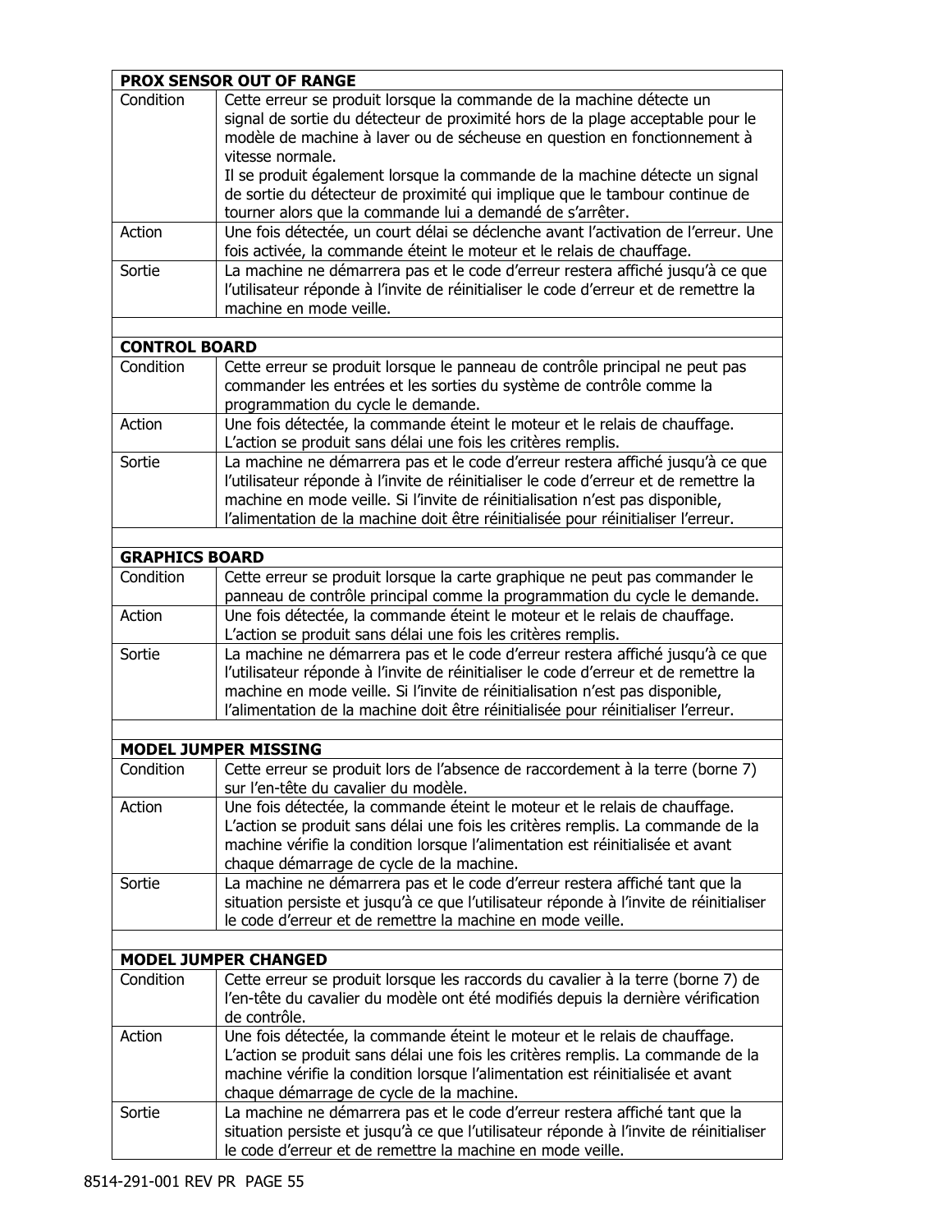| PROX SENSOR OUT OF RANGE | |
|---|---|
| Condition | Cette erreur se produit lorsque la commande de la machine détecte un signal de sortie du détecteur de proximité hors de la plage acceptable pour le modèle de machine à laver ou de sécheuse en question en fonctionnement à vitesse normale.<br>Il se produit également lorsque la commande de la machine détecte un signal de sortie du détecteur de proximité qui implique que le tambour continue de tourner alors que la commande lui a demandé de s'arrêter. |
| Action | Une fois détectée, un court délai se déclenche avant l'activation de l'erreur. Une fois activée, la commande éteint le moteur et le relais de chauffage. |
| Sortie | La machine ne démarrera pas et le code d'erreur restera affiché jusqu'à ce que l'utilisateur réponde à l'invite de réinitialiser le code d'erreur et de remettre la machine en mode veille. |
| | |
| **CONTROL BOARD** | |
| Condition | Cette erreur se produit lorsque le panneau de contrôle principal ne peut pas commander les entrées et les sorties du système de contrôle comme la programmation du cycle le demande. |
| Action | Une fois détectée, la commande éteint le moteur et le relais de chauffage. L'action se produit sans délai une fois les critères remplis. |
| Sortie | La machine ne démarrera pas et le code d'erreur restera affiché jusqu'à ce que l'utilisateur réponde à l'invite de réinitialiser le code d'erreur et de remettre la machine en mode veille. Si l'invite de réinitialisation n'est pas disponible, l'alimentation de la machine doit être réinitialisée pour réinitialiser l'erreur. |
| | |
| **GRAPHICS BOARD** | |
| Condition | Cette erreur se produit lorsque la carte graphique ne peut pas commander le panneau de contrôle principal comme la programmation du cycle le demande. |
| Action | Une fois détectée, la commande éteint le moteur et le relais de chauffage. L'action se produit sans délai une fois les critères remplis. |
| Sortie | La machine ne démarrera pas et le code d'erreur restera affiché jusqu'à ce que l'utilisateur réponde à l'invite de réinitialiser le code d'erreur et de remettre la machine en mode veille. Si l'invite de réinitialisation n'est pas disponible, l'alimentation de la machine doit être réinitialisée pour réinitialiser l'erreur. |
| | |
| **MODEL JUMPER MISSING** | |
| Condition | Cette erreur se produit lors de l'absence de raccordement à la terre (borne 7) sur l'en-tête du cavalier du modèle. |
| Action | Une fois détectée, la commande éteint le moteur et le relais de chauffage. L'action se produit sans délai une fois les critères remplis. La commande de la machine vérifie la condition lorsque l'alimentation est réinitialisée et avant chaque démarrage de cycle de la machine. |
| Sortie | La machine ne démarrera pas et le code d'erreur restera affiché tant que la situation persiste et jusqu'à ce que l'utilisateur réponde à l'invite de réinitialiser le code d'erreur et de remettre la machine en mode veille. |
| | |
| **MODEL JUMPER CHANGED** | |
| Condition | Cette erreur se produit lorsque les raccords du cavalier à la terre (borne 7) de l'en-tête du cavalier du modèle ont été modifiés depuis la dernière vérification de contrôle. |
| Action | Une fois détectée, la commande éteint le moteur et le relais de chauffage. L'action se produit sans délai une fois les critères remplis. La commande de la machine vérifie la condition lorsque l'alimentation est réinitialisée et avant chaque démarrage de cycle de la machine. |
| Sortie | La machine ne démarrera pas et le code d'erreur restera affiché tant que la situation persiste et jusqu'à ce que l'utilisateur réponde à l'invite de réinitialiser le code d'erreur et de remettre la machine en mode veille. |

8514-291-001 REV PR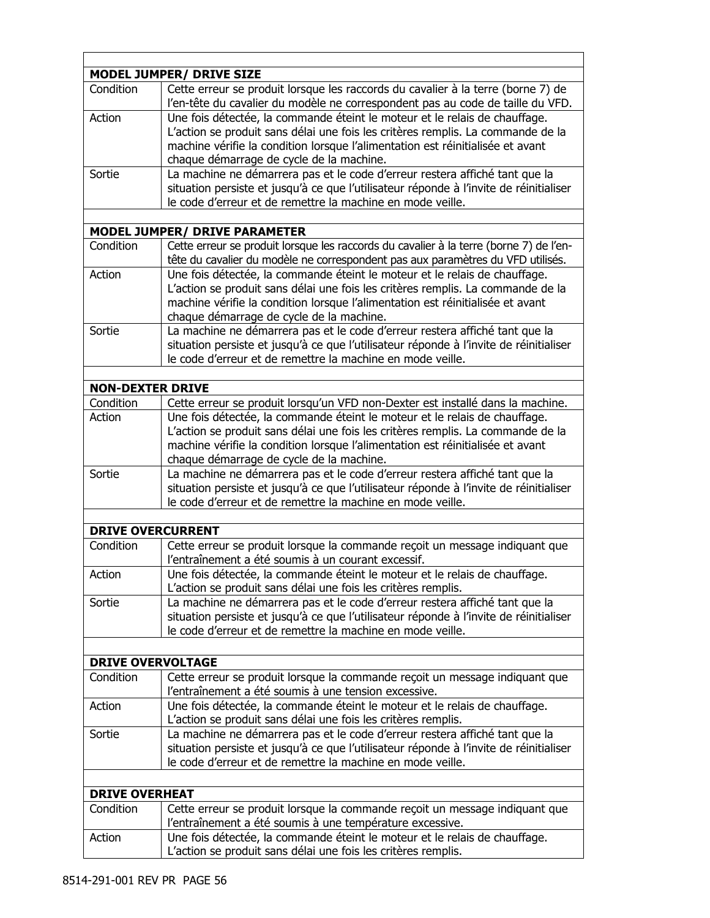| | |
|---|---|
| **MODEL JUMPER/ DRIVE SIZE** | |
| Condition | Cette erreur se produit lorsque les raccords du cavalier à la terre (borne 7) de l'en-tête du cavalier du modèle ne correspondent pas au code de taille du VFD. |
| Action | Une fois détectée, la commande éteint le moteur et le relais de chauffage. L'action se produit sans délai une fois les critères remplis. La commande de la machine vérifie la condition lorsque l'alimentation est réinitialisée et avant chaque démarrage de cycle de la machine. |
| Sortie | La machine ne démarrera pas et le code d'erreur restera affiché tant que la situation persiste et jusqu'à ce que l'utilisateur réponde à l'invite de réinitialiser le code d'erreur et de remettre la machine en mode veille. |
| | |
| **MODEL JUMPER/ DRIVE PARAMETER** | |
| Condition | Cette erreur se produit lorsque les raccords du cavalier à la terre (borne 7) de l'en-tête du cavalier du modèle ne correspondent pas aux paramètres du VFD utilisés. |
| Action | Une fois détectée, la commande éteint le moteur et le relais de chauffage. L'action se produit sans délai une fois les critères remplis. La commande de la machine vérifie la condition lorsque l'alimentation est réinitialisée et avant chaque démarrage de cycle de la machine. |
| Sortie | La machine ne démarrera pas et le code d'erreur restera affiché tant que la situation persiste et jusqu'à ce que l'utilisateur réponde à l'invite de réinitialiser le code d'erreur et de remettre la machine en mode veille. |
| | |
| **NON-DEXTER DRIVE** | |
| Condition | Cette erreur se produit lorsqu'un VFD non-Dexter est installé dans la machine. |
| Action | Une fois détectée, la commande éteint le moteur et le relais de chauffage. L'action se produit sans délai une fois les critères remplis. La commande de la machine vérifie la condition lorsque l'alimentation est réinitialisée et avant chaque démarrage de cycle de la machine. |
| Sortie | La machine ne démarrera pas et le code d'erreur restera affiché tant que la situation persiste et jusqu'à ce que l'utilisateur réponde à l'invite de réinitialiser le code d'erreur et de remettre la machine en mode veille. |
| | |
| **DRIVE OVERCURRENT** | |
| Condition | Cette erreur se produit lorsque la commande reçoit un message indiquant que l'entraînement a été soumis à un courant excessif. |
| Action | Une fois détectée, la commande éteint le moteur et le relais de chauffage. L'action se produit sans délai une fois les critères remplis. |
| Sortie | La machine ne démarrera pas et le code d'erreur restera affiché tant que la situation persiste et jusqu'à ce que l'utilisateur réponde à l'invite de réinitialiser le code d'erreur et de remettre la machine en mode veille. |
| | |
| **DRIVE OVERVOLTAGE** | |
| Condition | Cette erreur se produit lorsque la commande reçoit un message indiquant que l'entraînement a été soumis à une tension excessive. |
| Action | Une fois détectée, la commande éteint le moteur et le relais de chauffage. L'action se produit sans délai une fois les critères remplis. |
| Sortie | La machine ne démarrera pas et le code d'erreur restera affiché tant que la situation persiste et jusqu'à ce que l'utilisateur réponde à l'invite de réinitialiser le code d'erreur et de remettre la machine en mode veille. |
| | |
| **DRIVE OVERHEAT** | |
| Condition | Cette erreur se produit lorsque la commande reçoit un message indiquant que l'entraînement a été soumis à une température excessive. |
| Action | Une fois détectée, la commande éteint le moteur et le relais de chauffage. L'action se produit sans délai une fois les critères remplis. |

8514-291-001 REV PR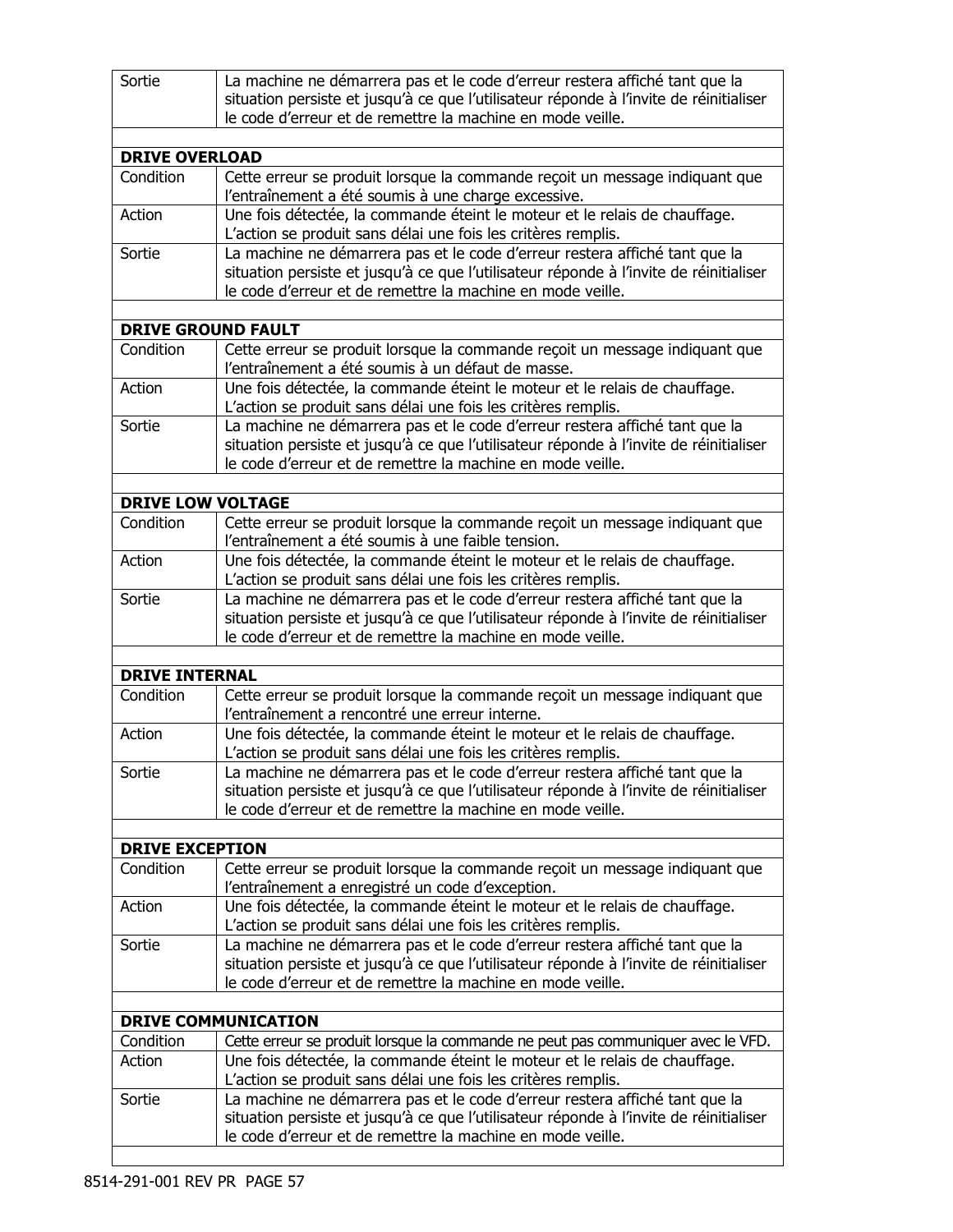| Sortie | La machine ne démarrera pas et le code d'erreur restera affiché tant que la situation persiste et jusqu'à ce que l'utilisateur réponde à l'invite de réinitialiser le code d'erreur et de remettre la machine en mode veille. |
|---|---|
| | |
| **DRIVE OVERLOAD** | |
| Condition | Cette erreur se produit lorsque la commande reçoit un message indiquant que l'entraînement a été soumis à une charge excessive. |
| Action | Une fois détectée, la commande éteint le moteur et le relais de chauffage. L'action se produit sans délai une fois les critères remplis. |
| Sortie | La machine ne démarrera pas et le code d'erreur restera affiché tant que la situation persiste et jusqu'à ce que l'utilisateur réponde à l'invite de réinitialiser le code d'erreur et de remettre la machine en mode veille. |
| | |
| **DRIVE GROUND FAULT** | |
| Condition | Cette erreur se produit lorsque la commande reçoit un message indiquant que l'entraînement a été soumis à un défaut de masse. |
| Action | Une fois détectée, la commande éteint le moteur et le relais de chauffage. L'action se produit sans délai une fois les critères remplis. |
| Sortie | La machine ne démarrera pas et le code d'erreur restera affiché tant que la situation persiste et jusqu'à ce que l'utilisateur réponde à l'invite de réinitialiser le code d'erreur et de remettre la machine en mode veille. |
| | |
| **DRIVE LOW VOLTAGE** | |
| Condition | Cette erreur se produit lorsque la commande reçoit un message indiquant que l'entraînement a été soumis à une faible tension. |
| Action | Une fois détectée, la commande éteint le moteur et le relais de chauffage. L'action se produit sans délai une fois les critères remplis. |
| Sortie | La machine ne démarrera pas et le code d'erreur restera affiché tant que la situation persiste et jusqu'à ce que l'utilisateur réponde à l'invite de réinitialiser le code d'erreur et de remettre la machine en mode veille. |
| | |
| **DRIVE INTERNAL** | |
| Condition | Cette erreur se produit lorsque la commande reçoit un message indiquant que l'entraînement a rencontré une erreur interne. |
| Action | Une fois détectée, la commande éteint le moteur et le relais de chauffage. L'action se produit sans délai une fois les critères remplis. |
| Sortie | La machine ne démarrera pas et le code d'erreur restera affiché tant que la situation persiste et jusqu'à ce que l'utilisateur réponde à l'invite de réinitialiser le code d'erreur et de remettre la machine en mode veille. |
| | |
| **DRIVE EXCEPTION** | |
| Condition | Cette erreur se produit lorsque la commande reçoit un message indiquant que l'entraînement a enregistré un code d'exception. |
| Action | Une fois détectée, la commande éteint le moteur et le relais de chauffage. L'action se produit sans délai une fois les critères remplis. |
| Sortie | La machine ne démarrera pas et le code d'erreur restera affiché tant que la situation persiste et jusqu'à ce que l'utilisateur réponde à l'invite de réinitialiser le code d'erreur et de remettre la machine en mode veille. |
| | |
| **DRIVE COMMUNICATION** | |
| Condition | Cette erreur se produit lorsque la commande ne peut pas communiquer avec le VFD. |
| Action | Une fois détectée, la commande éteint le moteur et le relais de chauffage. L'action se produit sans délai une fois les critères remplis. |
| Sortie | La machine ne démarrera pas et le code d'erreur restera affiché tant que la situation persiste et jusqu'à ce que l'utilisateur réponde à l'invite de réinitialiser le code d'erreur et de remettre la machine en mode veille. |
| | |

8514-291-001 REV PR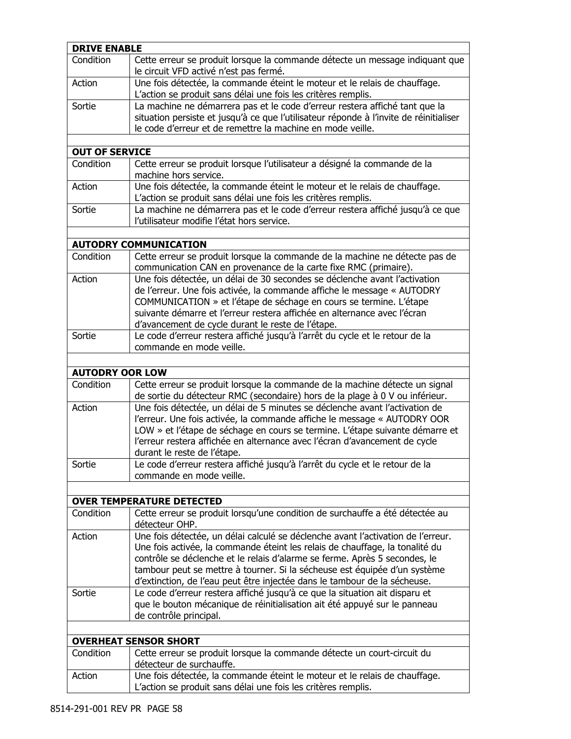| **DRIVE ENABLE** | |
|---|---|
| Condition | Cette erreur se produit lorsque la commande détecte un message indiquant que le circuit VFD activé n'est pas fermé. |
| Action | Une fois détectée, la commande éteint le moteur et le relais de chauffage. L'action se produit sans délai une fois les critères remplis. |
| Sortie | La machine ne démarrera pas et le code d'erreur restera affiché tant que la situation persiste et jusqu'à ce que l'utilisateur réponde à l'invite de réinitialiser le code d'erreur et de remettre la machine en mode veille. |

| **OUT OF SERVICE** | |
|---|---|
| Condition | Cette erreur se produit lorsque l'utilisateur a désigné la commande de la machine hors service. |
| Action | Une fois détectée, la commande éteint le moteur et le relais de chauffage. L'action se produit sans délai une fois les critères remplis. |
| Sortie | La machine ne démarrera pas et le code d'erreur restera affiché jusqu'à ce que l'utilisateur modifie l'état hors service. |

| **AUTODRY COMMUNICATION** | |
|---|---|
| Condition | Cette erreur se produit lorsque la commande de la machine ne détecte pas de communication CAN en provenance de la carte fixe RMC (primaire). |
| Action | Une fois détectée, un délai de 30 secondes se déclenche avant l'activation de l'erreur. Une fois activée, la commande affiche le message « AUTODRY COMMUNICATION » et l'étape de séchage en cours se termine. L'étape suivante démarre et l'erreur restera affichée en alternance avec l'écran d'avancement de cycle durant le reste de l'étape. |
| Sortie | Le code d'erreur restera affiché jusqu'à l'arrêt du cycle et le retour de la commande en mode veille. |

| **AUTODRY OOR LOW** | |
|---|---|
| Condition | Cette erreur se produit lorsque la commande de la machine détecte un signal de sortie du détecteur RMC (secondaire) hors de la plage à 0 V ou inférieur. |
| Action | Une fois détectée, un délai de 5 minutes se déclenche avant l'activation de l'erreur. Une fois activée, la commande affiche le message « AUTODRY OOR LOW » et l'étape de séchage en cours se termine. L'étape suivante démarre et l'erreur restera affichée en alternance avec l'écran d'avancement de cycle durant le reste de l'étape. |
| Sortie | Le code d'erreur restera affiché jusqu'à l'arrêt du cycle et le retour de la commande en mode veille. |

| **OVER TEMPERATURE DETECTED** | |
|---|---|
| Condition | Cette erreur se produit lorsqu'une condition de surchauffe a été détectée au détecteur OHP. |
| Action | Une fois détectée, un délai calculé se déclenche avant l'activation de l'erreur. Une fois activée, la commande éteint les relais de chauffage, la tonalité du contrôle se déclenche et le relais d'alarme se ferme. Après 5 secondes, le tambour peut se mettre à tourner. Si la sécheuse est équipée d'un système d'extinction, de l'eau peut être injectée dans le tambour de la sécheuse. |
| Sortie | Le code d'erreur restera affiché jusqu'à ce que la situation ait disparu et que le bouton mécanique de réinitialisation ait été appuyé sur le panneau de contrôle principal. |

| **OVERHEAT SENSOR SHORT** | |
|---|---|
| Condition | Cette erreur se produit lorsque la commande détecte un court-circuit du détecteur de surchauffe. |
| Action | Une fois détectée, la commande éteint le moteur et le relais de chauffage. L'action se produit sans délai une fois les critères remplis. |

8514-291-001 REV PR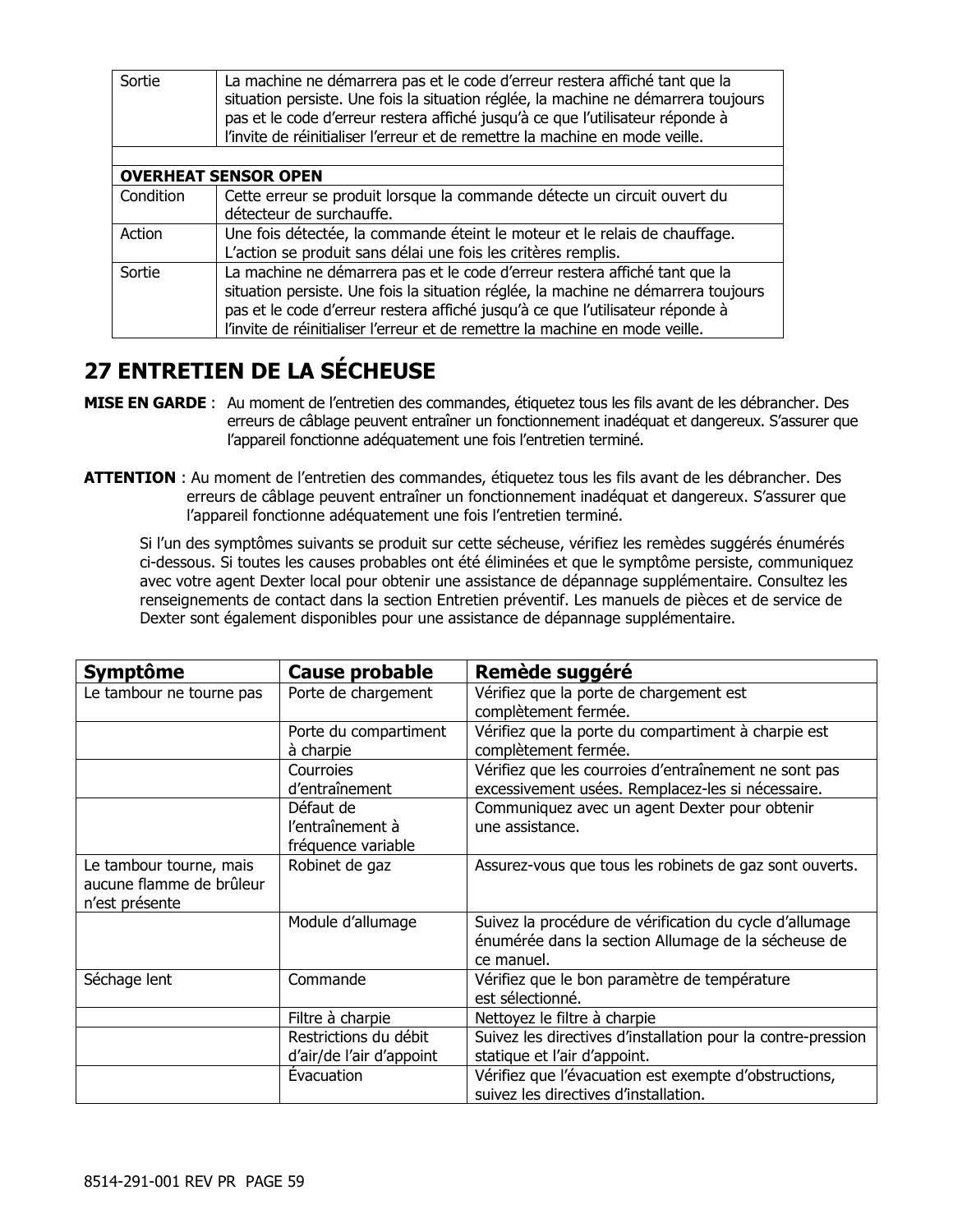| | |
|---|---|
| Sortie | La machine ne démarrera pas et le code d’erreur restera affiché tant que la situation persiste. Une fois la situation réglée, la machine ne démarrera toujours pas et le code d’erreur restera affiché jusqu’à ce que l’utilisateur réponde à l’invite de réinitialiser l’erreur et de remettre la machine en mode veille. |
| | |
| **OVERHEAT SENSOR OPEN** | |
| Condition | Cette erreur se produit lorsque la commande détecte un circuit ouvert du détecteur de surchauffe. |
| Action | Une fois détectée, la commande éteint le moteur et le relais de chauffage. L’action se produit sans délai une fois les critères remplis. |
| Sortie | La machine ne démarrera pas et le code d’erreur restera affiché tant que la situation persiste. Une fois la situation réglée, la machine ne démarrera toujours pas et le code d’erreur restera affiché jusqu’à ce que l’utilisateur réponde à l’invite de réinitialiser l’erreur et de remettre la machine en mode veille. |

# 27 ENTRETIEN DE LA SÉCHEUSE

**MISE EN GARDE** : Au moment de l’entretien des commandes, étiquetez tous les fils avant de les débrancher. Des erreurs de câblage peuvent entraîner un fonctionnement inadéquat et dangereux. S’assurer que l’appareil fonctionne adéquatement une fois l’entretien terminé.

**ATTENTION** : Au moment de l’entretien des commandes, étiquetez tous les fils avant de les débrancher. Des erreurs de câblage peuvent entraîner un fonctionnement inadéquat et dangereux. S’assurer que l’appareil fonctionne adéquatement une fois l’entretien terminé.

Si l’un des symptômes suivants se produit sur cette sécheuse, vérifiez les remèdes suggérés énumérés ci-dessous. Si toutes les causes probables ont été éliminées et que le symptôme persiste, communiquez avec votre agent Dexter local pour obtenir une assistance de dépannage supplémentaire. Consultez les renseignements de contact dans la section Entretien préventif. Les manuels de pièces et de service de Dexter sont également disponibles pour une assistance de dépannage supplémentaire.

| Symptôme | Cause probable | Remède suggéré |
|---|---|---|
| Le tambour ne tourne pas | Porte de chargement | Vérifiez que la porte de chargement est complètement fermée. |
| | Porte du compartiment à charpie | Vérifiez que la porte du compartiment à charpie est complètement fermée. |
| | Courroies d’entraînement | Vérifiez que les courroies d’entraînement ne sont pas excessivement usées. Remplacez-les si nécessaire. |
| | Défaut de l’entraînement à fréquence variable | Communiquez avec un agent Dexter pour obtenir une assistance. |
| Le tambour tourne, mais aucune flamme de brûleur n’est présente | Robinet de gaz | Assurez-vous que tous les robinets de gaz sont ouverts. |
| | Module d’allumage | Suivez la procédure de vérification du cycle d’allumage énumérée dans la section Allumage de la sécheuse de ce manuel. |
| Séchage lent | Commande | Vérifiez que le bon paramètre de température est sélectionné. |
| | Filtre à charpie | Nettoyez le filtre à charpie |
| | Restrictions du débit d’air/de l’air d’appoint | Suivez les directives d’installation pour la contre-pression statique et l’air d’appoint. |
| | Évacuation | Vérifiez que l’évacuation est exempte d’obstructions, suivez les directives d’installation. |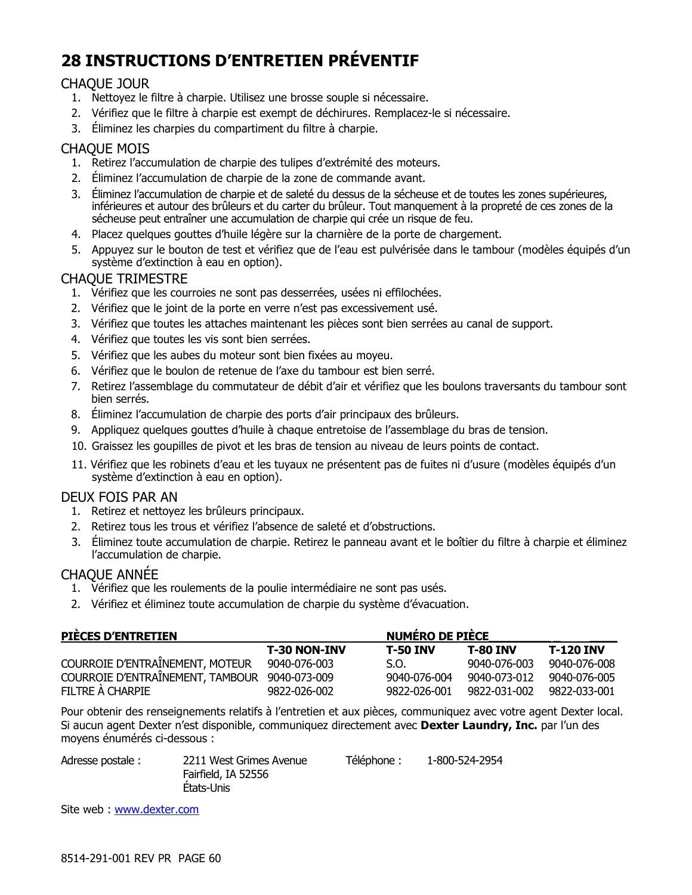# 28 INSTRUCTIONS D'ENTRETIEN PRÉVENTIF

## CHAQUE JOUR

1. Nettoyez le filtre à charpie. Utilisez une brosse souple si nécessaire.
2. Vérifiez que le filtre à charpie est exempt de déchirures. Remplacez-le si nécessaire.
3. Éliminez les charpies du compartiment du filtre à charpie.

## CHAQUE MOIS

1. Retirez l'accumulation de charpie des tulipes d'extrémité des moteurs.
2. Éliminez l'accumulation de charpie de la zone de commande avant.
3. Éliminez l'accumulation de charpie et de saleté du dessus de la sécheuse et de toutes les zones supérieures, inférieures et autour des brûleurs et du carter du brûleur. Tout manquement à la propreté de ces zones de la sécheuse peut entraîner une accumulation de charpie qui crée un risque de feu.
4. Placez quelques gouttes d'huile légère sur la charnière de la porte de chargement.
5. Appuyez sur le bouton de test et vérifiez que de l'eau est pulvérisée dans le tambour (modèles équipés d'un système d'extinction à eau en option).

## CHAQUE TRIMESTRE

1. Vérifiez que les courroies ne sont pas desserrées, usées ni effilochées.
2. Vérifiez que le joint de la porte en verre n'est pas excessivement usé.
3. Vérifiez que toutes les attaches maintenant les pièces sont bien serrées au canal de support.
4. Vérifiez que toutes les vis sont bien serrées.
5. Vérifiez que les aubes du moteur sont bien fixées au moyeu.
6. Vérifiez que le boulon de retenue de l'axe du tambour est bien serré.
7. Retirez l'assemblage du commutateur de débit d'air et vérifiez que les boulons traversants du tambour sont bien serrés.
8. Éliminez l'accumulation de charpie des ports d'air principaux des brûleurs.
9. Appliquez quelques gouttes d'huile à chaque entretoise de l'assemblage du bras de tension.
10. Graissez les goupilles de pivot et les bras de tension au niveau de leurs points de contact.
11. Vérifiez que les robinets d'eau et les tuyaux ne présentent pas de fuites ni d'usure (modèles équipés d'un système d'extinction à eau en option).

## DEUX FOIS PAR AN

1. Retirez et nettoyez les brûleurs principaux.
2. Retirez tous les trous et vérifiez l'absence de saleté et d'obstructions.
3. Éliminez toute accumulation de charpie. Retirez le panneau avant et le boîtier du filtre à charpie et éliminez l'accumulation de charpie.

## CHAQUE ANNÉE

1. Vérifiez que les roulements de la poulie intermédiaire ne sont pas usés.
2. Vérifiez et éliminez toute accumulation de charpie du système d'évacuation.

| **PIÈCES D'ENTRETIEN** | **NUMÉRO DE PIÈCE** | | | |
|---|---|---|---|---|
| | **T-30 NON-INV** | **T-50 INV** | **T-80 INV** | **T-120 INV** |
| COURROIE D'ENTRAÎNEMENT, MOTEUR | 9040-076-003 | S.O. | 9040-076-003 | 9040-076-008 |
| COURROIE D'ENTRAÎNEMENT, TAMBOUR | 9040-073-009 | 9040-076-004 | 9040-073-012 | 9040-076-005 |
| FILTRE À CHARPIE | 9822-026-002 | 9822-026-001 | 9822-031-002 | 9822-033-001 |

Pour obtenir des renseignements relatifs à l'entretien et aux pièces, communiquez avec votre agent Dexter local. Si aucun agent Dexter n'est disponible, communiquez directement avec **Dexter Laundry, Inc.** par l'un des moyens énumérés ci-dessous :

Adresse postale : 2211 West Grimes Avenue
Fairfield, IA 52556
États-Unis

Téléphone : 1-800-524-2954

Site web : www.dexter.com

8514-291-001 REV PR PAGE 60